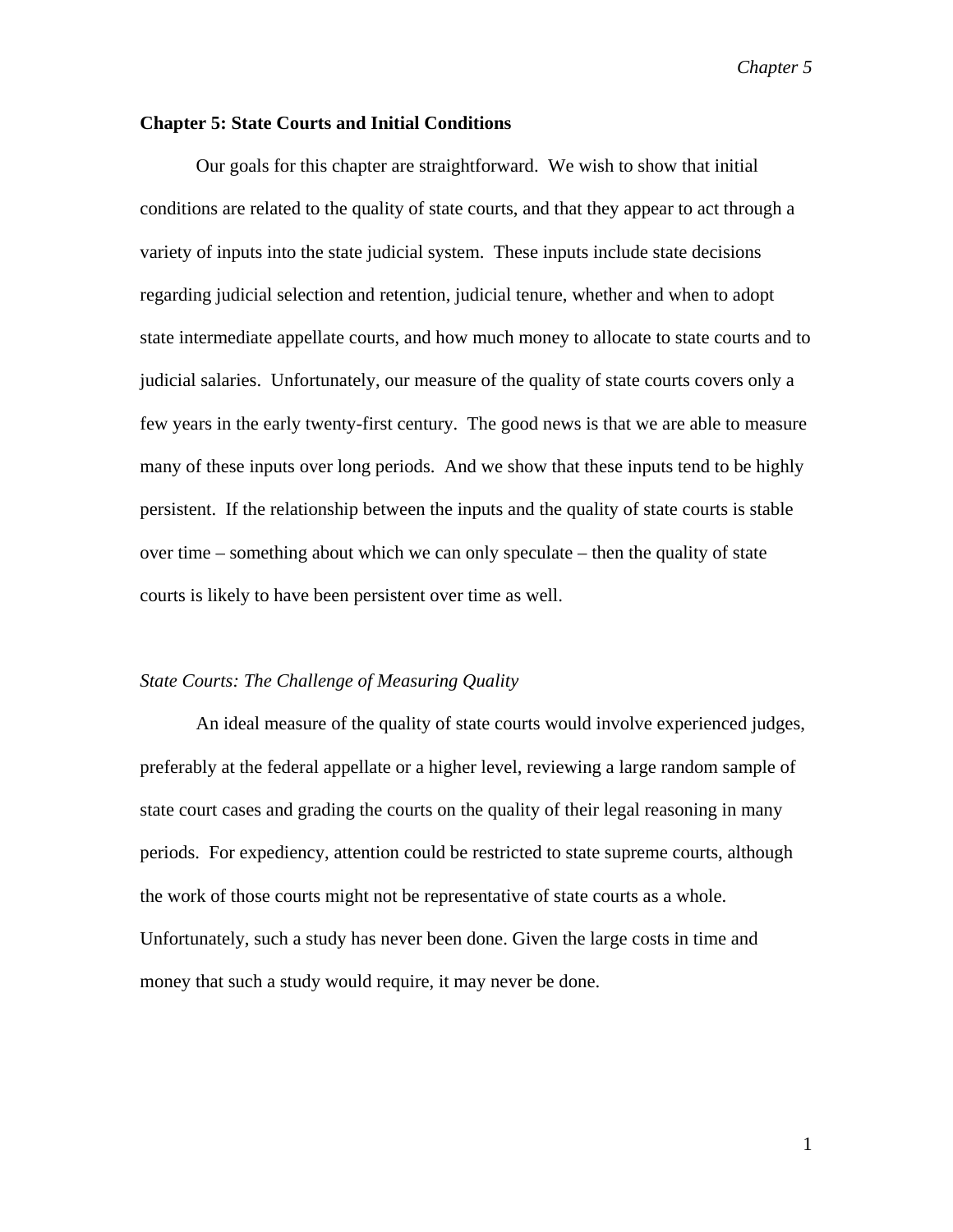# Chapter 5: State Courts and Initial Conditions

Our goals for this chapter are straightforward. We wish to show that initial conditions are related to the quality of state courts, and that they appear to act through a variety of inputs into the state judicial system. These inputs include state decisions regarding judicial selection and retention, judicial tenure, whether and when to adopt state intermediate appellate courts, and how much money to allocate to state courts and to judicial salaries. Unfortunately, our measure of the quality of state courts covers only a few years in the early twenty-first century. The good news is that we are able to measure many of these inputs over long periods. And we show that these inputs tend to be highly persistent. If the relationship between the inputs and the quality of state courts is stable over time – something about which we can only speculate – then the quality of state courts is likely to have been persistent over time as well.

## *State Courts: The Challenge of Measuring Quality*

An ideal measure of the quality of state courts would involve experienced judges, preferably at the federal appellate or a higher level, reviewing a large random sample of state court cases and grading the courts on the quality of their legal reasoning in many periods. For expediency, attention could be restricted to state supreme courts, although the work of those courts might not be representative of state courts as a whole. Unfortunately, such a study has never been done. Given the large costs in time and money that such a study would require, it may never be done.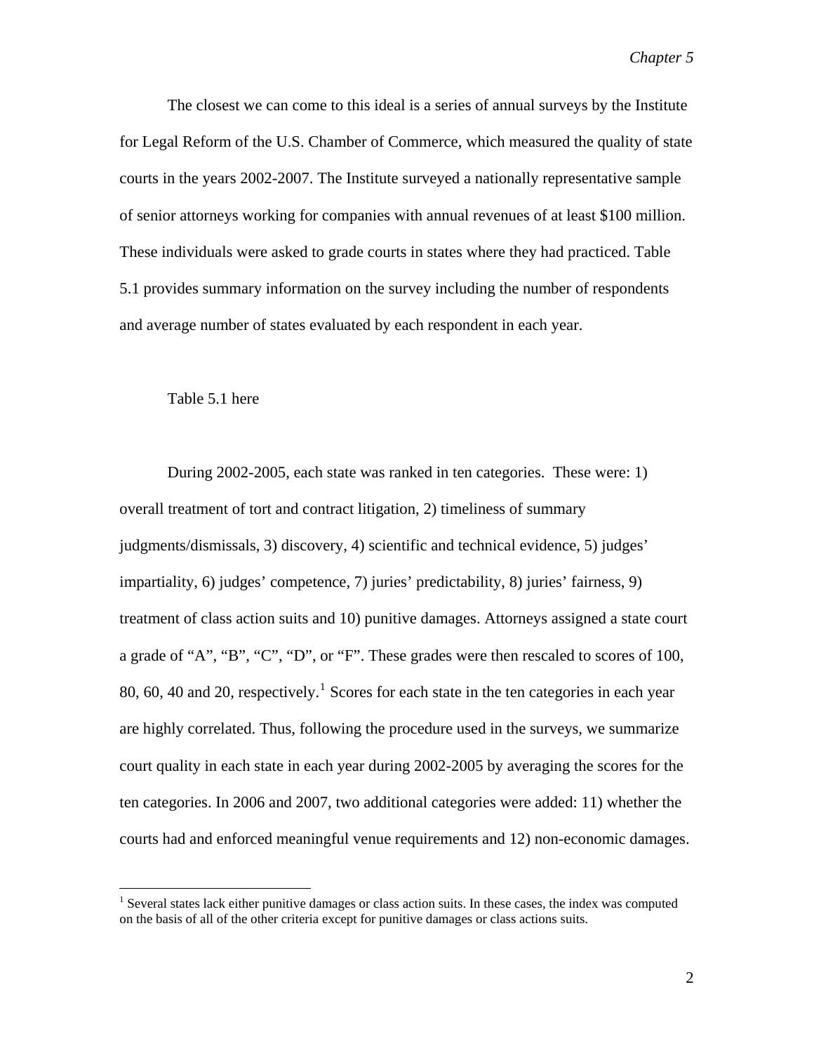The closest we can come to this ideal is a series of annual surveys by the Institute for Legal Reform of the U.S. Chamber of Commerce, which measured the quality of state courts in the years 2002-2007. The Institute surveyed a nationally representative sample of senior attorneys working for companies with annual revenues of at least $100 million. These individuals were asked to grade courts in states where they had practiced. Table 5.1 provides summary information on the survey including the number of respondents and average number of states evaluated by each respondent in each year.

Table 5.1 here

During 2002-2005, each state was ranked in ten categories. These were: 1) overall treatment of tort and contract litigation, 2) timeliness of summary judgments/dismissals, 3) discovery, 4) scientific and technical evidence, 5) judges' impartiality, 6) judges' competence, 7) juries' predictability, 8) juries' fairness, 9) treatment of class action suits and 10) punitive damages. Attorneys assigned a state court a grade of "A", "B", "C", "D", or "F". These grades were then rescaled to scores of 100, 80, 60, 40 and 20, respectively.[1] Scores for each state in the ten categories in each year are highly correlated. Thus, following the procedure used in the surveys, we summarize court quality in each state in each year during 2002-2005 by averaging the scores for the ten categories. In 2006 and 2007, two additional categories were added: 11) whether the courts had and enforced meaningful venue requirements and 12) non-economic damages.

[1] Several states lack either punitive damages or class action suits. In these cases, the index was computed on the basis of all of the other criteria except for punitive damages or class actions suits.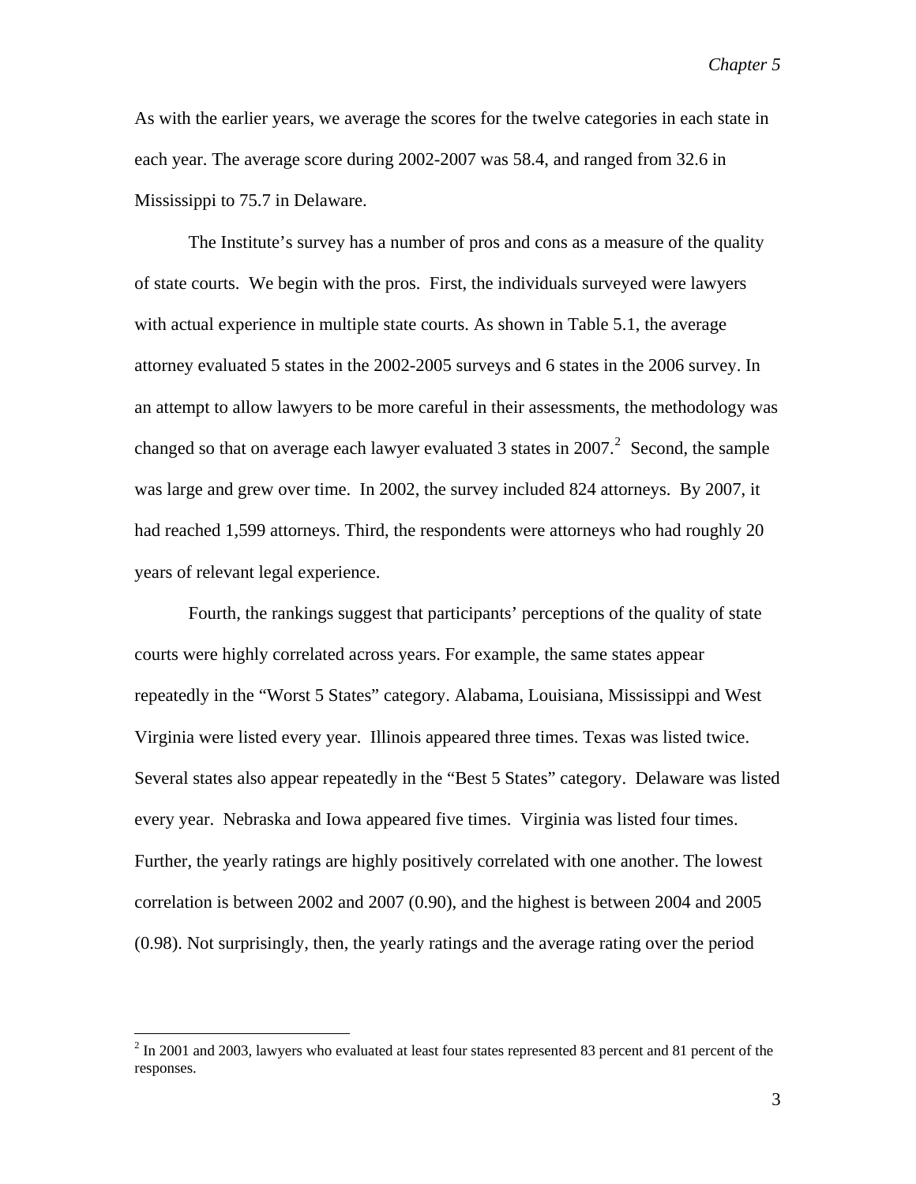As with the earlier years, we average the scores for the twelve categories in each state in each year. The average score during 2002-2007 was 58.4, and ranged from 32.6 in Mississippi to 75.7 in Delaware.

The Institute's survey has a number of pros and cons as a measure of the quality of state courts. We begin with the pros. First, the individuals surveyed were lawyers with actual experience in multiple state courts. As shown in Table 5.1, the average attorney evaluated 5 states in the 2002-2005 surveys and 6 states in the 2006 survey. In an attempt to allow lawyers to be more careful in their assessments, the methodology was changed so that on average each lawyer evaluated 3 states in 2007.[2] Second, the sample was large and grew over time. In 2002, the survey included 824 attorneys. By 2007, it had reached 1,599 attorneys. Third, the respondents were attorneys who had roughly 20 years of relevant legal experience.

Fourth, the rankings suggest that participants' perceptions of the quality of state courts were highly correlated across years. For example, the same states appear repeatedly in the "Worst 5 States" category. Alabama, Louisiana, Mississippi and West Virginia were listed every year. Illinois appeared three times. Texas was listed twice. Several states also appear repeatedly in the "Best 5 States" category. Delaware was listed every year. Nebraska and Iowa appeared five times. Virginia was listed four times. Further, the yearly ratings are highly positively correlated with one another. The lowest correlation is between 2002 and 2007 (0.90), and the highest is between 2004 and 2005 (0.98). Not surprisingly, then, the yearly ratings and the average rating over the period

[2] In 2001 and 2003, lawyers who evaluated at least four states represented 83 percent and 81 percent of the responses.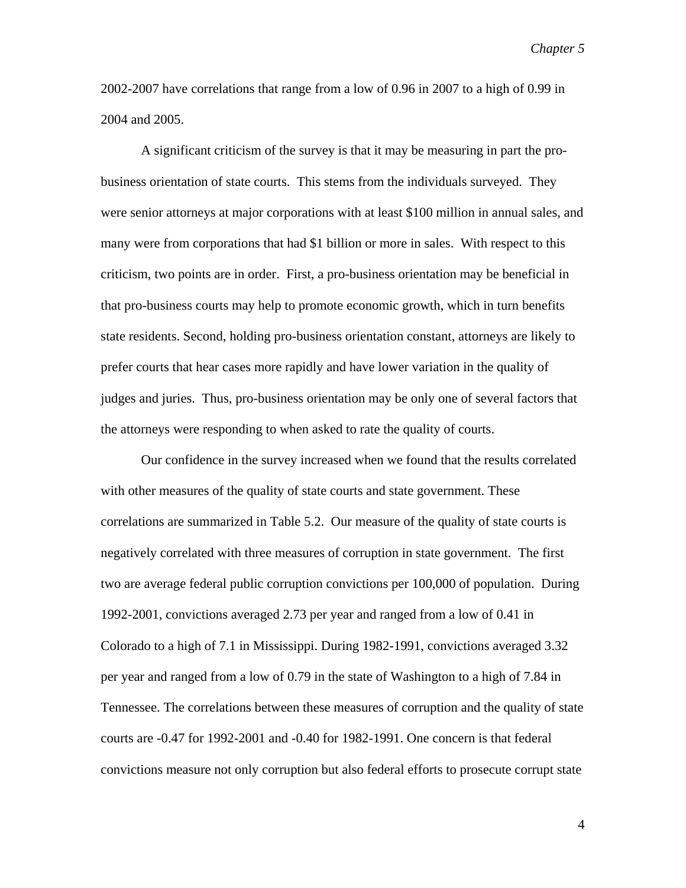2002-2007 have correlations that range from a low of 0.96 in 2007 to a high of 0.99 in 2004 and 2005.

A significant criticism of the survey is that it may be measuring in part the pro-business orientation of state courts. This stems from the individuals surveyed. They were senior attorneys at major corporations with at least $100 million in annual sales, and many were from corporations that had $1 billion or more in sales. With respect to this criticism, two points are in order. First, a pro-business orientation may be beneficial in that pro-business courts may help to promote economic growth, which in turn benefits state residents. Second, holding pro-business orientation constant, attorneys are likely to prefer courts that hear cases more rapidly and have lower variation in the quality of judges and juries. Thus, pro-business orientation may be only one of several factors that the attorneys were responding to when asked to rate the quality of courts.

Our confidence in the survey increased when we found that the results correlated with other measures of the quality of state courts and state government. These correlations are summarized in Table 5.2. Our measure of the quality of state courts is negatively correlated with three measures of corruption in state government. The first two are average federal public corruption convictions per 100,000 of population. During 1992-2001, convictions averaged 2.73 per year and ranged from a low of 0.41 in Colorado to a high of 7.1 in Mississippi. During 1982-1991, convictions averaged 3.32 per year and ranged from a low of 0.79 in the state of Washington to a high of 7.84 in Tennessee. The correlations between these measures of corruption and the quality of state courts are -0.47 for 1992-2001 and -0.40 for 1982-1991. One concern is that federal convictions measure not only corruption but also federal efforts to prosecute corrupt state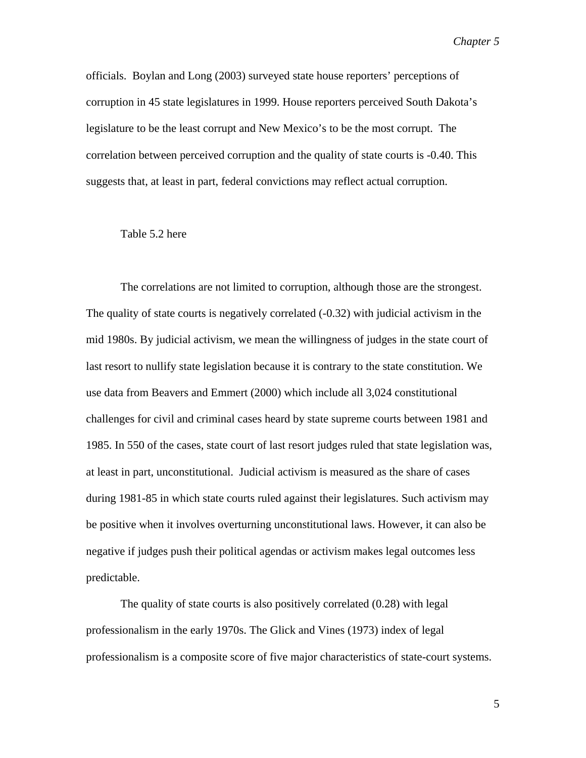officials. Boylan and Long (2003) surveyed state house reporters' perceptions of corruption in 45 state legislatures in 1999. House reporters perceived South Dakota's legislature to be the least corrupt and New Mexico's to be the most corrupt. The correlation between perceived corruption and the quality of state courts is -0.40. This suggests that, at least in part, federal convictions may reflect actual corruption.

Table 5.2 here

The correlations are not limited to corruption, although those are the strongest. The quality of state courts is negatively correlated (-0.32) with judicial activism in the mid 1980s. By judicial activism, we mean the willingness of judges in the state court of last resort to nullify state legislation because it is contrary to the state constitution. We use data from Beavers and Emmert (2000) which include all 3,024 constitutional challenges for civil and criminal cases heard by state supreme courts between 1981 and 1985. In 550 of the cases, state court of last resort judges ruled that state legislation was, at least in part, unconstitutional. Judicial activism is measured as the share of cases during 1981-85 in which state courts ruled against their legislatures. Such activism may be positive when it involves overturning unconstitutional laws. However, it can also be negative if judges push their political agendas or activism makes legal outcomes less predictable.

The quality of state courts is also positively correlated (0.28) with legal professionalism in the early 1970s. The Glick and Vines (1973) index of legal professionalism is a composite score of five major characteristics of state-court systems.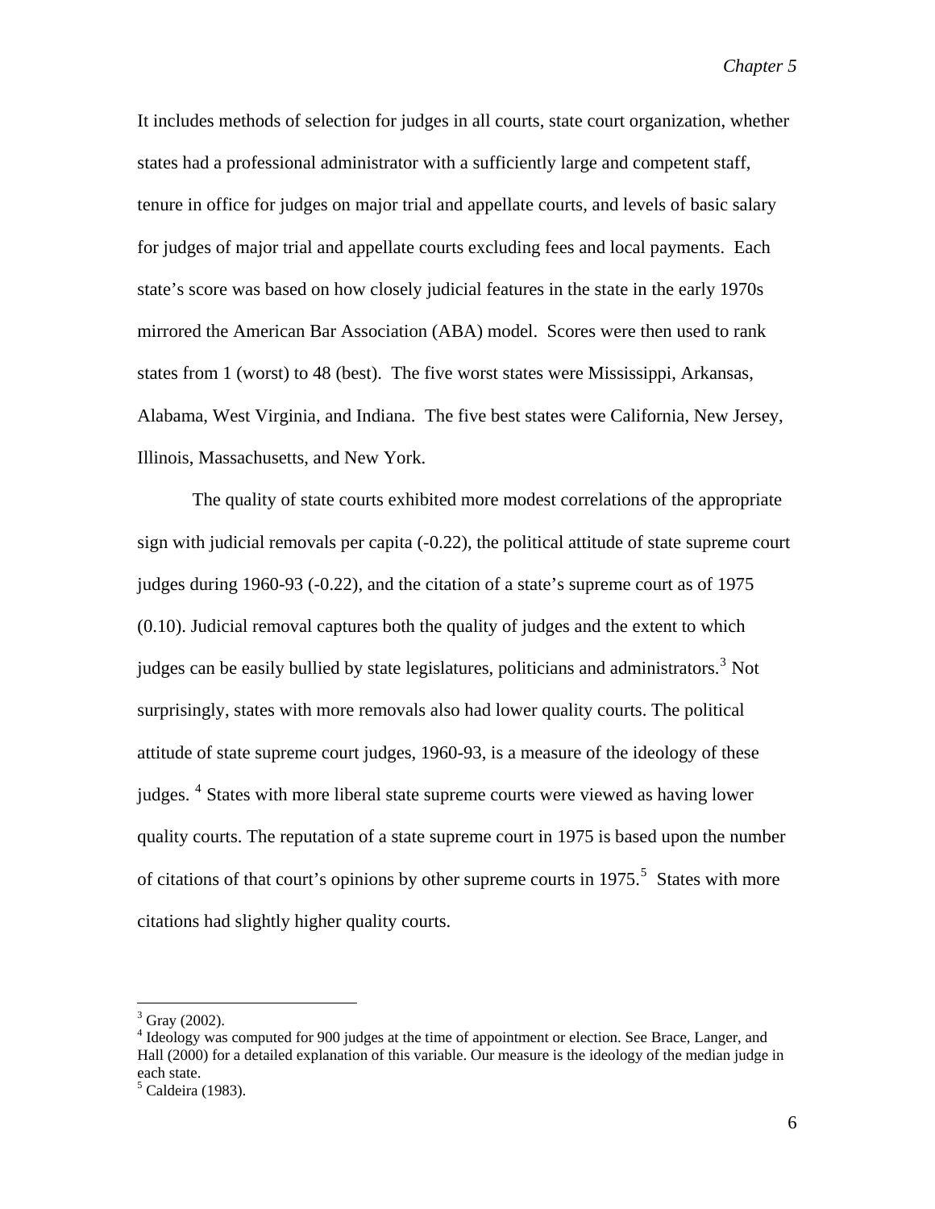It includes methods of selection for judges in all courts, state court organization, whether states had a professional administrator with a sufficiently large and competent staff, tenure in office for judges on major trial and appellate courts, and levels of basic salary for judges of major trial and appellate courts excluding fees and local payments. Each state's score was based on how closely judicial features in the state in the early 1970s mirrored the American Bar Association (ABA) model. Scores were then used to rank states from 1 (worst) to 48 (best). The five worst states were Mississippi, Arkansas, Alabama, West Virginia, and Indiana. The five best states were California, New Jersey, Illinois, Massachusetts, and New York.

The quality of state courts exhibited more modest correlations of the appropriate sign with judicial removals per capita (-0.22), the political attitude of state supreme court judges during 1960-93 (-0.22), and the citation of a state's supreme court as of 1975 (0.10). Judicial removal captures both the quality of judges and the extent to which judges can be easily bullied by state legislatures, politicians and administrators.[3] Not surprisingly, states with more removals also had lower quality courts. The political attitude of state supreme court judges, 1960-93, is a measure of the ideology of these judges.[4] States with more liberal state supreme courts were viewed as having lower quality courts. The reputation of a state supreme court in 1975 is based upon the number of citations of that court's opinions by other supreme courts in 1975.[5] States with more citations had slightly higher quality courts.

---

[3] Gray (2002).

[4] Ideology was computed for 900 judges at the time of appointment or election. See Brace, Langer, and Hall (2000) for a detailed explanation of this variable. Our measure is the ideology of the median judge in each state.

[5] Caldeira (1983).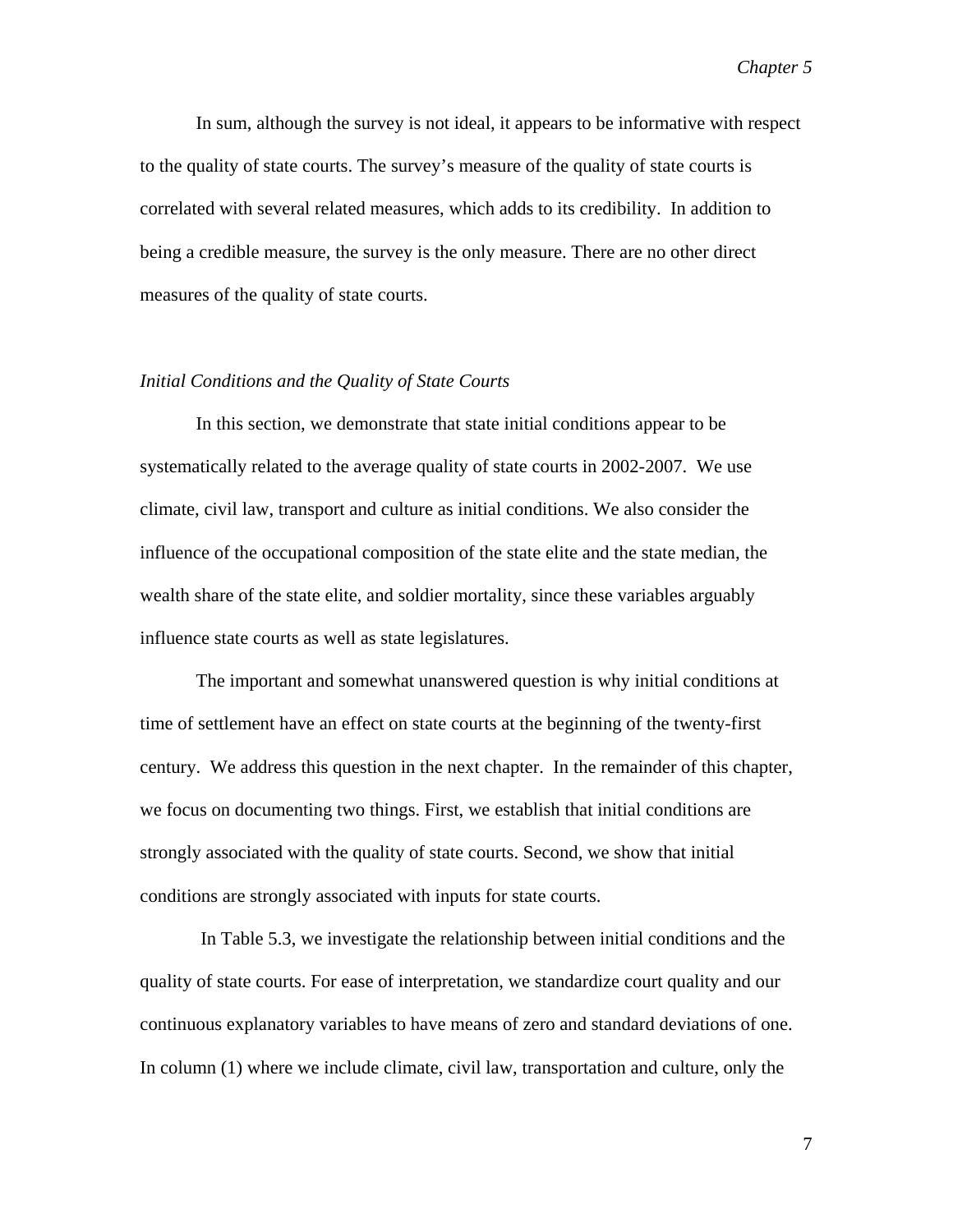In sum, although the survey is not ideal, it appears to be informative with respect to the quality of state courts. The survey's measure of the quality of state courts is correlated with several related measures, which adds to its credibility. In addition to being a credible measure, the survey is the only measure. There are no other direct measures of the quality of state courts.

### *Initial Conditions and the Quality of State Courts*

In this section, we demonstrate that state initial conditions appear to be systematically related to the average quality of state courts in 2002-2007. We use climate, civil law, transport and culture as initial conditions. We also consider the influence of the occupational composition of the state elite and the state median, the wealth share of the state elite, and soldier mortality, since these variables arguably influence state courts as well as state legislatures.

The important and somewhat unanswered question is why initial conditions at time of settlement have an effect on state courts at the beginning of the twenty-first century. We address this question in the next chapter. In the remainder of this chapter, we focus on documenting two things. First, we establish that initial conditions are strongly associated with the quality of state courts. Second, we show that initial conditions are strongly associated with inputs for state courts.

In Table 5.3, we investigate the relationship between initial conditions and the quality of state courts. For ease of interpretation, we standardize court quality and our continuous explanatory variables to have means of zero and standard deviations of one. In column (1) where we include climate, civil law, transportation and culture, only the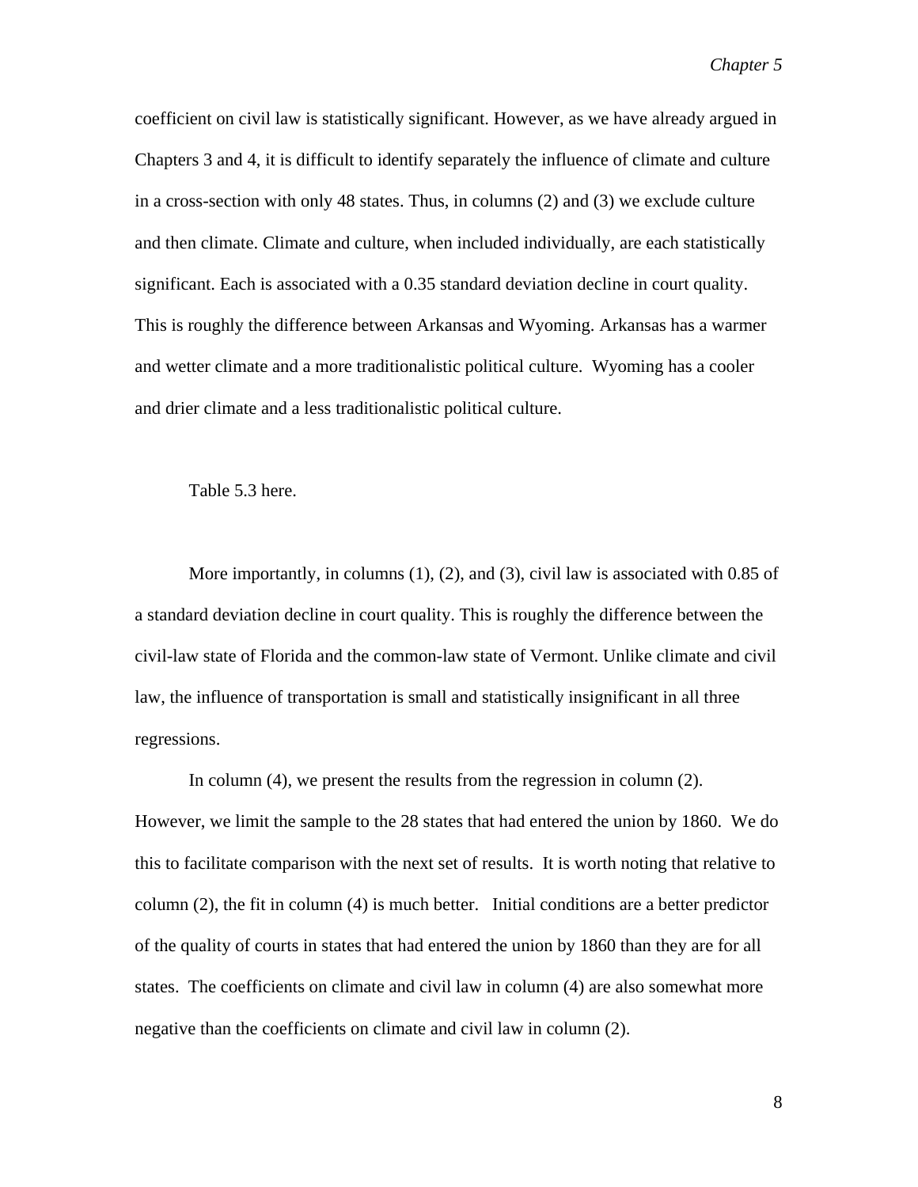coefficient on civil law is statistically significant. However, as we have already argued in Chapters 3 and 4, it is difficult to identify separately the influence of climate and culture in a cross-section with only 48 states. Thus, in columns (2) and (3) we exclude culture and then climate. Climate and culture, when included individually, are each statistically significant. Each is associated with a 0.35 standard deviation decline in court quality. This is roughly the difference between Arkansas and Wyoming. Arkansas has a warmer and wetter climate and a more traditionalistic political culture. Wyoming has a cooler and drier climate and a less traditionalistic political culture.

Table 5.3 here.

More importantly, in columns (1), (2), and (3), civil law is associated with 0.85 of a standard deviation decline in court quality. This is roughly the difference between the civil-law state of Florida and the common-law state of Vermont. Unlike climate and civil law, the influence of transportation is small and statistically insignificant in all three regressions.

In column (4), we present the results from the regression in column (2). However, we limit the sample to the 28 states that had entered the union by 1860. We do this to facilitate comparison with the next set of results. It is worth noting that relative to column (2), the fit in column (4) is much better. Initial conditions are a better predictor of the quality of courts in states that had entered the union by 1860 than they are for all states. The coefficients on climate and civil law in column (4) are also somewhat more negative than the coefficients on climate and civil law in column (2).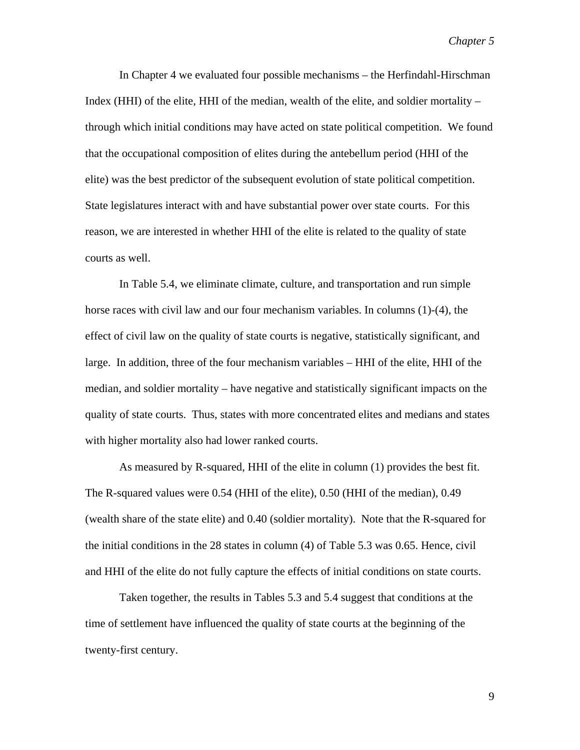In Chapter 4 we evaluated four possible mechanisms – the Herfindahl-Hirschman Index (HHI) of the elite, HHI of the median, wealth of the elite, and soldier mortality – through which initial conditions may have acted on state political competition. We found that the occupational composition of elites during the antebellum period (HHI of the elite) was the best predictor of the subsequent evolution of state political competition. State legislatures interact with and have substantial power over state courts. For this reason, we are interested in whether HHI of the elite is related to the quality of state courts as well.

In Table 5.4, we eliminate climate, culture, and transportation and run simple horse races with civil law and our four mechanism variables. In columns (1)-(4), the effect of civil law on the quality of state courts is negative, statistically significant, and large. In addition, three of the four mechanism variables – HHI of the elite, HHI of the median, and soldier mortality – have negative and statistically significant impacts on the quality of state courts. Thus, states with more concentrated elites and medians and states with higher mortality also had lower ranked courts.

As measured by R-squared, HHI of the elite in column (1) provides the best fit. The R-squared values were 0.54 (HHI of the elite), 0.50 (HHI of the median), 0.49 (wealth share of the state elite) and 0.40 (soldier mortality). Note that the R-squared for the initial conditions in the 28 states in column (4) of Table 5.3 was 0.65. Hence, civil and HHI of the elite do not fully capture the effects of initial conditions on state courts.

Taken together, the results in Tables 5.3 and 5.4 suggest that conditions at the time of settlement have influenced the quality of state courts at the beginning of the twenty-first century.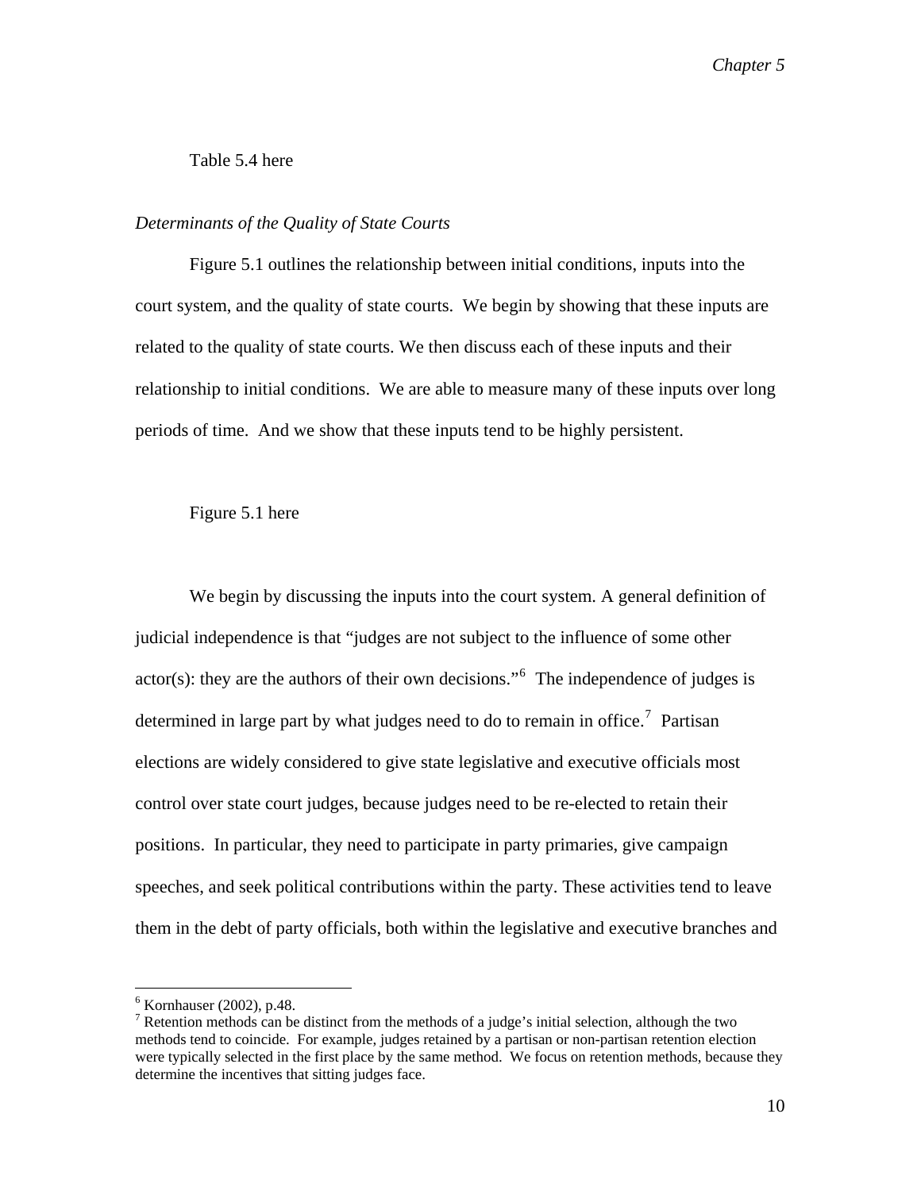Table 5.4 here

*Determinants of the Quality of State Courts*

Figure 5.1 outlines the relationship between initial conditions, inputs into the court system, and the quality of state courts. We begin by showing that these inputs are related to the quality of state courts. We then discuss each of these inputs and their relationship to initial conditions. We are able to measure many of these inputs over long periods of time. And we show that these inputs tend to be highly persistent.

Figure 5.1 here

We begin by discussing the inputs into the court system. A general definition of judicial independence is that "judges are not subject to the influence of some other actor(s): they are the authors of their own decisions."[6] The independence of judges is determined in large part by what judges need to do to remain in office.[7] Partisan elections are widely considered to give state legislative and executive officials most control over state court judges, because judges need to be re-elected to retain their positions. In particular, they need to participate in party primaries, give campaign speeches, and seek political contributions within the party. These activities tend to leave them in the debt of party officials, both within the legislative and executive branches and

[6] Kornhauser (2002), p.48.

[7] Retention methods can be distinct from the methods of a judge's initial selection, although the two methods tend to coincide. For example, judges retained by a partisan or non-partisan retention election were typically selected in the first place by the same method. We focus on retention methods, because they determine the incentives that sitting judges face.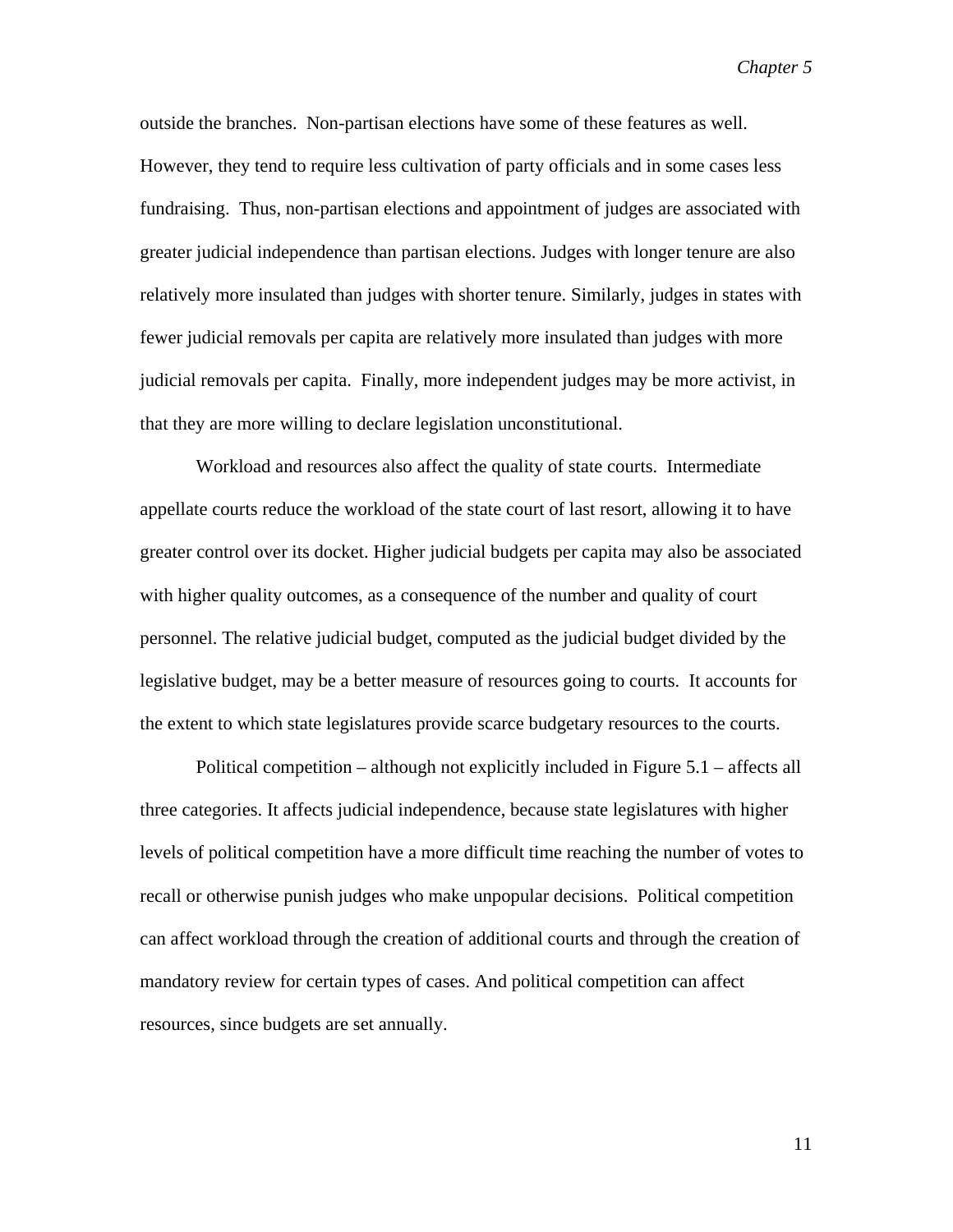outside the branches.  Non-partisan elections have some of these features as well. However, they tend to require less cultivation of party officials and in some cases less fundraising.  Thus, non-partisan elections and appointment of judges are associated with greater judicial independence than partisan elections. Judges with longer tenure are also relatively more insulated than judges with shorter tenure. Similarly, judges in states with fewer judicial removals per capita are relatively more insulated than judges with more judicial removals per capita.  Finally, more independent judges may be more activist, in that they are more willing to declare legislation unconstitutional.

Workload and resources also affect the quality of state courts.  Intermediate appellate courts reduce the workload of the state court of last resort, allowing it to have greater control over its docket. Higher judicial budgets per capita may also be associated with higher quality outcomes, as a consequence of the number and quality of court personnel. The relative judicial budget, computed as the judicial budget divided by the legislative budget, may be a better measure of resources going to courts.  It accounts for the extent to which state legislatures provide scarce budgetary resources to the courts.

Political competition – although not explicitly included in Figure 5.1 – affects all three categories. It affects judicial independence, because state legislatures with higher levels of political competition have a more difficult time reaching the number of votes to recall or otherwise punish judges who make unpopular decisions.  Political competition can affect workload through the creation of additional courts and through the creation of mandatory review for certain types of cases. And political competition can affect resources, since budgets are set annually.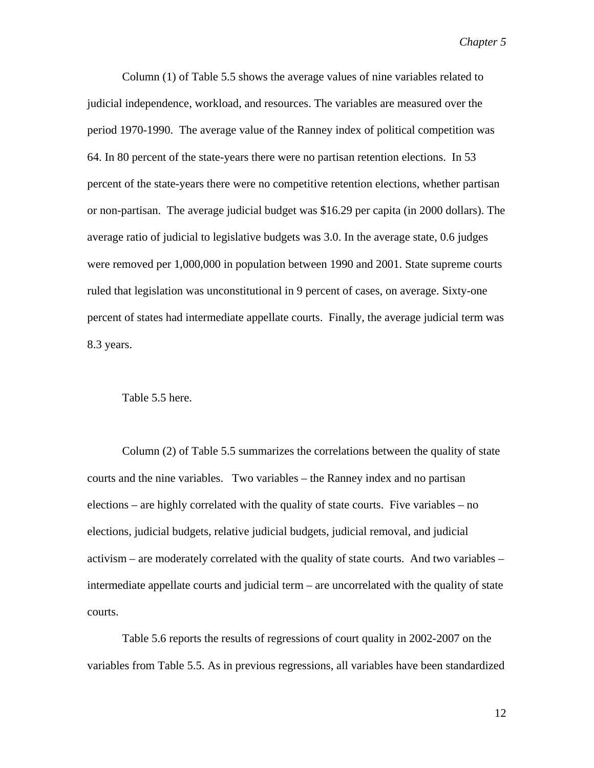Column (1) of Table 5.5 shows the average values of nine variables related to judicial independence, workload, and resources. The variables are measured over the period 1970-1990. The average value of the Ranney index of political competition was 64. In 80 percent of the state-years there were no partisan retention elections. In 53 percent of the state-years there were no competitive retention elections, whether partisan or non-partisan. The average judicial budget was $16.29 per capita (in 2000 dollars). The average ratio of judicial to legislative budgets was 3.0. In the average state, 0.6 judges were removed per 1,000,000 in population between 1990 and 2001. State supreme courts ruled that legislation was unconstitutional in 9 percent of cases, on average. Sixty-one percent of states had intermediate appellate courts. Finally, the average judicial term was 8.3 years.

Table 5.5 here.

Column (2) of Table 5.5 summarizes the correlations between the quality of state courts and the nine variables. Two variables – the Ranney index and no partisan elections – are highly correlated with the quality of state courts. Five variables – no elections, judicial budgets, relative judicial budgets, judicial removal, and judicial activism – are moderately correlated with the quality of state courts. And two variables – intermediate appellate courts and judicial term – are uncorrelated with the quality of state courts.

Table 5.6 reports the results of regressions of court quality in 2002-2007 on the variables from Table 5.5. As in previous regressions, all variables have been standardized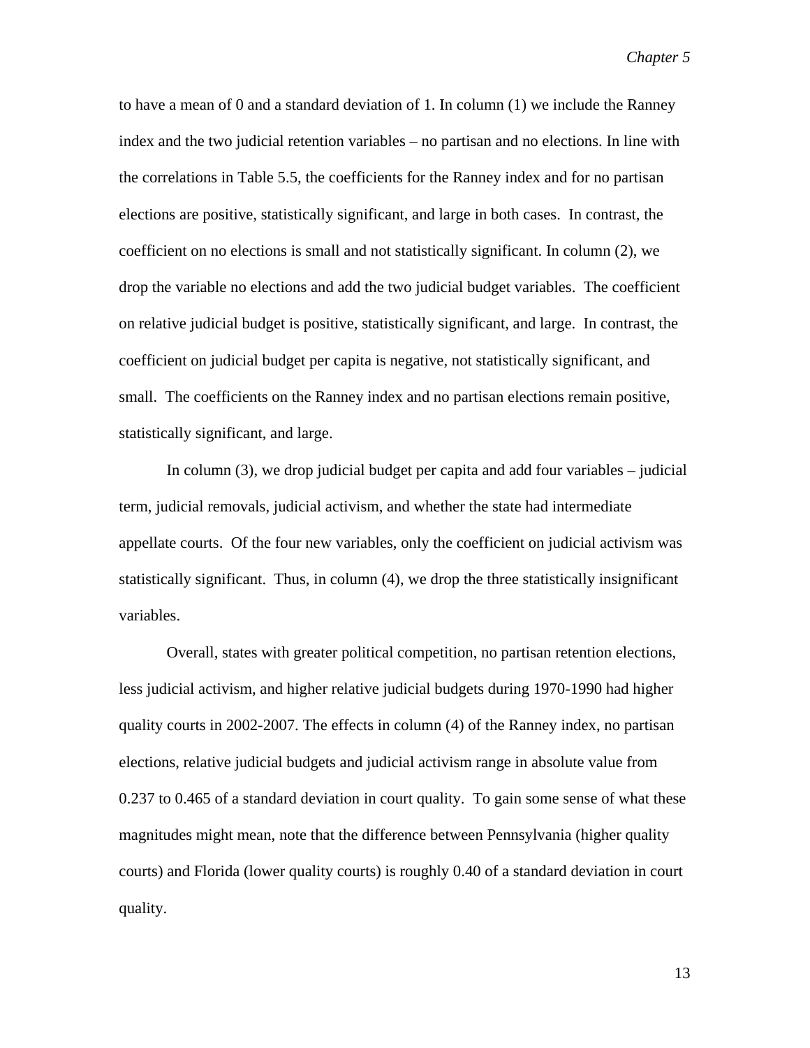to have a mean of 0 and a standard deviation of 1. In column (1) we include the Ranney index and the two judicial retention variables – no partisan and no elections. In line with the correlations in Table 5.5, the coefficients for the Ranney index and for no partisan elections are positive, statistically significant, and large in both cases. In contrast, the coefficient on no elections is small and not statistically significant. In column (2), we drop the variable no elections and add the two judicial budget variables. The coefficient on relative judicial budget is positive, statistically significant, and large. In contrast, the coefficient on judicial budget per capita is negative, not statistically significant, and small. The coefficients on the Ranney index and no partisan elections remain positive, statistically significant, and large.

In column (3), we drop judicial budget per capita and add four variables – judicial term, judicial removals, judicial activism, and whether the state had intermediate appellate courts. Of the four new variables, only the coefficient on judicial activism was statistically significant. Thus, in column (4), we drop the three statistically insignificant variables.

Overall, states with greater political competition, no partisan retention elections, less judicial activism, and higher relative judicial budgets during 1970-1990 had higher quality courts in 2002-2007. The effects in column (4) of the Ranney index, no partisan elections, relative judicial budgets and judicial activism range in absolute value from 0.237 to 0.465 of a standard deviation in court quality. To gain some sense of what these magnitudes might mean, note that the difference between Pennsylvania (higher quality courts) and Florida (lower quality courts) is roughly 0.40 of a standard deviation in court quality.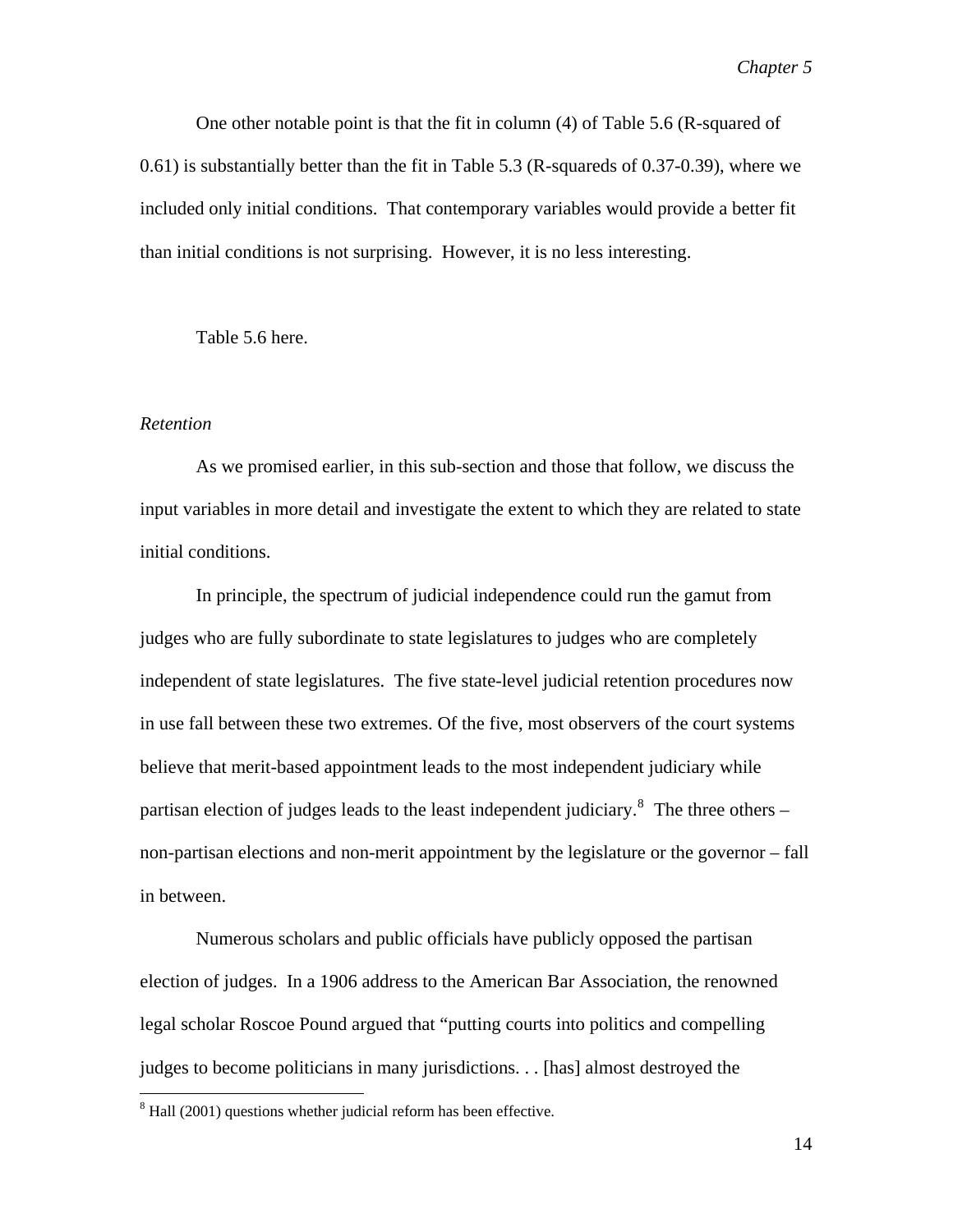One other notable point is that the fit in column (4) of Table 5.6 (R-squared of 0.61) is substantially better than the fit in Table 5.3 (R-squareds of 0.37-0.39), where we included only initial conditions. That contemporary variables would provide a better fit than initial conditions is not surprising. However, it is no less interesting.

Table 5.6 here.

*Retention*

As we promised earlier, in this sub-section and those that follow, we discuss the input variables in more detail and investigate the extent to which they are related to state initial conditions.

In principle, the spectrum of judicial independence could run the gamut from judges who are fully subordinate to state legislatures to judges who are completely independent of state legislatures. The five state-level judicial retention procedures now in use fall between these two extremes. Of the five, most observers of the court systems believe that merit-based appointment leads to the most independent judiciary while partisan election of judges leads to the least independent judiciary.[8] The three others – non-partisan elections and non-merit appointment by the legislature or the governor – fall in between.

Numerous scholars and public officials have publicly opposed the partisan election of judges. In a 1906 address to the American Bar Association, the renowned legal scholar Roscoe Pound argued that "putting courts into politics and compelling judges to become politicians in many jurisdictions. . . [has] almost destroyed the

[8] Hall (2001) questions whether judicial reform has been effective.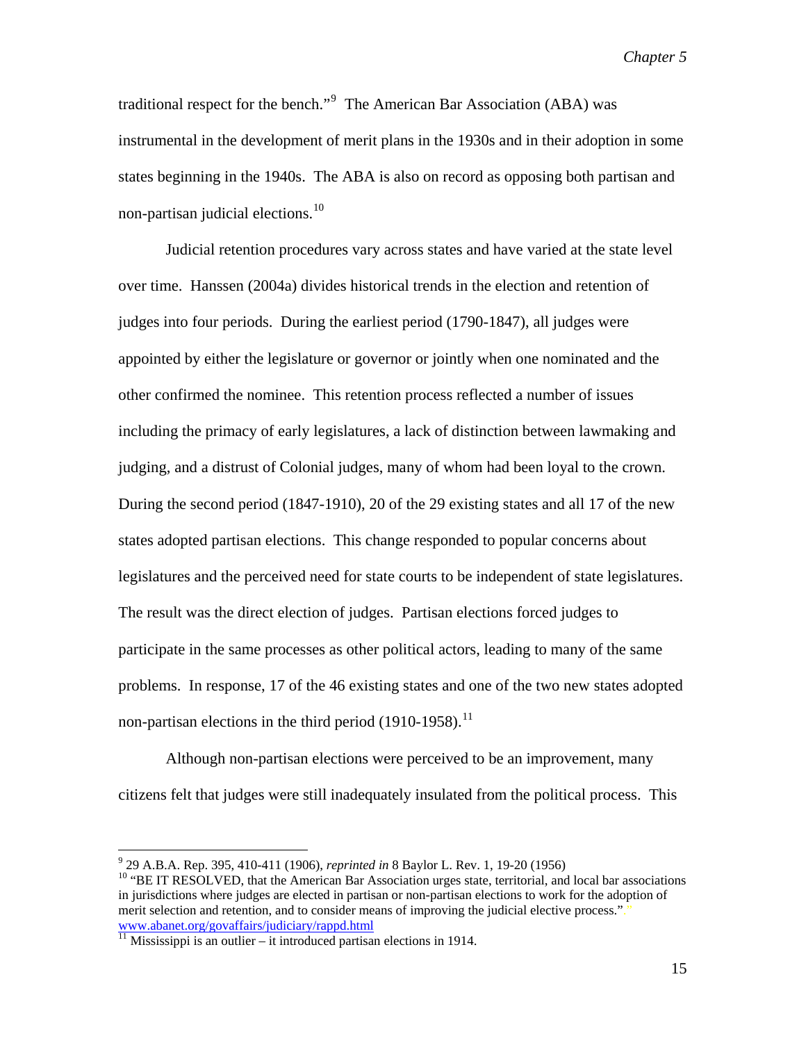traditional respect for the bench."[9] The American Bar Association (ABA) was instrumental in the development of merit plans in the 1930s and in their adoption in some states beginning in the 1940s. The ABA is also on record as opposing both partisan and non-partisan judicial elections.[10]

Judicial retention procedures vary across states and have varied at the state level over time. Hanssen (2004a) divides historical trends in the election and retention of judges into four periods. During the earliest period (1790-1847), all judges were appointed by either the legislature or governor or jointly when one nominated and the other confirmed the nominee. This retention process reflected a number of issues including the primacy of early legislatures, a lack of distinction between lawmaking and judging, and a distrust of Colonial judges, many of whom had been loyal to the crown. During the second period (1847-1910), 20 of the 29 existing states and all 17 of the new states adopted partisan elections. This change responded to popular concerns about legislatures and the perceived need for state courts to be independent of state legislatures. The result was the direct election of judges. Partisan elections forced judges to participate in the same processes as other political actors, leading to many of the same problems. In response, 17 of the 46 existing states and one of the two new states adopted non-partisan elections in the third period (1910-1958).[11]

Although non-partisan elections were perceived to be an improvement, many citizens felt that judges were still inadequately insulated from the political process. This

---

[9] 29 A.B.A. Rep. 395, 410-411 (1906), *reprinted in* 8 Baylor L. Rev. 1, 19-20 (1956)

[10] "BE IT RESOLVED, that the American Bar Association urges state, territorial, and local bar associations in jurisdictions where judges are elected in partisan or non-partisan elections to work for the adoption of merit selection and retention, and to consider means of improving the judicial elective process.". www.abanet.org/govaffairs/judiciary/rappd.html

[11] Mississippi is an outlier – it introduced partisan elections in 1914.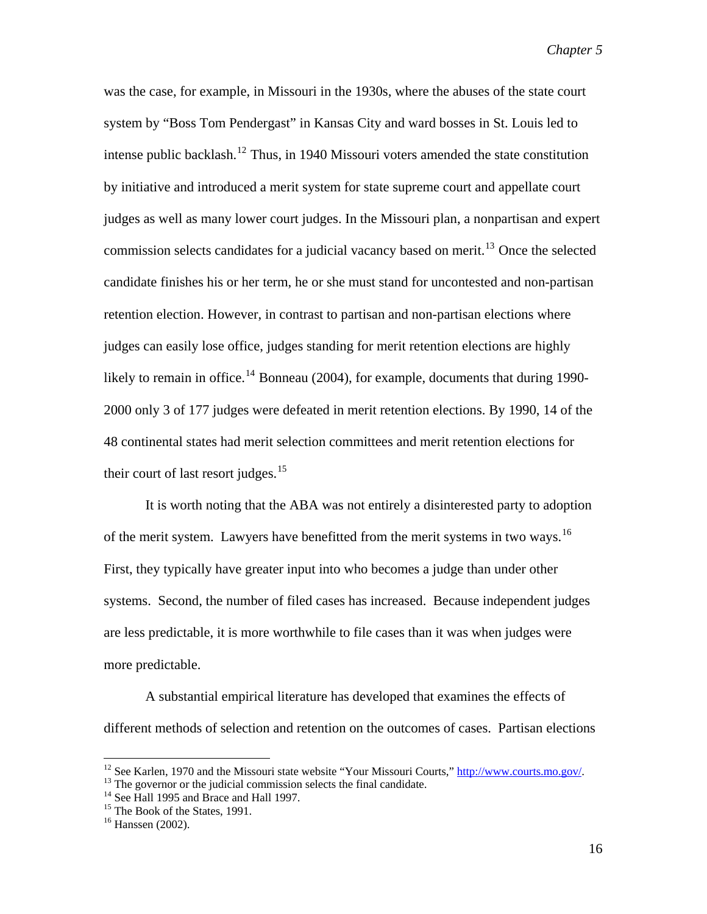was the case, for example, in Missouri in the 1930s, where the abuses of the state court system by "Boss Tom Pendergast" in Kansas City and ward bosses in St. Louis led to intense public backlash.[12] Thus, in 1940 Missouri voters amended the state constitution by initiative and introduced a merit system for state supreme court and appellate court judges as well as many lower court judges. In the Missouri plan, a nonpartisan and expert commission selects candidates for a judicial vacancy based on merit.[13] Once the selected candidate finishes his or her term, he or she must stand for uncontested and non-partisan retention election. However, in contrast to partisan and non-partisan elections where judges can easily lose office, judges standing for merit retention elections are highly likely to remain in office.[14] Bonneau (2004), for example, documents that during 1990-2000 only 3 of 177 judges were defeated in merit retention elections. By 1990, 14 of the 48 continental states had merit selection committees and merit retention elections for their court of last resort judges.[15]

It is worth noting that the ABA was not entirely a disinterested party to adoption of the merit system. Lawyers have benefitted from the merit systems in two ways.[16] First, they typically have greater input into who becomes a judge than under other systems. Second, the number of filed cases has increased. Because independent judges are less predictable, it is more worthwhile to file cases than it was when judges were more predictable.

A substantial empirical literature has developed that examines the effects of different methods of selection and retention on the outcomes of cases. Partisan elections

---

[12] See Karlen, 1970 and the Missouri state website "Your Missouri Courts," http://www.courts.mo.gov/.

[13] The governor or the judicial commission selects the final candidate.

[14] See Hall 1995 and Brace and Hall 1997.

[15] The Book of the States, 1991.

[16] Hanssen (2002).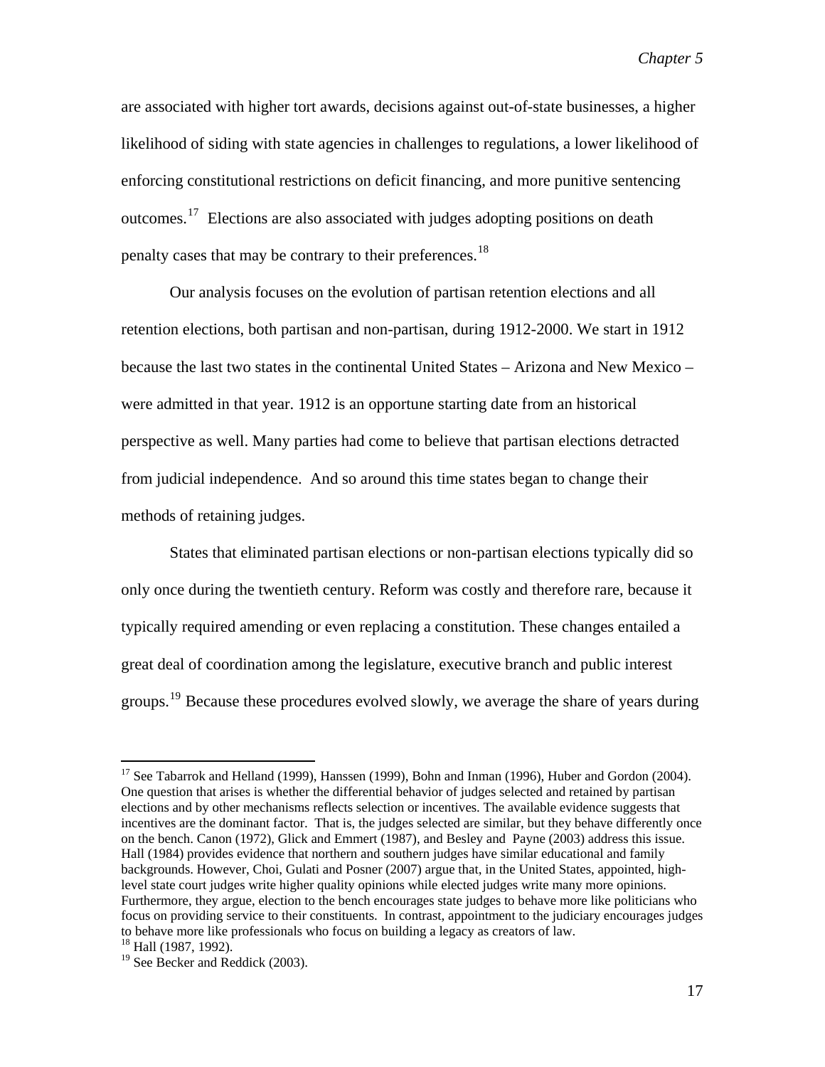are associated with higher tort awards, decisions against out-of-state businesses, a higher likelihood of siding with state agencies in challenges to regulations, a lower likelihood of enforcing constitutional restrictions on deficit financing, and more punitive sentencing outcomes.[17] Elections are also associated with judges adopting positions on death penalty cases that may be contrary to their preferences.[18]

Our analysis focuses on the evolution of partisan retention elections and all retention elections, both partisan and non-partisan, during 1912-2000. We start in 1912 because the last two states in the continental United States – Arizona and New Mexico – were admitted in that year. 1912 is an opportune starting date from an historical perspective as well. Many parties had come to believe that partisan elections detracted from judicial independence. And so around this time states began to change their methods of retaining judges.

States that eliminated partisan elections or non-partisan elections typically did so only once during the twentieth century. Reform was costly and therefore rare, because it typically required amending or even replacing a constitution. These changes entailed a great deal of coordination among the legislature, executive branch and public interest groups.[19] Because these procedures evolved slowly, we average the share of years during

---

[17] See Tabarrok and Helland (1999), Hanssen (1999), Bohn and Inman (1996), Huber and Gordon (2004). One question that arises is whether the differential behavior of judges selected and retained by partisan elections and by other mechanisms reflects selection or incentives. The available evidence suggests that incentives are the dominant factor. That is, the judges selected are similar, but they behave differently once on the bench. Canon (1972), Glick and Emmert (1987), and Besley and Payne (2003) address this issue. Hall (1984) provides evidence that northern and southern judges have similar educational and family backgrounds. However, Choi, Gulati and Posner (2007) argue that, in the United States, appointed, high-level state court judges write higher quality opinions while elected judges write many more opinions. Furthermore, they argue, election to the bench encourages state judges to behave more like politicians who focus on providing service to their constituents. In contrast, appointment to the judiciary encourages judges to behave more like professionals who focus on building a legacy as creators of law.

[18] Hall (1987, 1992).

[19] See Becker and Reddick (2003).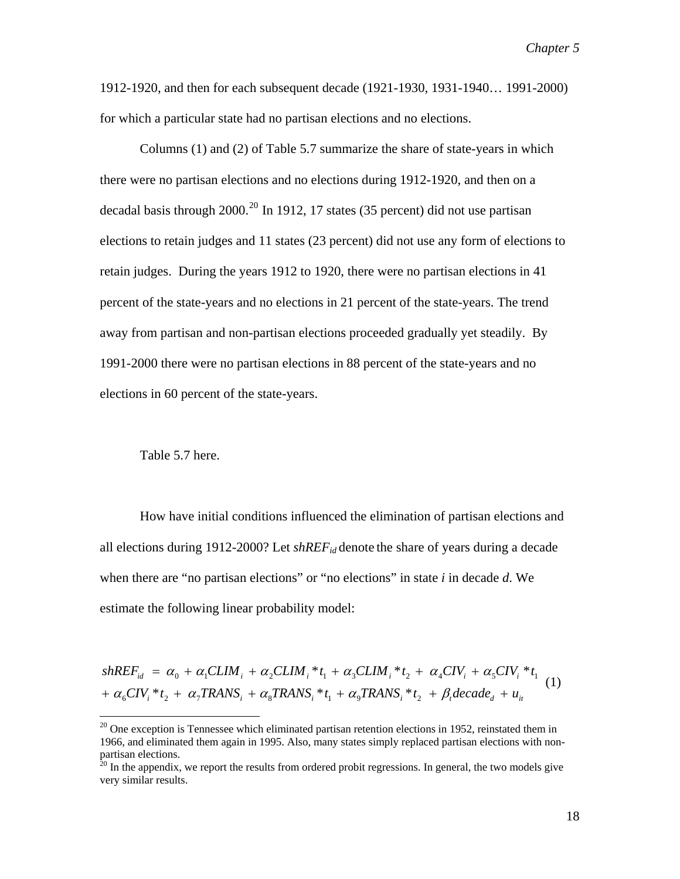1912-1920, and then for each subsequent decade (1921-1930, 1931-1940… 1991-2000) for which a particular state had no partisan elections and no elections.

Columns (1) and (2) of Table 5.7 summarize the share of state-years in which there were no partisan elections and no elections during 1912-1920, and then on a decadal basis through 2000.[20] In 1912, 17 states (35 percent) did not use partisan elections to retain judges and 11 states (23 percent) did not use any form of elections to retain judges. During the years 1912 to 1920, there were no partisan elections in 41 percent of the state-years and no elections in 21 percent of the state-years. The trend away from partisan and non-partisan elections proceeded gradually yet steadily. By 1991-2000 there were no partisan elections in 88 percent of the state-years and no elections in 60 percent of the state-years.

Table 5.7 here.

How have initial conditions influenced the elimination of partisan elections and all elections during 1912-2000? Let $shREF_{id}$ denote the share of years during a decade when there are "no partisan elections" or "no elections" in state $i$ in decade $d$. We estimate the following linear probability model:

$$\begin{aligned} shREF_{id} \; = \; & \alpha_0 + \alpha_1 CLIM_i + \alpha_2 CLIM_i * t_1 + \alpha_3 CLIM_i * t_2 + \alpha_4 CIV_i + \alpha_5 CIV_i * t_1 \\ & + \alpha_6 CIV_i * t_2 + \alpha_7 TRANS_i + \alpha_8 TRANS_i * t_1 + \alpha_9 TRANS_i * t_2 + \beta_t decade_d + u_{it} \end{aligned} \quad (1)$$

[20] One exception is Tennessee which eliminated partisan retention elections in 1952, reinstated them in 1966, and eliminated them again in 1995. Also, many states simply replaced partisan elections with non-partisan elections.

[20] In the appendix, we report the results from ordered probit regressions. In general, the two models give very similar results.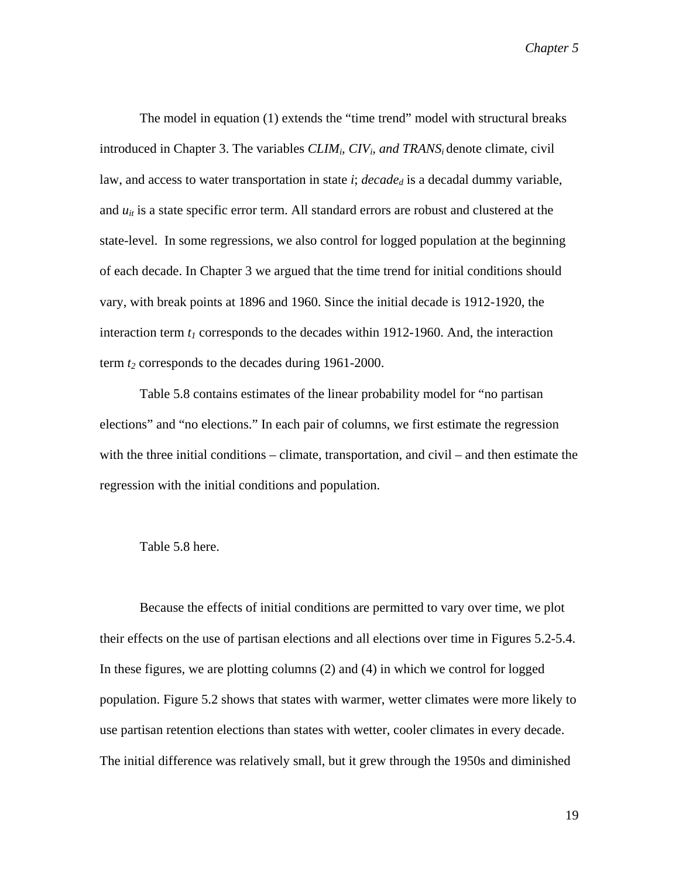The model in equation (1) extends the "time trend" model with structural breaks introduced in Chapter 3. The variables $CLIM_i$, $CIV_i$, *and* $TRANS_i$ denote climate, civil law, and access to water transportation in state *i*; $decade_d$ is a decadal dummy variable, and $u_{it}$ is a state specific error term. All standard errors are robust and clustered at the state-level. In some regressions, we also control for logged population at the beginning of each decade. In Chapter 3 we argued that the time trend for initial conditions should vary, with break points at 1896 and 1960. Since the initial decade is 1912-1920, the interaction term $t_1$ corresponds to the decades within 1912-1960. And, the interaction term $t_2$ corresponds to the decades during 1961-2000.

Table 5.8 contains estimates of the linear probability model for "no partisan elections" and "no elections." In each pair of columns, we first estimate the regression with the three initial conditions – climate, transportation, and civil – and then estimate the regression with the initial conditions and population.

Table 5.8 here.

Because the effects of initial conditions are permitted to vary over time, we plot their effects on the use of partisan elections and all elections over time in Figures 5.2-5.4. In these figures, we are plotting columns (2) and (4) in which we control for logged population. Figure 5.2 shows that states with warmer, wetter climates were more likely to use partisan retention elections than states with wetter, cooler climates in every decade. The initial difference was relatively small, but it grew through the 1950s and diminished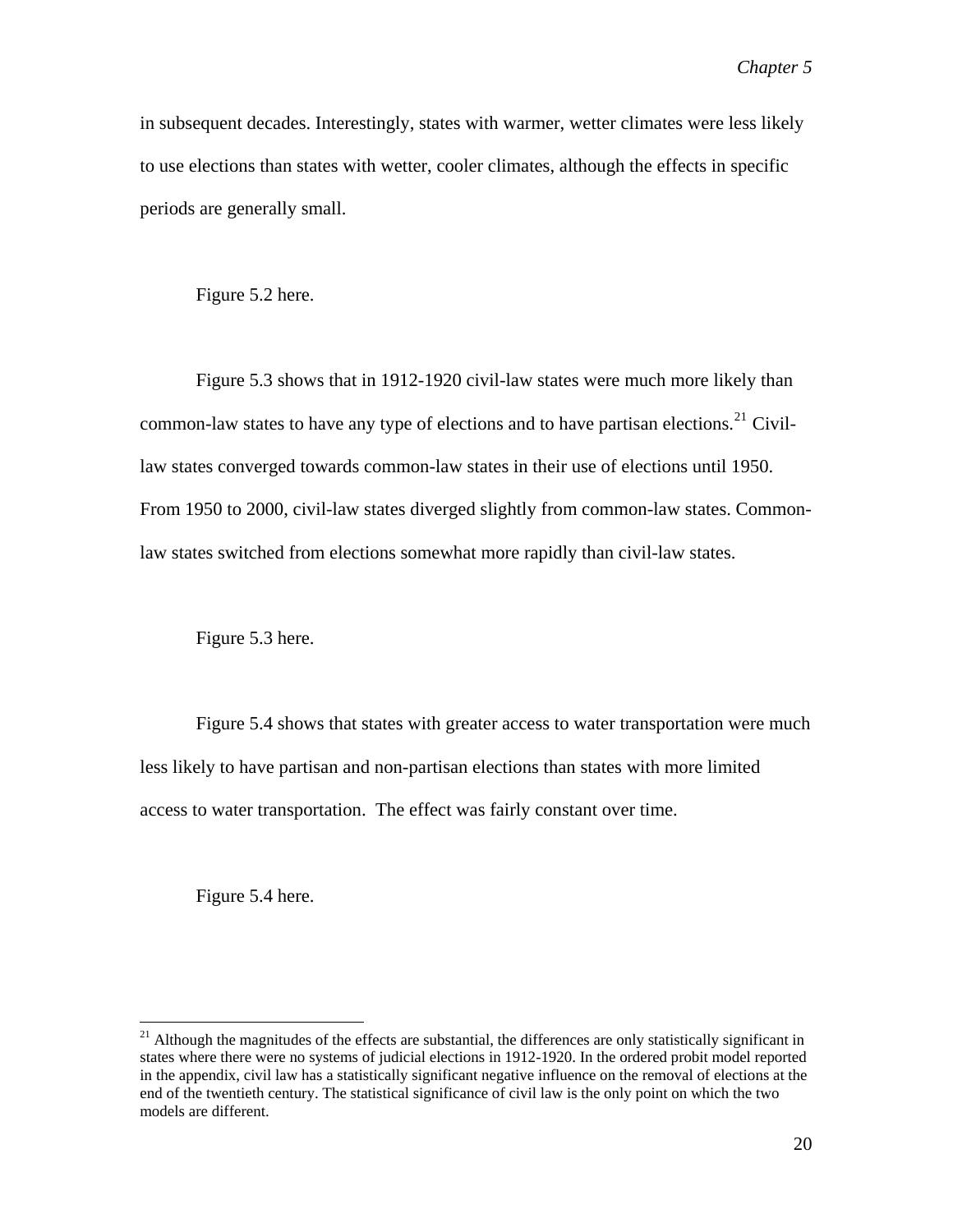in subsequent decades. Interestingly, states with warmer, wetter climates were less likely to use elections than states with wetter, cooler climates, although the effects in specific periods are generally small.

Figure 5.2 here.

Figure 5.3 shows that in 1912-1920 civil-law states were much more likely than common-law states to have any type of elections and to have partisan elections.[21] Civil-law states converged towards common-law states in their use of elections until 1950. From 1950 to 2000, civil-law states diverged slightly from common-law states. Common-law states switched from elections somewhat more rapidly than civil-law states.

Figure 5.3 here.

Figure 5.4 shows that states with greater access to water transportation were much less likely to have partisan and non-partisan elections than states with more limited access to water transportation. The effect was fairly constant over time.

Figure 5.4 here.

---

[21] Although the magnitudes of the effects are substantial, the differences are only statistically significant in states where there were no systems of judicial elections in 1912-1920. In the ordered probit model reported in the appendix, civil law has a statistically significant negative influence on the removal of elections at the end of the twentieth century. The statistical significance of civil law is the only point on which the two models are different.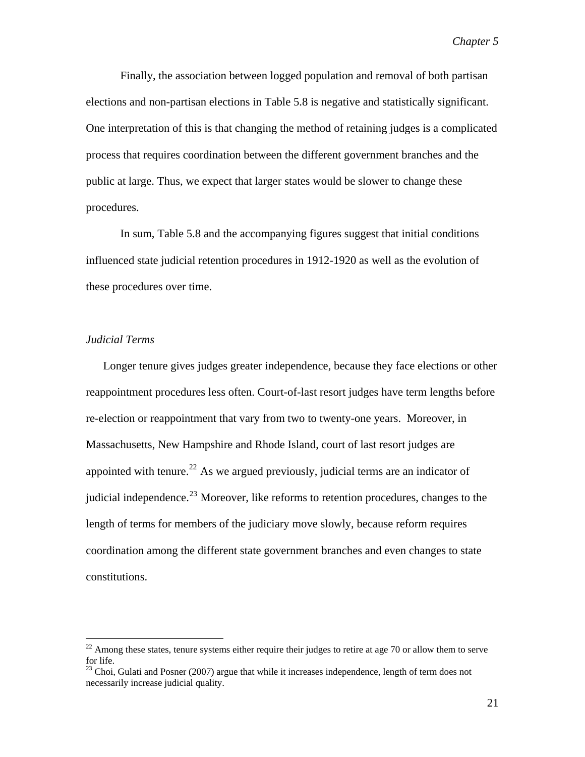Finally, the association between logged population and removal of both partisan elections and non-partisan elections in Table 5.8 is negative and statistically significant. One interpretation of this is that changing the method of retaining judges is a complicated process that requires coordination between the different government branches and the public at large. Thus, we expect that larger states would be slower to change these procedures.

In sum, Table 5.8 and the accompanying figures suggest that initial conditions influenced state judicial retention procedures in 1912-1920 as well as the evolution of these procedures over time.

*Judicial Terms*

Longer tenure gives judges greater independence, because they face elections or other reappointment procedures less often. Court-of-last resort judges have term lengths before re-election or reappointment that vary from two to twenty-one years. Moreover, in Massachusetts, New Hampshire and Rhode Island, court of last resort judges are appointed with tenure.[22] As we argued previously, judicial terms are an indicator of judicial independence.[23] Moreover, like reforms to retention procedures, changes to the length of terms for members of the judiciary move slowly, because reform requires coordination among the different state government branches and even changes to state constitutions.

[22] Among these states, tenure systems either require their judges to retire at age 70 or allow them to serve for life.

[23] Choi, Gulati and Posner (2007) argue that while it increases independence, length of term does not necessarily increase judicial quality.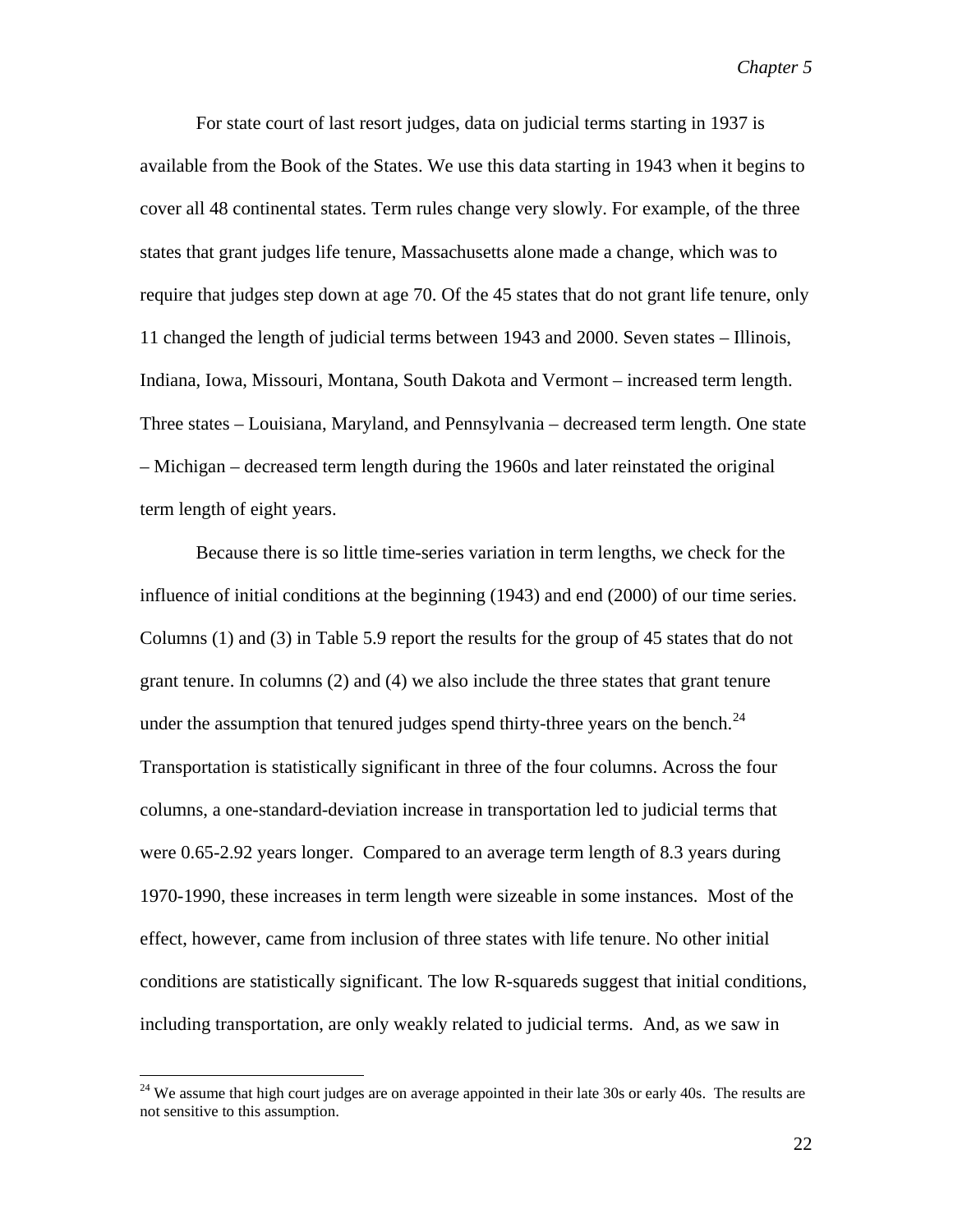For state court of last resort judges, data on judicial terms starting in 1937 is available from the Book of the States. We use this data starting in 1943 when it begins to cover all 48 continental states. Term rules change very slowly. For example, of the three states that grant judges life tenure, Massachusetts alone made a change, which was to require that judges step down at age 70. Of the 45 states that do not grant life tenure, only 11 changed the length of judicial terms between 1943 and 2000. Seven states – Illinois, Indiana, Iowa, Missouri, Montana, South Dakota and Vermont – increased term length. Three states – Louisiana, Maryland, and Pennsylvania – decreased term length. One state – Michigan – decreased term length during the 1960s and later reinstated the original term length of eight years.

Because there is so little time-series variation in term lengths, we check for the influence of initial conditions at the beginning (1943) and end (2000) of our time series. Columns (1) and (3) in Table 5.9 report the results for the group of 45 states that do not grant tenure. In columns (2) and (4) we also include the three states that grant tenure under the assumption that tenured judges spend thirty-three years on the bench.[24] Transportation is statistically significant in three of the four columns. Across the four columns, a one-standard-deviation increase in transportation led to judicial terms that were 0.65-2.92 years longer. Compared to an average term length of 8.3 years during 1970-1990, these increases in term length were sizeable in some instances. Most of the effect, however, came from inclusion of three states with life tenure. No other initial conditions are statistically significant. The low R-squareds suggest that initial conditions, including transportation, are only weakly related to judicial terms. And, as we saw in

[24] We assume that high court judges are on average appointed in their late 30s or early 40s. The results are not sensitive to this assumption.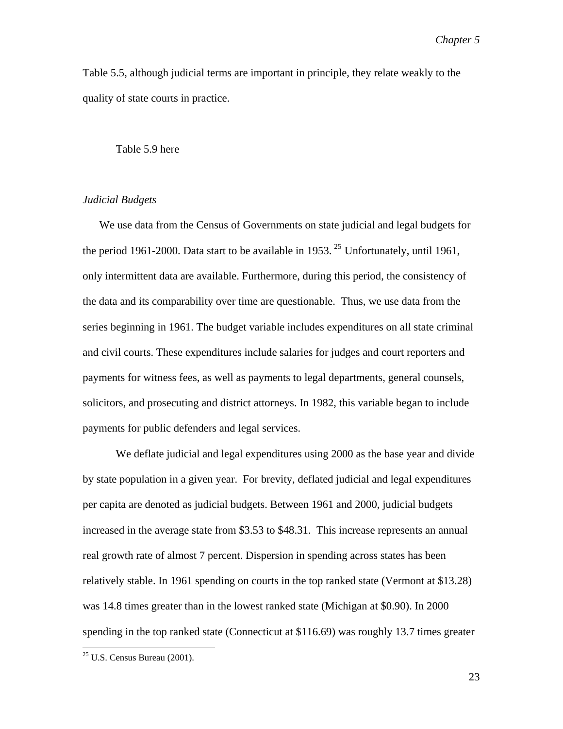Table 5.5, although judicial terms are important in principle, they relate weakly to the quality of state courts in practice.

Table 5.9 here

*Judicial Budgets*

We use data from the Census of Governments on state judicial and legal budgets for the period 1961-2000. Data start to be available in 1953. [25] Unfortunately, until 1961, only intermittent data are available. Furthermore, during this period, the consistency of the data and its comparability over time are questionable. Thus, we use data from the series beginning in 1961. The budget variable includes expenditures on all state criminal and civil courts. These expenditures include salaries for judges and court reporters and payments for witness fees, as well as payments to legal departments, general counsels, solicitors, and prosecuting and district attorneys. In 1982, this variable began to include payments for public defenders and legal services.

We deflate judicial and legal expenditures using 2000 as the base year and divide by state population in a given year. For brevity, deflated judicial and legal expenditures per capita are denoted as judicial budgets. Between 1961 and 2000, judicial budgets increased in the average state from $3.53 to $48.31. This increase represents an annual real growth rate of almost 7 percent. Dispersion in spending across states has been relatively stable. In 1961 spending on courts in the top ranked state (Vermont at $13.28) was 14.8 times greater than in the lowest ranked state (Michigan at $0.90). In 2000 spending in the top ranked state (Connecticut at $116.69) was roughly 13.7 times greater

[25] U.S. Census Bureau (2001).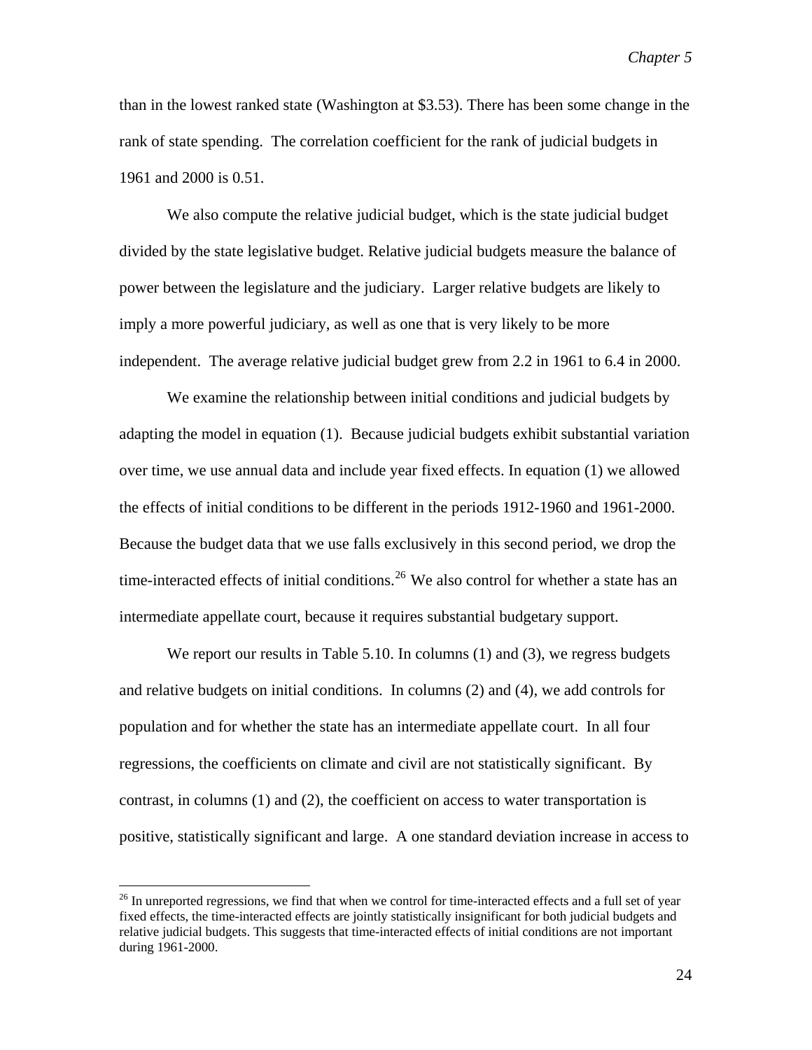than in the lowest ranked state (Washington at $3.53). There has been some change in the rank of state spending. The correlation coefficient for the rank of judicial budgets in 1961 and 2000 is 0.51.

We also compute the relative judicial budget, which is the state judicial budget divided by the state legislative budget. Relative judicial budgets measure the balance of power between the legislature and the judiciary. Larger relative budgets are likely to imply a more powerful judiciary, as well as one that is very likely to be more independent. The average relative judicial budget grew from 2.2 in 1961 to 6.4 in 2000.

We examine the relationship between initial conditions and judicial budgets by adapting the model in equation (1). Because judicial budgets exhibit substantial variation over time, we use annual data and include year fixed effects. In equation (1) we allowed the effects of initial conditions to be different in the periods 1912-1960 and 1961-2000. Because the budget data that we use falls exclusively in this second period, we drop the time-interacted effects of initial conditions.[26] We also control for whether a state has an intermediate appellate court, because it requires substantial budgetary support.

We report our results in Table 5.10. In columns (1) and (3), we regress budgets and relative budgets on initial conditions. In columns (2) and (4), we add controls for population and for whether the state has an intermediate appellate court. In all four regressions, the coefficients on climate and civil are not statistically significant. By contrast, in columns (1) and (2), the coefficient on access to water transportation is positive, statistically significant and large. A one standard deviation increase in access to

[26] In unreported regressions, we find that when we control for time-interacted effects and a full set of year fixed effects, the time-interacted effects are jointly statistically insignificant for both judicial budgets and relative judicial budgets. This suggests that time-interacted effects of initial conditions are not important during 1961-2000.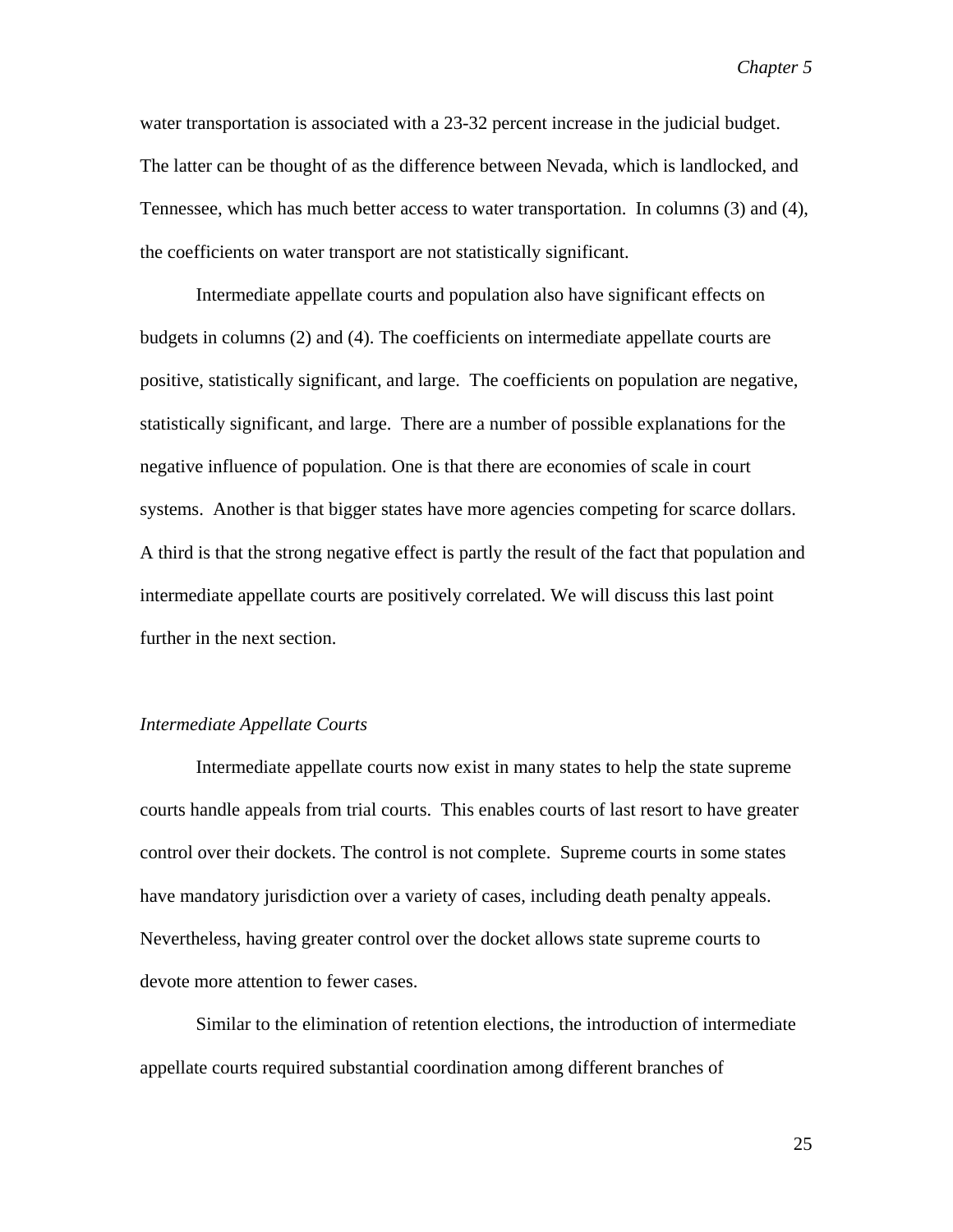water transportation is associated with a 23-32 percent increase in the judicial budget. The latter can be thought of as the difference between Nevada, which is landlocked, and Tennessee, which has much better access to water transportation. In columns (3) and (4), the coefficients on water transport are not statistically significant.

Intermediate appellate courts and population also have significant effects on budgets in columns (2) and (4). The coefficients on intermediate appellate courts are positive, statistically significant, and large. The coefficients on population are negative, statistically significant, and large. There are a number of possible explanations for the negative influence of population. One is that there are economies of scale in court systems. Another is that bigger states have more agencies competing for scarce dollars. A third is that the strong negative effect is partly the result of the fact that population and intermediate appellate courts are positively correlated. We will discuss this last point further in the next section.

*Intermediate Appellate Courts*

Intermediate appellate courts now exist in many states to help the state supreme courts handle appeals from trial courts. This enables courts of last resort to have greater control over their dockets. The control is not complete. Supreme courts in some states have mandatory jurisdiction over a variety of cases, including death penalty appeals. Nevertheless, having greater control over the docket allows state supreme courts to devote more attention to fewer cases.

Similar to the elimination of retention elections, the introduction of intermediate appellate courts required substantial coordination among different branches of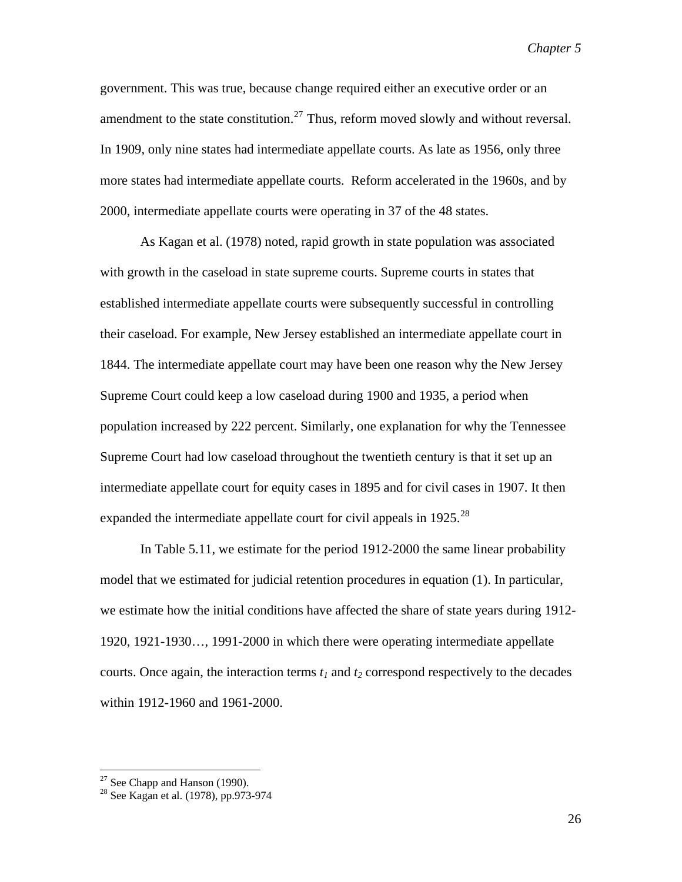government. This was true, because change required either an executive order or an amendment to the state constitution.[27] Thus, reform moved slowly and without reversal. In 1909, only nine states had intermediate appellate courts. As late as 1956, only three more states had intermediate appellate courts. Reform accelerated in the 1960s, and by 2000, intermediate appellate courts were operating in 37 of the 48 states.

As Kagan et al. (1978) noted, rapid growth in state population was associated with growth in the caseload in state supreme courts. Supreme courts in states that established intermediate appellate courts were subsequently successful in controlling their caseload. For example, New Jersey established an intermediate appellate court in 1844. The intermediate appellate court may have been one reason why the New Jersey Supreme Court could keep a low caseload during 1900 and 1935, a period when population increased by 222 percent. Similarly, one explanation for why the Tennessee Supreme Court had low caseload throughout the twentieth century is that it set up an intermediate appellate court for equity cases in 1895 and for civil cases in 1907. It then expanded the intermediate appellate court for civil appeals in 1925.[28]

In Table 5.11, we estimate for the period 1912-2000 the same linear probability model that we estimated for judicial retention procedures in equation (1). In particular, we estimate how the initial conditions have affected the share of state years during 1912-1920, 1921-1930…, 1991-2000 in which there were operating intermediate appellate courts. Once again, the interaction terms $t_1$ and $t_2$ correspond respectively to the decades within 1912-1960 and 1961-2000.

---

[27] See Chapp and Hanson (1990).

[28] See Kagan et al. (1978), pp.973-974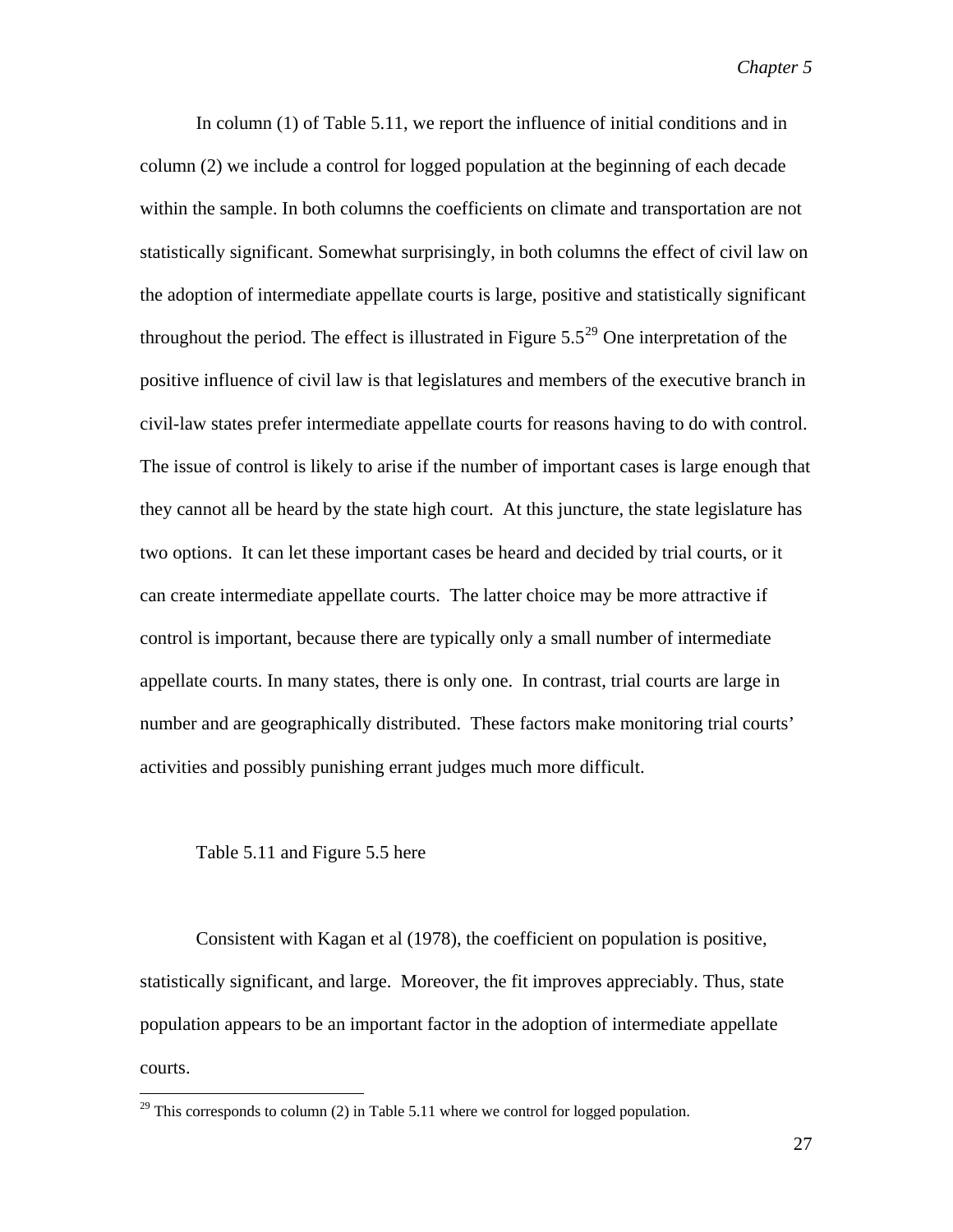In column (1) of Table 5.11, we report the influence of initial conditions and in column (2) we include a control for logged population at the beginning of each decade within the sample. In both columns the coefficients on climate and transportation are not statistically significant. Somewhat surprisingly, in both columns the effect of civil law on the adoption of intermediate appellate courts is large, positive and statistically significant throughout the period. The effect is illustrated in Figure 5.5[29] One interpretation of the positive influence of civil law is that legislatures and members of the executive branch in civil-law states prefer intermediate appellate courts for reasons having to do with control. The issue of control is likely to arise if the number of important cases is large enough that they cannot all be heard by the state high court. At this juncture, the state legislature has two options. It can let these important cases be heard and decided by trial courts, or it can create intermediate appellate courts. The latter choice may be more attractive if control is important, because there are typically only a small number of intermediate appellate courts. In many states, there is only one. In contrast, trial courts are large in number and are geographically distributed. These factors make monitoring trial courts' activities and possibly punishing errant judges much more difficult.

Table 5.11 and Figure 5.5 here

Consistent with Kagan et al (1978), the coefficient on population is positive, statistically significant, and large. Moreover, the fit improves appreciably. Thus, state population appears to be an important factor in the adoption of intermediate appellate courts.

[29] This corresponds to column (2) in Table 5.11 where we control for logged population.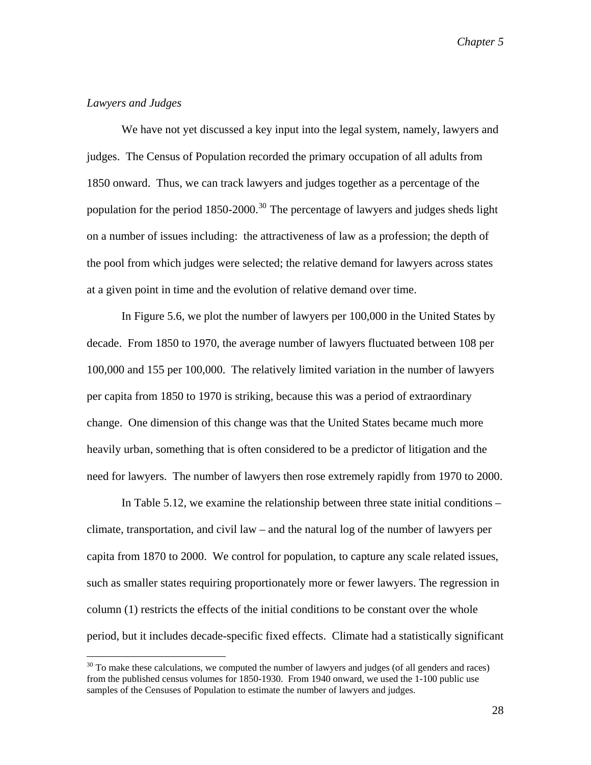*Lawyers and Judges*

We have not yet discussed a key input into the legal system, namely, lawyers and judges. The Census of Population recorded the primary occupation of all adults from 1850 onward. Thus, we can track lawyers and judges together as a percentage of the population for the period 1850-2000.[30] The percentage of lawyers and judges sheds light on a number of issues including: the attractiveness of law as a profession; the depth of the pool from which judges were selected; the relative demand for lawyers across states at a given point in time and the evolution of relative demand over time.

In Figure 5.6, we plot the number of lawyers per 100,000 in the United States by decade. From 1850 to 1970, the average number of lawyers fluctuated between 108 per 100,000 and 155 per 100,000. The relatively limited variation in the number of lawyers per capita from 1850 to 1970 is striking, because this was a period of extraordinary change. One dimension of this change was that the United States became much more heavily urban, something that is often considered to be a predictor of litigation and the need for lawyers. The number of lawyers then rose extremely rapidly from 1970 to 2000.

In Table 5.12, we examine the relationship between three state initial conditions – climate, transportation, and civil law – and the natural log of the number of lawyers per capita from 1870 to 2000. We control for population, to capture any scale related issues, such as smaller states requiring proportionately more or fewer lawyers. The regression in column (1) restricts the effects of the initial conditions to be constant over the whole period, but it includes decade-specific fixed effects. Climate had a statistically significant

[30] To make these calculations, we computed the number of lawyers and judges (of all genders and races) from the published census volumes for 1850-1930. From 1940 onward, we used the 1-100 public use samples of the Censuses of Population to estimate the number of lawyers and judges.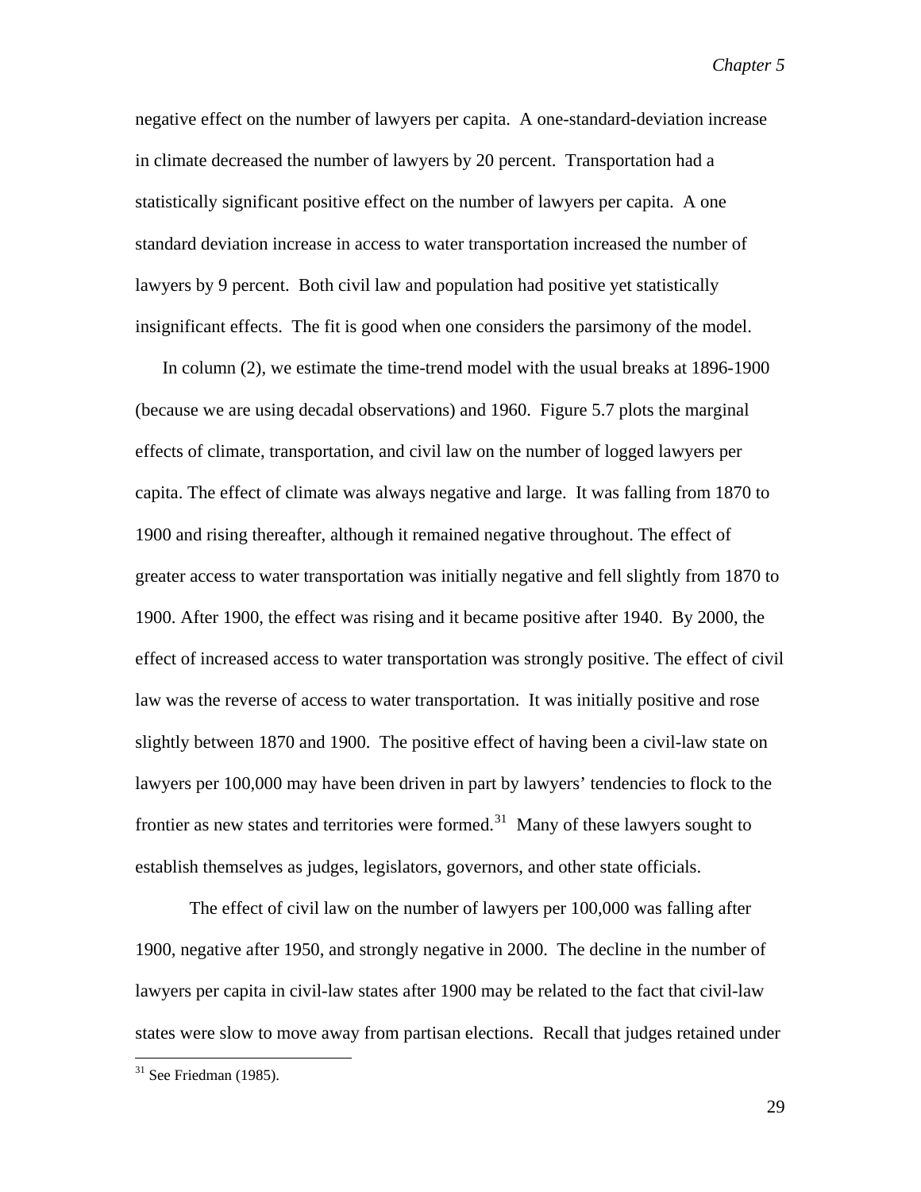negative effect on the number of lawyers per capita. A one-standard-deviation increase in climate decreased the number of lawyers by 20 percent. Transportation had a statistically significant positive effect on the number of lawyers per capita. A one standard deviation increase in access to water transportation increased the number of lawyers by 9 percent. Both civil law and population had positive yet statistically insignificant effects. The fit is good when one considers the parsimony of the model.

In column (2), we estimate the time-trend model with the usual breaks at 1896-1900 (because we are using decadal observations) and 1960. Figure 5.7 plots the marginal effects of climate, transportation, and civil law on the number of logged lawyers per capita. The effect of climate was always negative and large. It was falling from 1870 to 1900 and rising thereafter, although it remained negative throughout. The effect of greater access to water transportation was initially negative and fell slightly from 1870 to 1900. After 1900, the effect was rising and it became positive after 1940. By 2000, the effect of increased access to water transportation was strongly positive. The effect of civil law was the reverse of access to water transportation. It was initially positive and rose slightly between 1870 and 1900. The positive effect of having been a civil-law state on lawyers per 100,000 may have been driven in part by lawyers' tendencies to flock to the frontier as new states and territories were formed.[31] Many of these lawyers sought to establish themselves as judges, legislators, governors, and other state officials.

The effect of civil law on the number of lawyers per 100,000 was falling after 1900, negative after 1950, and strongly negative in 2000. The decline in the number of lawyers per capita in civil-law states after 1900 may be related to the fact that civil-law states were slow to move away from partisan elections. Recall that judges retained under

[31] See Friedman (1985).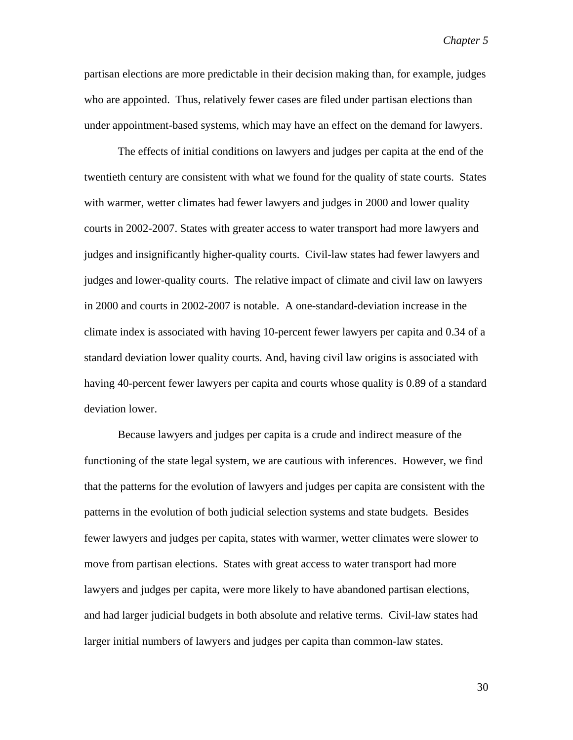partisan elections are more predictable in their decision making than, for example, judges who are appointed. Thus, relatively fewer cases are filed under partisan elections than under appointment-based systems, which may have an effect on the demand for lawyers.

The effects of initial conditions on lawyers and judges per capita at the end of the twentieth century are consistent with what we found for the quality of state courts. States with warmer, wetter climates had fewer lawyers and judges in 2000 and lower quality courts in 2002-2007. States with greater access to water transport had more lawyers and judges and insignificantly higher-quality courts. Civil-law states had fewer lawyers and judges and lower-quality courts. The relative impact of climate and civil law on lawyers in 2000 and courts in 2002-2007 is notable. A one-standard-deviation increase in the climate index is associated with having 10-percent fewer lawyers per capita and 0.34 of a standard deviation lower quality courts. And, having civil law origins is associated with having 40-percent fewer lawyers per capita and courts whose quality is 0.89 of a standard deviation lower.

Because lawyers and judges per capita is a crude and indirect measure of the functioning of the state legal system, we are cautious with inferences. However, we find that the patterns for the evolution of lawyers and judges per capita are consistent with the patterns in the evolution of both judicial selection systems and state budgets. Besides fewer lawyers and judges per capita, states with warmer, wetter climates were slower to move from partisan elections. States with great access to water transport had more lawyers and judges per capita, were more likely to have abandoned partisan elections, and had larger judicial budgets in both absolute and relative terms. Civil-law states had larger initial numbers of lawyers and judges per capita than common-law states.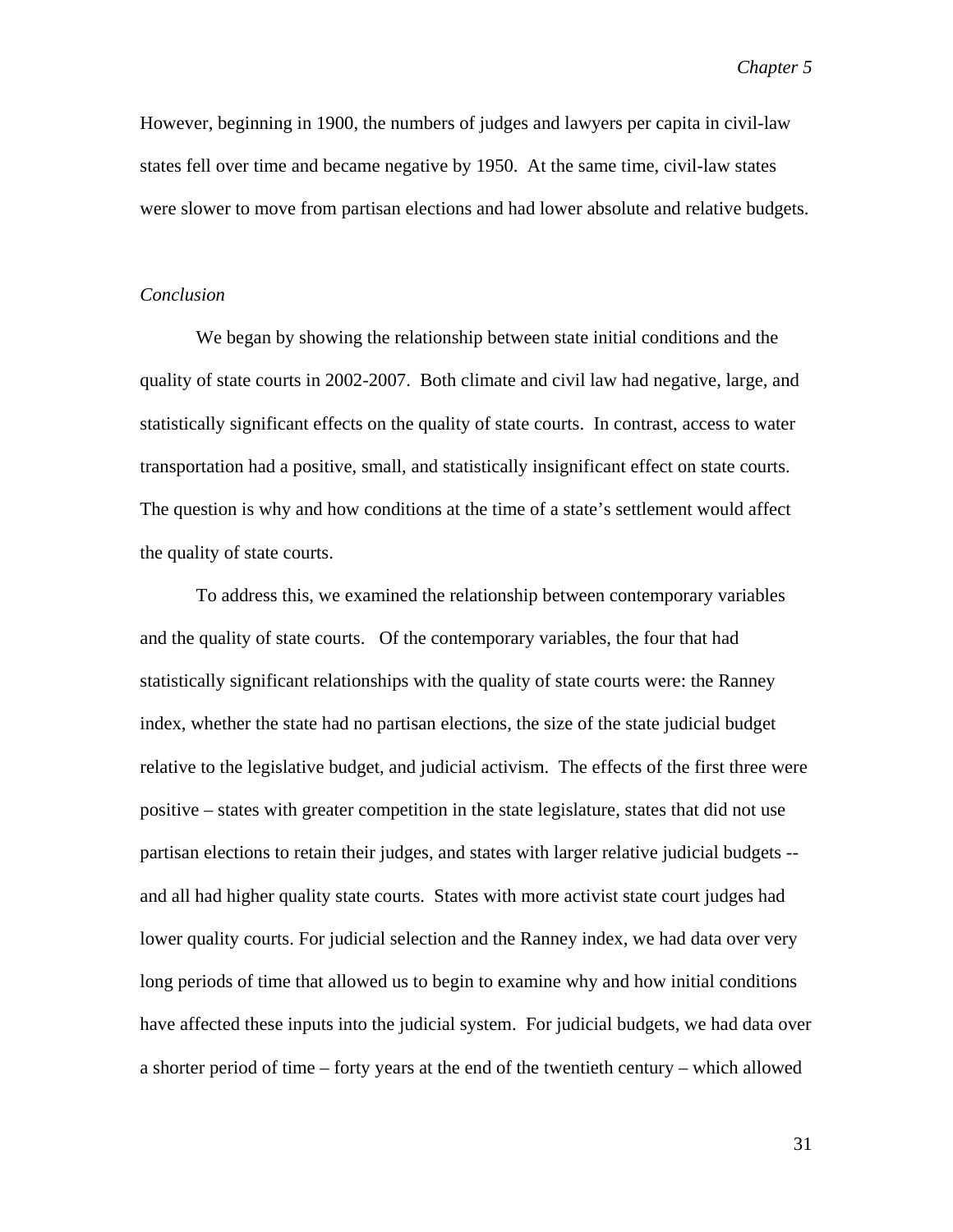However, beginning in 1900, the numbers of judges and lawyers per capita in civil-law states fell over time and became negative by 1950. At the same time, civil-law states were slower to move from partisan elections and had lower absolute and relative budgets.

*Conclusion*

We began by showing the relationship between state initial conditions and the quality of state courts in 2002-2007. Both climate and civil law had negative, large, and statistically significant effects on the quality of state courts. In contrast, access to water transportation had a positive, small, and statistically insignificant effect on state courts. The question is why and how conditions at the time of a state's settlement would affect the quality of state courts.

To address this, we examined the relationship between contemporary variables and the quality of state courts. Of the contemporary variables, the four that had statistically significant relationships with the quality of state courts were: the Ranney index, whether the state had no partisan elections, the size of the state judicial budget relative to the legislative budget, and judicial activism. The effects of the first three were positive – states with greater competition in the state legislature, states that did not use partisan elections to retain their judges, and states with larger relative judicial budgets -- and all had higher quality state courts. States with more activist state court judges had lower quality courts. For judicial selection and the Ranney index, we had data over very long periods of time that allowed us to begin to examine why and how initial conditions have affected these inputs into the judicial system. For judicial budgets, we had data over a shorter period of time – forty years at the end of the twentieth century – which allowed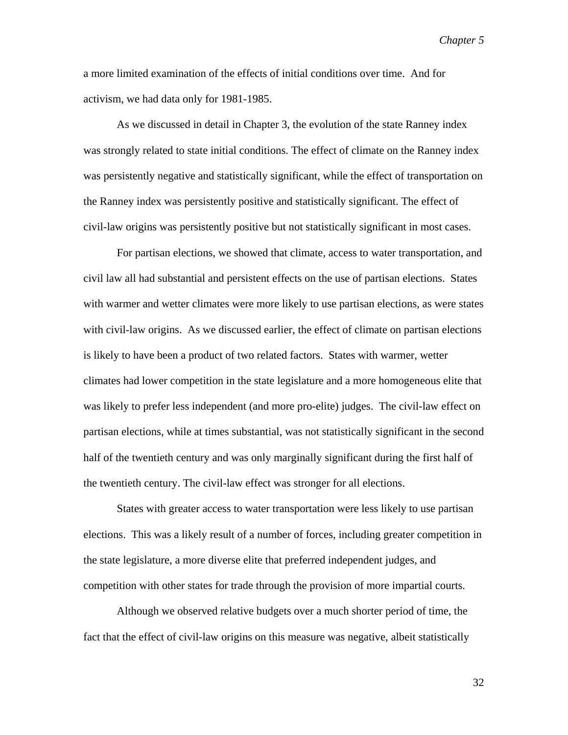a more limited examination of the effects of initial conditions over time. And for activism, we had data only for 1981-1985.

As we discussed in detail in Chapter 3, the evolution of the state Ranney index was strongly related to state initial conditions. The effect of climate on the Ranney index was persistently negative and statistically significant, while the effect of transportation on the Ranney index was persistently positive and statistically significant. The effect of civil-law origins was persistently positive but not statistically significant in most cases.

For partisan elections, we showed that climate, access to water transportation, and civil law all had substantial and persistent effects on the use of partisan elections. States with warmer and wetter climates were more likely to use partisan elections, as were states with civil-law origins. As we discussed earlier, the effect of climate on partisan elections is likely to have been a product of two related factors. States with warmer, wetter climates had lower competition in the state legislature and a more homogeneous elite that was likely to prefer less independent (and more pro-elite) judges. The civil-law effect on partisan elections, while at times substantial, was not statistically significant in the second half of the twentieth century and was only marginally significant during the first half of the twentieth century. The civil-law effect was stronger for all elections.

States with greater access to water transportation were less likely to use partisan elections. This was a likely result of a number of forces, including greater competition in the state legislature, a more diverse elite that preferred independent judges, and competition with other states for trade through the provision of more impartial courts.

Although we observed relative budgets over a much shorter period of time, the fact that the effect of civil-law origins on this measure was negative, albeit statistically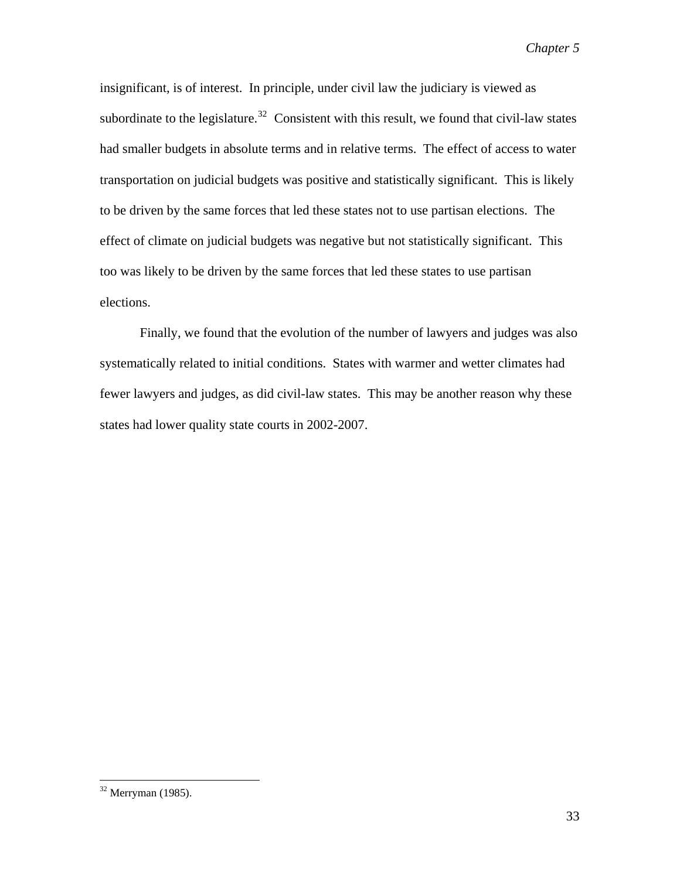insignificant, is of interest. In principle, under civil law the judiciary is viewed as subordinate to the legislature.[32] Consistent with this result, we found that civil-law states had smaller budgets in absolute terms and in relative terms. The effect of access to water transportation on judicial budgets was positive and statistically significant. This is likely to be driven by the same forces that led these states not to use partisan elections. The effect of climate on judicial budgets was negative but not statistically significant. This too was likely to be driven by the same forces that led these states to use partisan elections.

Finally, we found that the evolution of the number of lawyers and judges was also systematically related to initial conditions. States with warmer and wetter climates had fewer lawyers and judges, as did civil-law states. This may be another reason why these states had lower quality state courts in 2002-2007.

---

[32] Merryman (1985).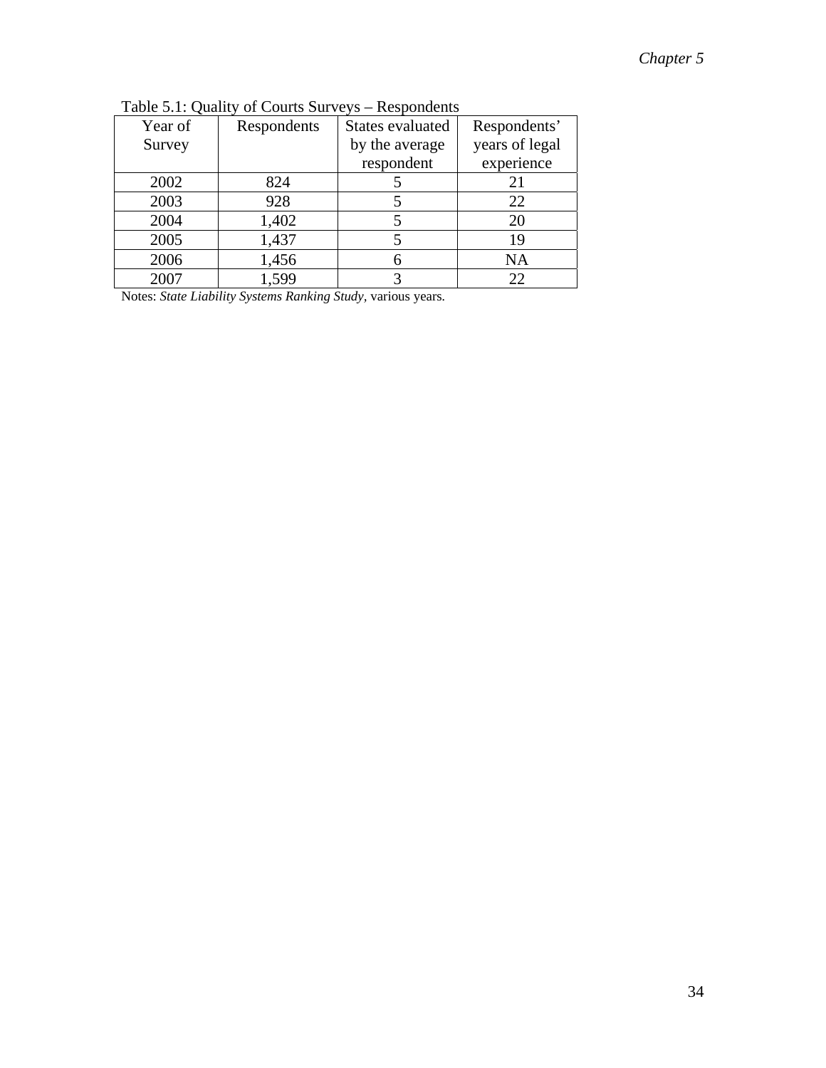Table 5.1: Quality of Courts Surveys – Respondents

| Year of Survey | Respondents | States evaluated by the average respondent | Respondents' years of legal experience |
|---|---|---|---|
| 2002 | 824 | 5 | 21 |
| 2003 | 928 | 5 | 22 |
| 2004 | 1,402 | 5 | 20 |
| 2005 | 1,437 | 5 | 19 |
| 2006 | 1,456 | 6 | NA |
| 2007 | 1,599 | 3 | 22 |

Notes: *State Liability Systems Ranking Study*, various years.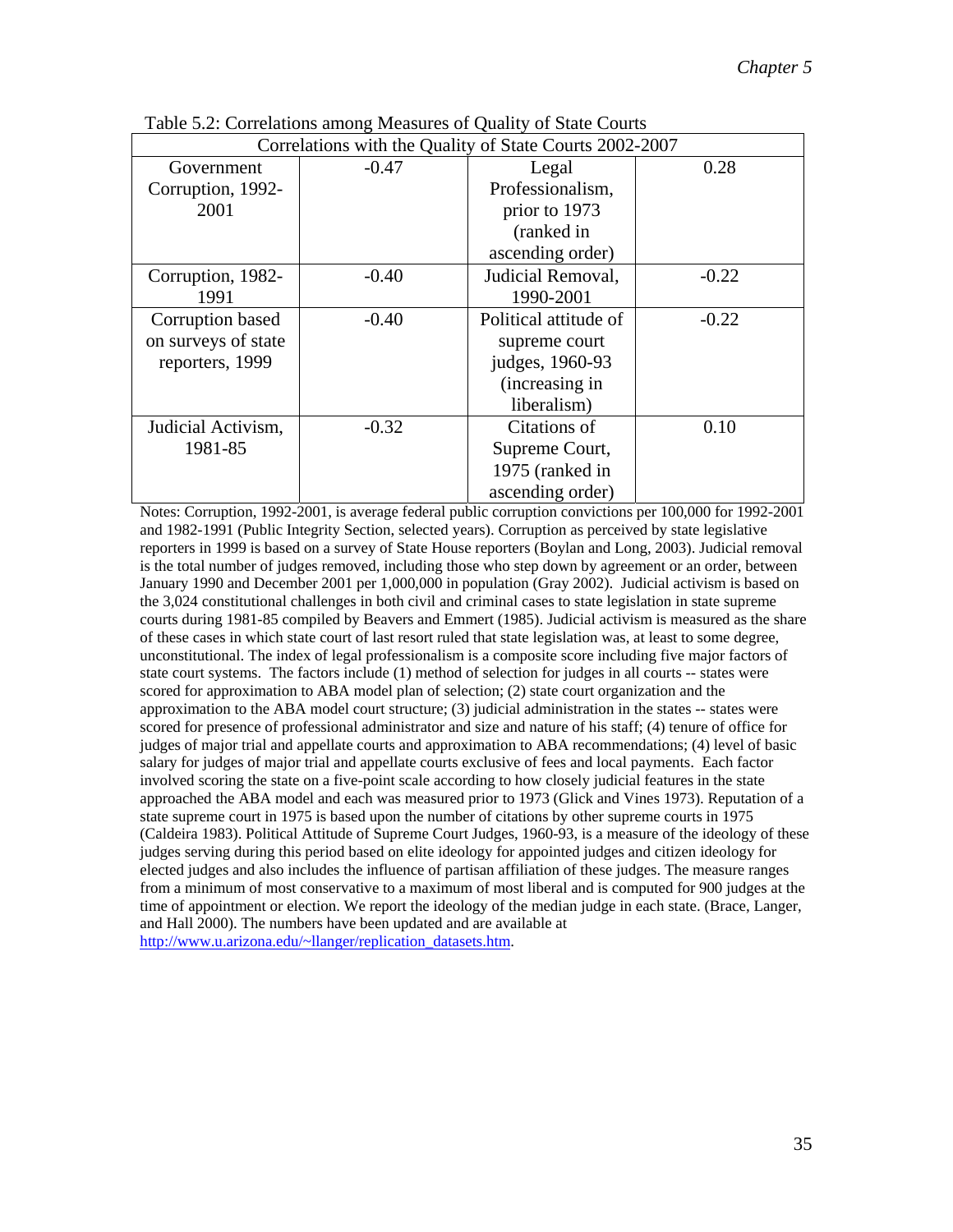Table 5.2: Correlations among Measures of Quality of State Courts

| Correlations with the Quality of State Courts 2002-2007 | | | |
|---|---|---|---|
| Government Corruption, 1992-2001 | -0.47 | Legal Professionalism, prior to 1973 (ranked in ascending order) | 0.28 |
| Corruption, 1982-1991 | -0.40 | Judicial Removal, 1990-2001 | -0.22 |
| Corruption based on surveys of state reporters, 1999 | -0.40 | Political attitude of supreme court judges, 1960-93 (increasing in liberalism) | -0.22 |
| Judicial Activism, 1981-85 | -0.32 | Citations of Supreme Court, 1975 (ranked in ascending order) | 0.10 |

Notes: Corruption, 1992-2001, is average federal public corruption convictions per 100,000 for 1992-2001 and 1982-1991 (Public Integrity Section, selected years). Corruption as perceived by state legislative reporters in 1999 is based on a survey of State House reporters (Boylan and Long, 2003). Judicial removal is the total number of judges removed, including those who step down by agreement or an order, between January 1990 and December 2001 per 1,000,000 in population (Gray 2002). Judicial activism is based on the 3,024 constitutional challenges in both civil and criminal cases to state legislation in state supreme courts during 1981-85 compiled by Beavers and Emmert (1985). Judicial activism is measured as the share of these cases in which state court of last resort ruled that state legislation was, at least to some degree, unconstitutional. The index of legal professionalism is a composite score including five major factors of state court systems. The factors include (1) method of selection for judges in all courts -- states were scored for approximation to ABA model plan of selection; (2) state court organization and the approximation to the ABA model court structure; (3) judicial administration in the states -- states were scored for presence of professional administrator and size and nature of his staff; (4) tenure of office for judges of major trial and appellate courts and approximation to ABA recommendations; (4) level of basic salary for judges of major trial and appellate courts exclusive of fees and local payments. Each factor involved scoring the state on a five-point scale according to how closely judicial features in the state approached the ABA model and each was measured prior to 1973 (Glick and Vines 1973). Reputation of a state supreme court in 1975 is based upon the number of citations by other supreme courts in 1975 (Caldeira 1983). Political Attitude of Supreme Court Judges, 1960-93, is a measure of the ideology of these judges serving during this period based on elite ideology for appointed judges and citizen ideology for elected judges and also includes the influence of partisan affiliation of these judges. The measure ranges from a minimum of most conservative to a maximum of most liberal and is computed for 900 judges at the time of appointment or election. We report the ideology of the median judge in each state. (Brace, Langer, and Hall 2000). The numbers have been updated and are available at http://www.u.arizona.edu/~llanger/replication_datasets.htm.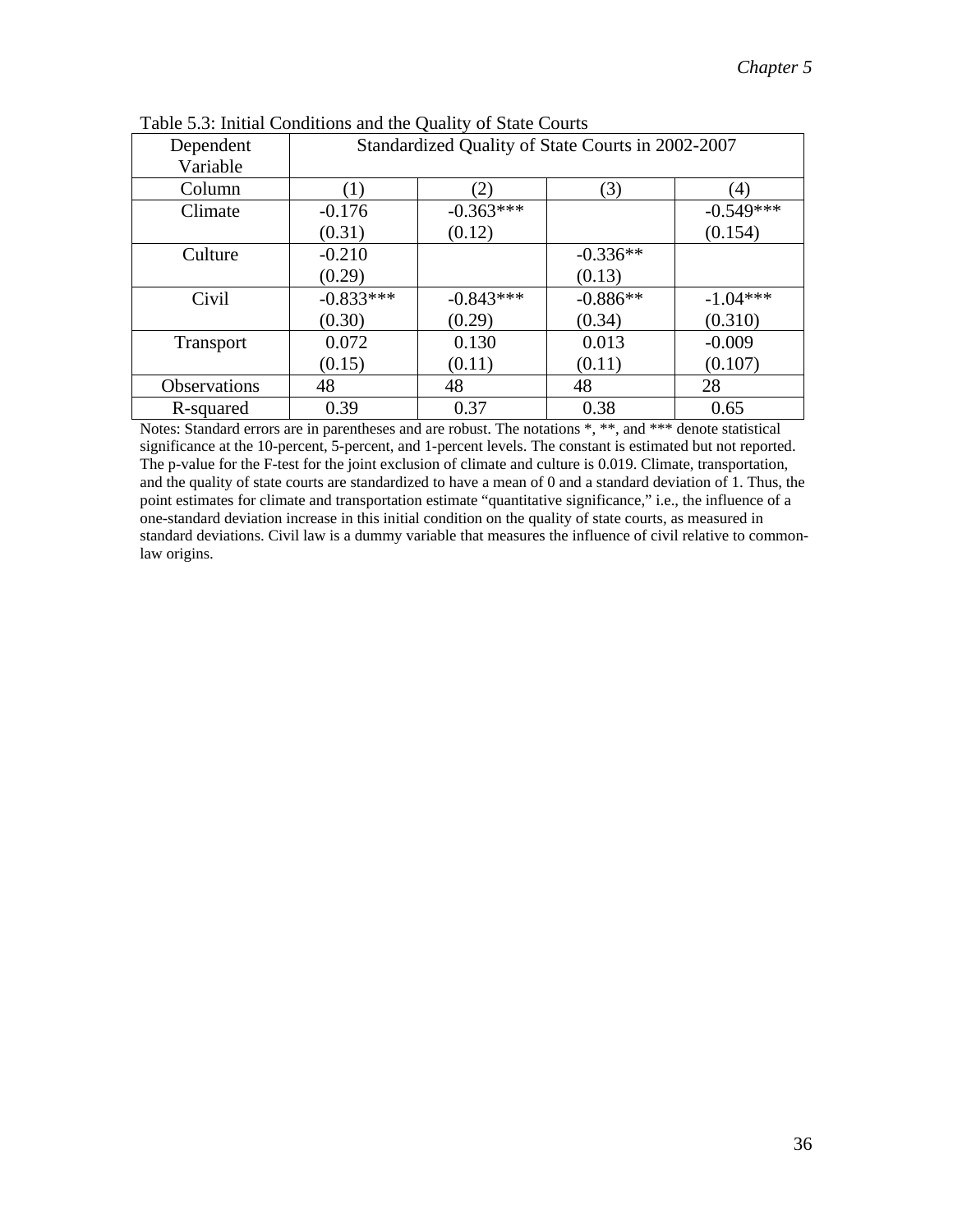Table 5.3: Initial Conditions and the Quality of State Courts

| Dependent Variable | Standardized Quality of State Courts in 2002-2007 | | | |
|---|---|---|---|---|
| Column | (1) | (2) | (3) | (4) |
| Climate | -0.176<br>(0.31) | -0.363***<br>(0.12) | | -0.549***<br>(0.154) |
| Culture | -0.210<br>(0.29) | | -0.336**<br>(0.13) | |
| Civil | -0.833***<br>(0.30) | -0.843***<br>(0.29) | -0.886**<br>(0.34) | -1.04***<br>(0.310) |
| Transport | 0.072<br>(0.15) | 0.130<br>(0.11) | 0.013<br>(0.11) | -0.009<br>(0.107) |
| Observations | 48 | 48 | 48 | 28 |
| R-squared | 0.39 | 0.37 | 0.38 | 0.65 |

Notes: Standard errors are in parentheses and are robust. The notations *, **, and *** denote statistical significance at the 10-percent, 5-percent, and 1-percent levels. The constant is estimated but not reported. The p-value for the F-test for the joint exclusion of climate and culture is 0.019. Climate, transportation, and the quality of state courts are standardized to have a mean of 0 and a standard deviation of 1. Thus, the point estimates for climate and transportation estimate "quantitative significance," i.e., the influence of a one-standard deviation increase in this initial condition on the quality of state courts, as measured in standard deviations. Civil law is a dummy variable that measures the influence of civil relative to common-law origins.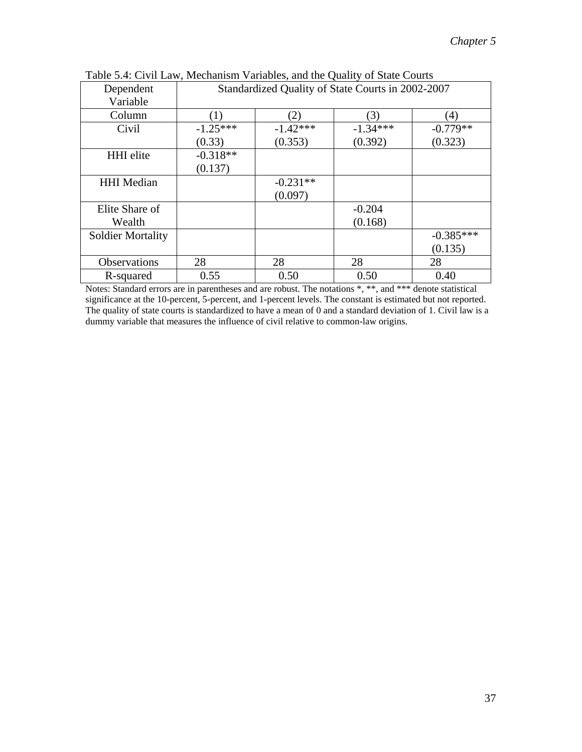Table 5.4: Civil Law, Mechanism Variables, and the Quality of State Courts

| Dependent Variable | Standardized Quality of State Courts in 2002-2007 | | | |
|---|---|---|---|---|
| Column | (1) | (2) | (3) | (4) |
| Civil | -1.25***<br>(0.33) | -1.42***<br>(0.353) | -1.34***<br>(0.392) | -0.779**<br>(0.323) |
| HHI elite | -0.318**<br>(0.137) | | | |
| HHI Median | | -0.231**<br>(0.097) | | |
| Elite Share of Wealth | | | -0.204<br>(0.168) | |
| Soldier Mortality | | | | -0.385***<br>(0.135) |
| Observations | 28 | 28 | 28 | 28 |
| R-squared | 0.55 | 0.50 | 0.50 | 0.40 |

Notes: Standard errors are in parentheses and are robust. The notations *, **, and *** denote statistical significance at the 10-percent, 5-percent, and 1-percent levels. The constant is estimated but not reported. The quality of state courts is standardized to have a mean of 0 and a standard deviation of 1. Civil law is a dummy variable that measures the influence of civil relative to common-law origins.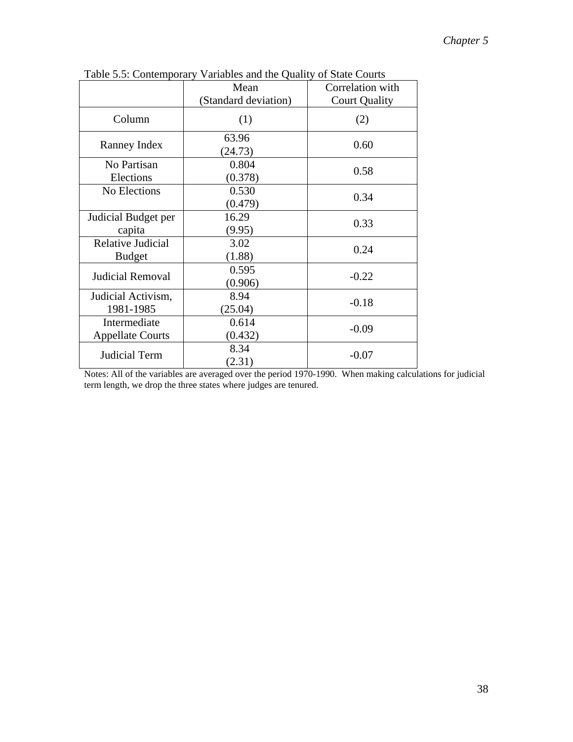Table 5.5: Contemporary Variables and the Quality of State Courts

| | Mean (Standard deviation) | Correlation with Court Quality |
|---|---|---|
| Column | (1) | (2) |
| Ranney Index | 63.96 (24.73) | 0.60 |
| No Partisan Elections | 0.804 (0.378) | 0.58 |
| No Elections | 0.530 (0.479) | 0.34 |
| Judicial Budget per capita | 16.29 (9.95) | 0.33 |
| Relative Judicial Budget | 3.02 (1.88) | 0.24 |
| Judicial Removal | 0.595 (0.906) | -0.22 |
| Judicial Activism, 1981-1985 | 8.94 (25.04) | -0.18 |
| Intermediate Appellate Courts | 0.614 (0.432) | -0.09 |
| Judicial Term | 8.34 (2.31) | -0.07 |

Notes: All of the variables are averaged over the period 1970-1990. When making calculations for judicial term length, we drop the three states where judges are tenured.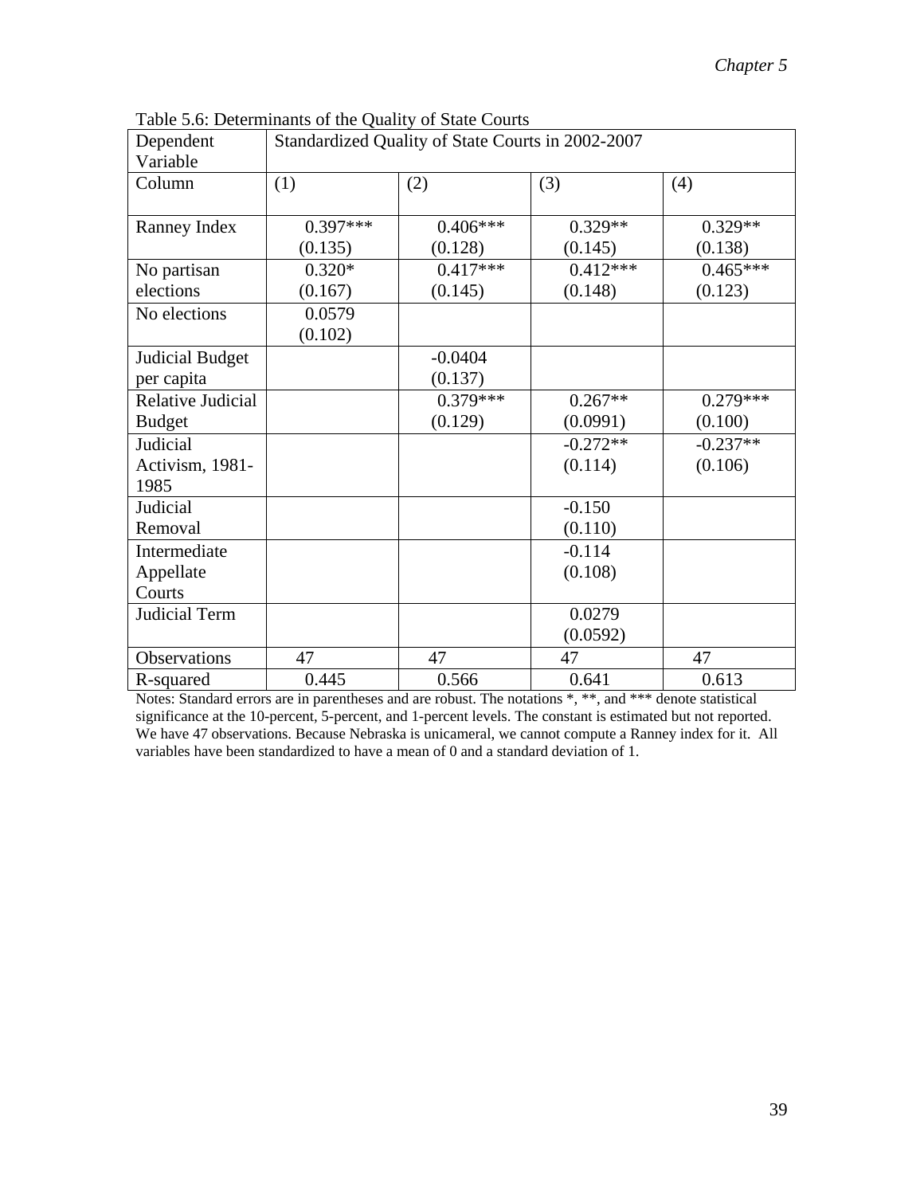Table 5.6: Determinants of the Quality of State Courts

| Dependent Variable | Standardized Quality of State Courts in 2002-2007 | | | |
|---|---|---|---|---|
| Column | (1) | (2) | (3) | (4) |
| Ranney Index | 0.397***<br>(0.135) | 0.406***<br>(0.128) | 0.329**<br>(0.145) | 0.329**<br>(0.138) |
| No partisan elections | 0.320*<br>(0.167) | 0.417***<br>(0.145) | 0.412***<br>(0.148) | 0.465***<br>(0.123) |
| No elections | 0.0579<br>(0.102) | | | |
| Judicial Budget per capita | | -0.0404<br>(0.137) | | |
| Relative Judicial Budget | | 0.379***<br>(0.129) | 0.267**<br>(0.0991) | 0.279***<br>(0.100) |
| Judicial Activism, 1981-1985 | | | -0.272**<br>(0.114) | -0.237**<br>(0.106) |
| Judicial Removal | | | -0.150<br>(0.110) | |
| Intermediate Appellate Courts | | | -0.114<br>(0.108) | |
| Judicial Term | | | 0.0279<br>(0.0592) | |
| Observations | 47 | 47 | 47 | 47 |
| R-squared | 0.445 | 0.566 | 0.641 | 0.613 |

Notes: Standard errors are in parentheses and are robust. The notations *, **, and *** denote statistical significance at the 10-percent, 5-percent, and 1-percent levels. The constant is estimated but not reported. We have 47 observations. Because Nebraska is unicameral, we cannot compute a Ranney index for it. All variables have been standardized to have a mean of 0 and a standard deviation of 1.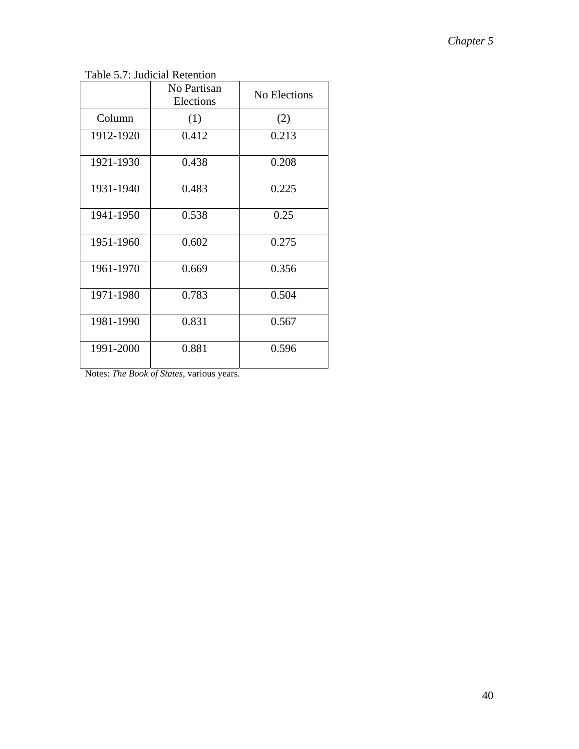Table 5.7: Judicial Retention

| | No Partisan Elections | No Elections |
|---|---|---|
| Column | (1) | (2) |
| 1912-1920 | 0.412 | 0.213 |
| 1921-1930 | 0.438 | 0.208 |
| 1931-1940 | 0.483 | 0.225 |
| 1941-1950 | 0.538 | 0.25 |
| 1951-1960 | 0.602 | 0.275 |
| 1961-1970 | 0.669 | 0.356 |
| 1971-1980 | 0.783 | 0.504 |
| 1981-1990 | 0.831 | 0.567 |
| 1991-2000 | 0.881 | 0.596 |

Notes: *The Book of States*, various years.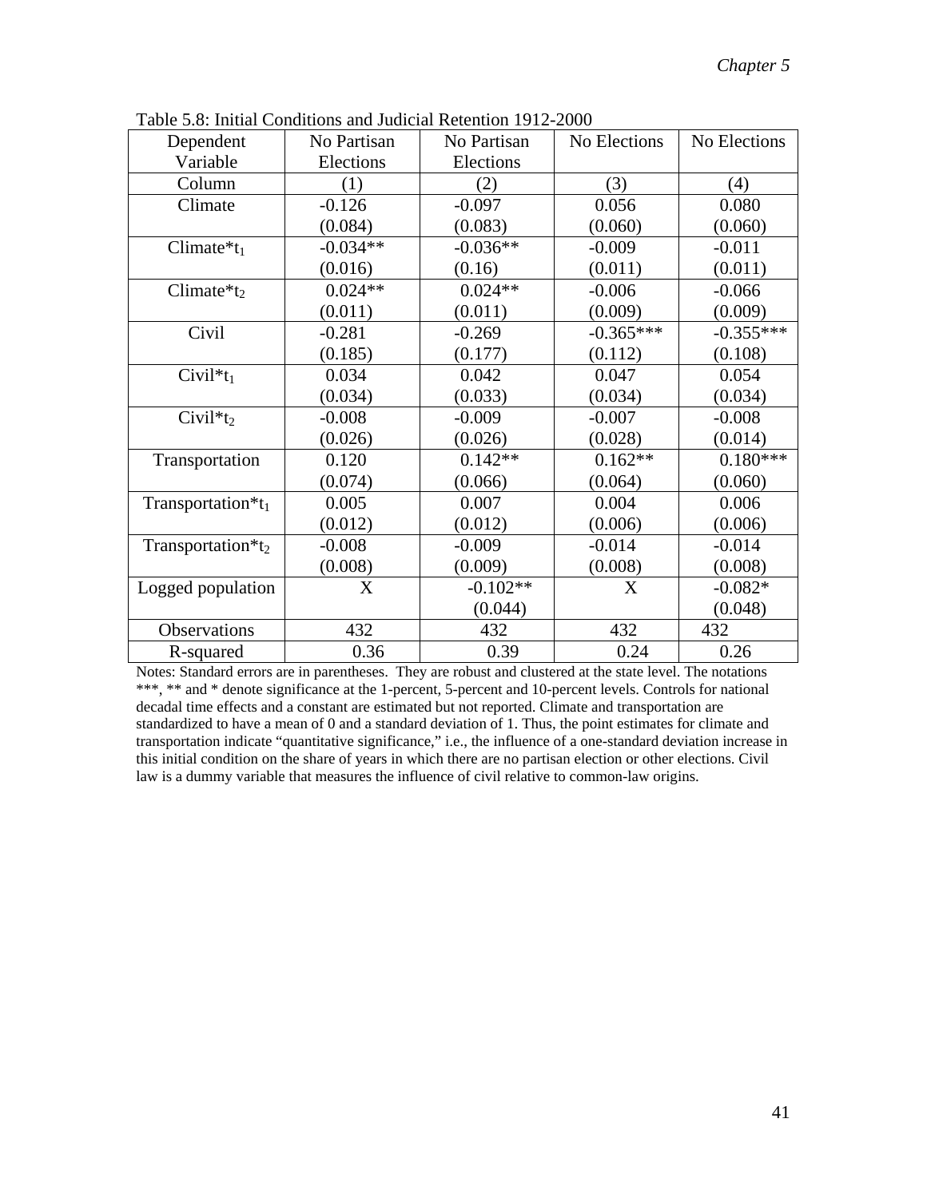Table 5.8: Initial Conditions and Judicial Retention 1912-2000

| Dependent Variable | No Partisan Elections | No Partisan Elections | No Elections | No Elections |
|---|---|---|---|---|
| Column | (1) | (2) | (3) | (4) |
| Climate | -0.126<br>(0.084) | -0.097<br>(0.083) | 0.056<br>(0.060) | 0.080<br>(0.060) |
| Climate*$t_1$ | -0.034**<br>(0.016) | -0.036**<br>(0.16) | -0.009<br>(0.011) | -0.011<br>(0.011) |
| Climate*$t_2$ | 0.024**<br>(0.011) | 0.024**<br>(0.011) | -0.006<br>(0.009) | -0.066<br>(0.009) |
| Civil | -0.281<br>(0.185) | -0.269<br>(0.177) | -0.365***<br>(0.112) | -0.355***<br>(0.108) |
| Civil*$t_1$ | 0.034<br>(0.034) | 0.042<br>(0.033) | 0.047<br>(0.034) | 0.054<br>(0.034) |
| Civil*$t_2$ | -0.008<br>(0.026) | -0.009<br>(0.026) | -0.007<br>(0.028) | -0.008<br>(0.014) |
| Transportation | 0.120<br>(0.074) | 0.142**<br>(0.066) | 0.162**<br>(0.064) | 0.180***<br>(0.060) |
| Transportation*$t_1$ | 0.005<br>(0.012) | 0.007<br>(0.012) | 0.004<br>(0.006) | 0.006<br>(0.006) |
| Transportation*$t_2$ | -0.008<br>(0.008) | -0.009<br>(0.009) | -0.014<br>(0.008) | -0.014<br>(0.008) |
| Logged population | X | -0.102**<br>(0.044) | X | -0.082*<br>(0.048) |
| Observations | 432 | 432 | 432 | 432 |
| R-squared | 0.36 | 0.39 | 0.24 | 0.26 |

Notes: Standard errors are in parentheses. They are robust and clustered at the state level. The notations ***, ** and * denote significance at the 1-percent, 5-percent and 10-percent levels. Controls for national decadal time effects and a constant are estimated but not reported. Climate and transportation are standardized to have a mean of 0 and a standard deviation of 1. Thus, the point estimates for climate and transportation indicate "quantitative significance," i.e., the influence of a one-standard deviation increase in this initial condition on the share of years in which there are no partisan election or other elections. Civil law is a dummy variable that measures the influence of civil relative to common-law origins.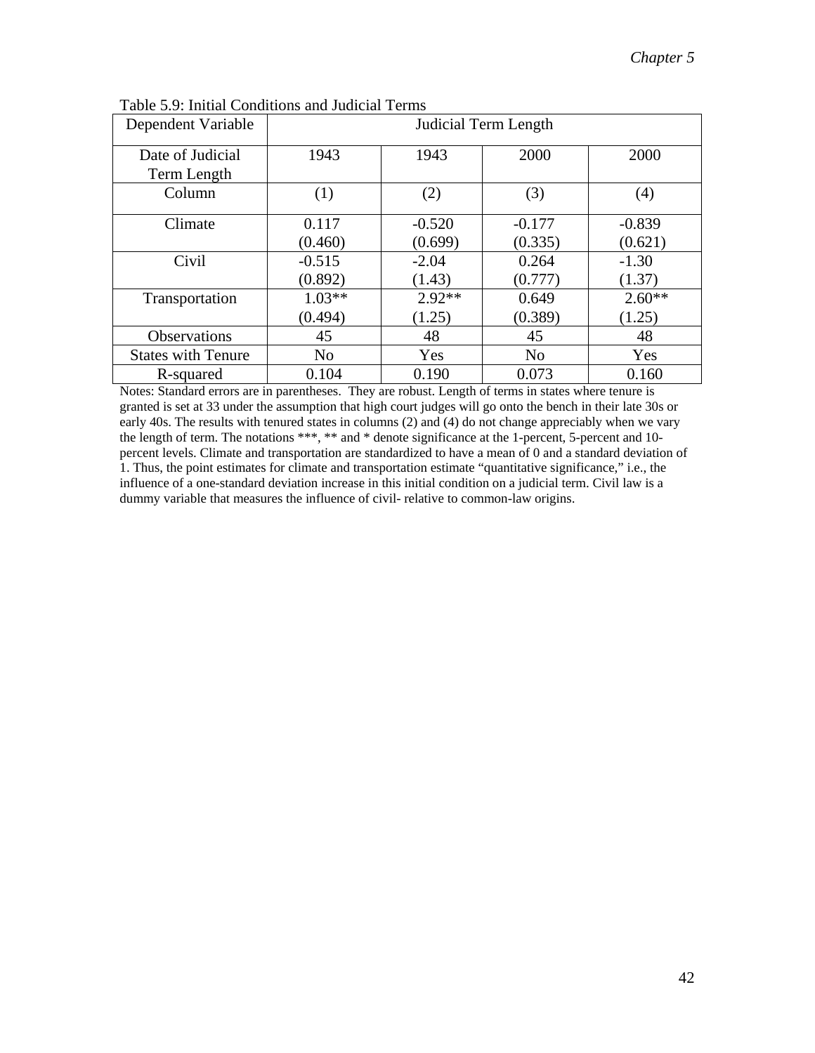Table 5.9: Initial Conditions and Judicial Terms

| Dependent Variable | Judicial Term Length | | | |
|---|---|---|---|---|
| Date of Judicial Term Length | 1943 | 1943 | 2000 | 2000 |
| Column | (1) | (2) | (3) | (4) |
| Climate | 0.117<br>(0.460) | -0.520<br>(0.699) | -0.177<br>(0.335) | -0.839<br>(0.621) |
| Civil | -0.515<br>(0.892) | -2.04<br>(1.43) | 0.264<br>(0.777) | -1.30<br>(1.37) |
| Transportation | 1.03**<br>(0.494) | 2.92**<br>(1.25) | 0.649<br>(0.389) | 2.60**<br>(1.25) |
| Observations | 45 | 48 | 45 | 48 |
| States with Tenure | No | Yes | No | Yes |
| R-squared | 0.104 | 0.190 | 0.073 | 0.160 |

Notes: Standard errors are in parentheses. They are robust. Length of terms in states where tenure is granted is set at 33 under the assumption that high court judges will go onto the bench in their late 30s or early 40s. The results with tenured states in columns (2) and (4) do not change appreciably when we vary the length of term. The notations ***, ** and * denote significance at the 1-percent, 5-percent and 10-percent levels. Climate and transportation are standardized to have a mean of 0 and a standard deviation of 1. Thus, the point estimates for climate and transportation estimate "quantitative significance," i.e., the influence of a one-standard deviation increase in this initial condition on a judicial term. Civil law is a dummy variable that measures the influence of civil- relative to common-law origins.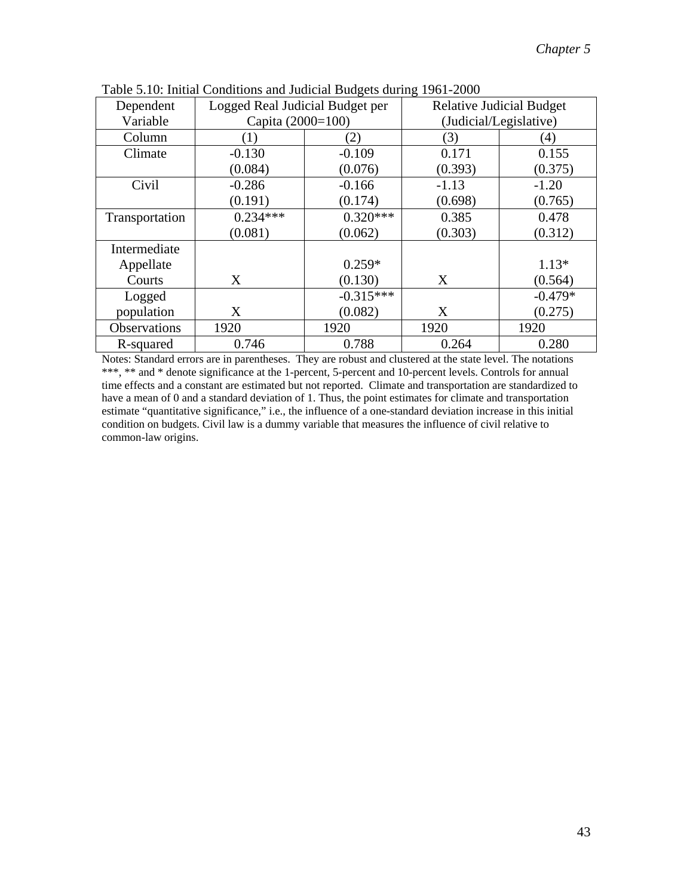Table 5.10: Initial Conditions and Judicial Budgets during 1961-2000

| Dependent Variable | Logged Real Judicial Budget per Capita (2000=100) | | Relative Judicial Budget (Judicial/Legislative) | |
|---|---|---|---|---|
| Column | (1) | (2) | (3) | (4) |
| Climate | -0.130<br>(0.084) | -0.109<br>(0.076) | 0.171<br>(0.393) | 0.155<br>(0.375) |
| Civil | -0.286<br>(0.191) | -0.166<br>(0.174) | -1.13<br>(0.698) | -1.20<br>(0.765) |
| Transportation | 0.234***<br>(0.081) | 0.320***<br>(0.062) | 0.385<br>(0.303) | 0.478<br>(0.312) |
| Intermediate Appellate Courts | X | 0.259*<br>(0.130) | X | 1.13*<br>(0.564) |
| Logged population | X | -0.315***<br>(0.082) | X | -0.479*<br>(0.275) |
| Observations | 1920 | 1920 | 1920 | 1920 |
| R-squared | 0.746 | 0.788 | 0.264 | 0.280 |

Notes: Standard errors are in parentheses. They are robust and clustered at the state level. The notations ***, ** and * denote significance at the 1-percent, 5-percent and 10-percent levels. Controls for annual time effects and a constant are estimated but not reported. Climate and transportation are standardized to have a mean of 0 and a standard deviation of 1. Thus, the point estimates for climate and transportation estimate "quantitative significance," i.e., the influence of a one-standard deviation increase in this initial condition on budgets. Civil law is a dummy variable that measures the influence of civil relative to common-law origins.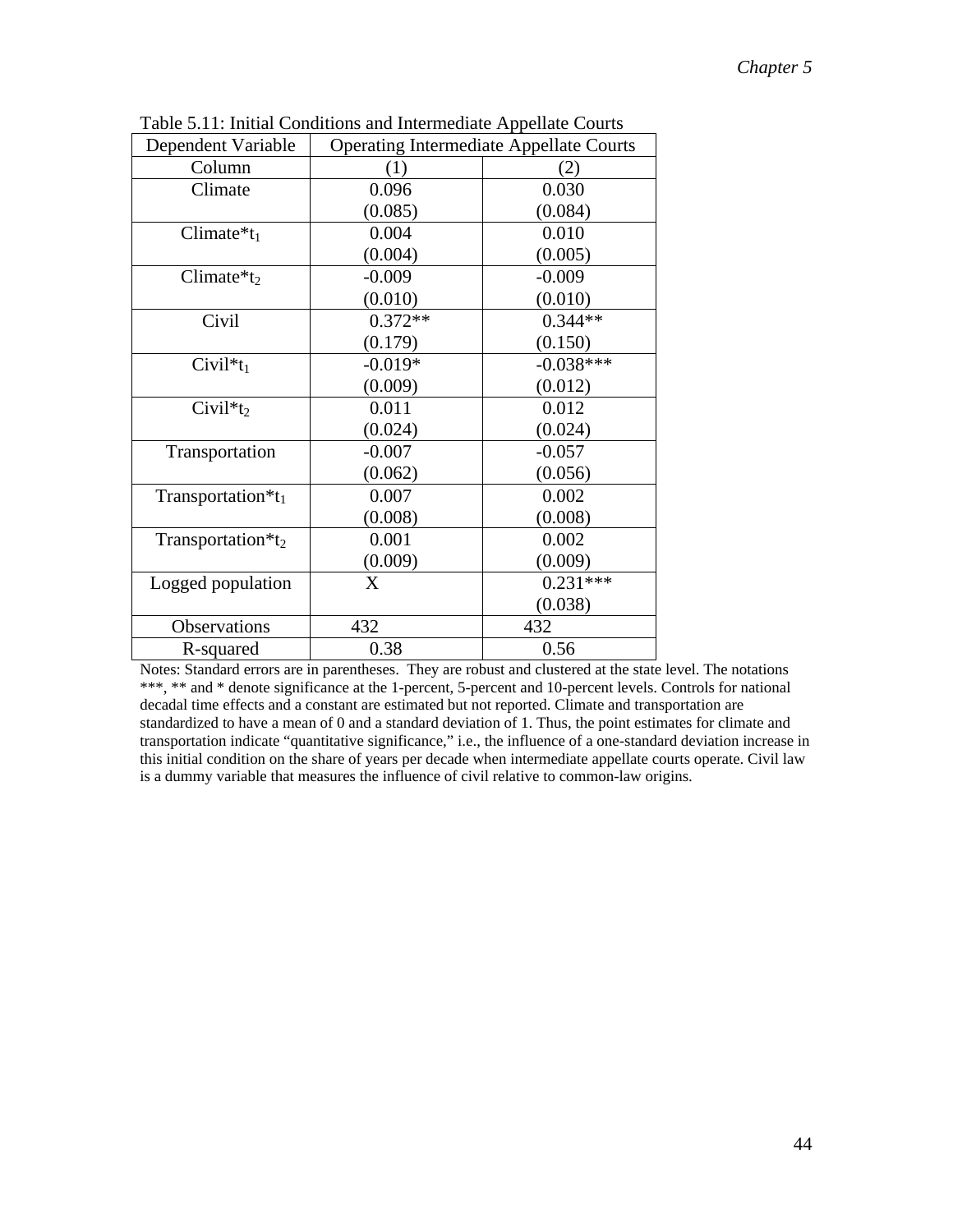Table 5.11: Initial Conditions and Intermediate Appellate Courts

| Dependent Variable | Operating Intermediate Appellate Courts | |
|---|---|---|
| Column | (1) | (2) |
| Climate | 0.096 | 0.030 |
| | (0.085) | (0.084) |
| Climate*$t_1$ | 0.004 | 0.010 |
| | (0.004) | (0.005) |
| Climate*$t_2$ | -0.009 | -0.009 |
| | (0.010) | (0.010) |
| Civil | 0.372** | 0.344** |
| | (0.179) | (0.150) |
| Civil*$t_1$ | -0.019* | -0.038*** |
| | (0.009) | (0.012) |
| Civil*$t_2$ | 0.011 | 0.012 |
| | (0.024) | (0.024) |
| Transportation | -0.007 | -0.057 |
| | (0.062) | (0.056) |
| Transportation*$t_1$ | 0.007 | 0.002 |
| | (0.008) | (0.008) |
| Transportation*$t_2$ | 0.001 | 0.002 |
| | (0.009) | (0.009) |
| Logged population | X | 0.231*** |
| | | (0.038) |
| Observations | 432 | 432 |
| R-squared | 0.38 | 0.56 |

Notes: Standard errors are in parentheses. They are robust and clustered at the state level. The notations ***, ** and * denote significance at the 1-percent, 5-percent and 10-percent levels. Controls for national decadal time effects and a constant are estimated but not reported. Climate and transportation are standardized to have a mean of 0 and a standard deviation of 1. Thus, the point estimates for climate and transportation indicate "quantitative significance," i.e., the influence of a one-standard deviation increase in this initial condition on the share of years per decade when intermediate appellate courts operate. Civil law is a dummy variable that measures the influence of civil relative to common-law origins.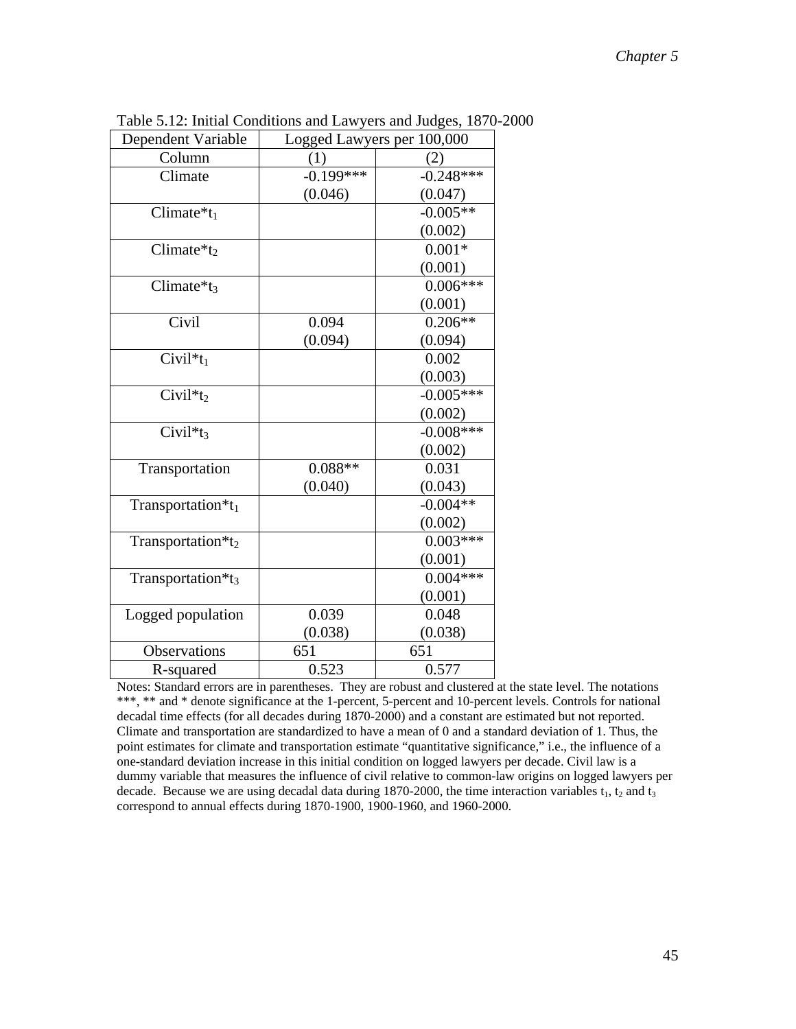Table 5.12: Initial Conditions and Lawyers and Judges, 1870-2000

| Dependent Variable | Logged Lawyers per 100,000 | |
|---|---|---|
| Column | (1) | (2) |
| Climate | -0.199***<br>(0.046) | -0.248***<br>(0.047) |
| Climate*$t_1$ | | -0.005**<br>(0.002) |
| Climate*$t_2$ | | 0.001*<br>(0.001) |
| Climate*$t_3$ | | 0.006***<br>(0.001) |
| Civil | 0.094<br>(0.094) | 0.206**<br>(0.094) |
| Civil*$t_1$ | | 0.002<br>(0.003) |
| Civil*$t_2$ | | -0.005***<br>(0.002) |
| Civil*$t_3$ | | -0.008***<br>(0.002) |
| Transportation | 0.088**<br>(0.040) | 0.031<br>(0.043) |
| Transportation*$t_1$ | | -0.004**<br>(0.002) |
| Transportation*$t_2$ | | 0.003***<br>(0.001) |
| Transportation*$t_3$ | | 0.004***<br>(0.001) |
| Logged population | 0.039<br>(0.038) | 0.048<br>(0.038) |
| Observations | 651 | 651 |
| R-squared | 0.523 | 0.577 |

Notes: Standard errors are in parentheses. They are robust and clustered at the state level. The notations ***, ** and * denote significance at the 1-percent, 5-percent and 10-percent levels. Controls for national decadal time effects (for all decades during 1870-2000) and a constant are estimated but not reported. Climate and transportation are standardized to have a mean of 0 and a standard deviation of 1. Thus, the point estimates for climate and transportation estimate "quantitative significance," i.e., the influence of a one-standard deviation increase in this initial condition on logged lawyers per decade. Civil law is a dummy variable that measures the influence of civil relative to common-law origins on logged lawyers per decade. Because we are using decadal data during 1870-2000, the time interaction variables $t_1$, $t_2$ and $t_3$ correspond to annual effects during 1870-1900, 1900-1960, and 1960-2000.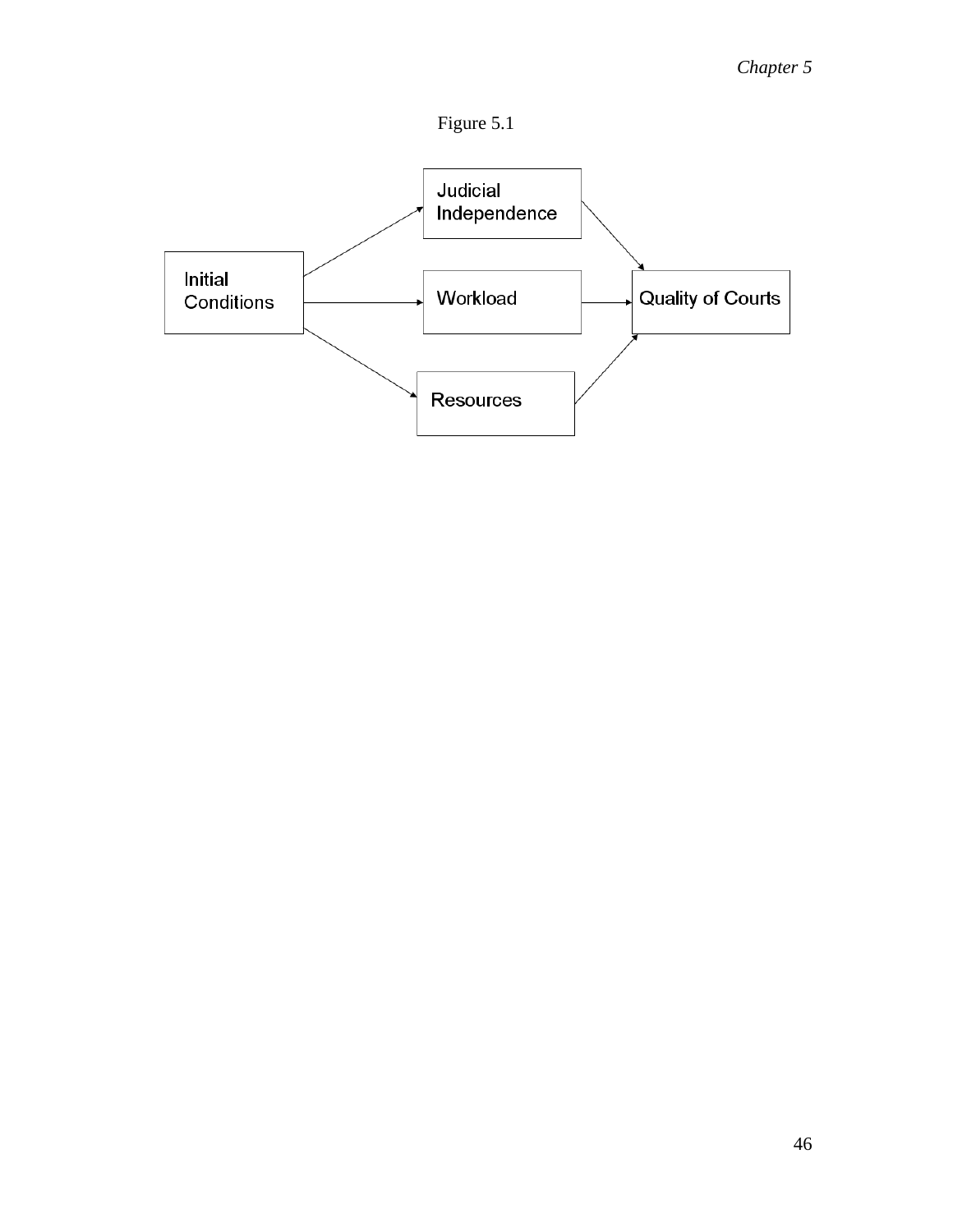Figure 5.1

Initial Conditions

Judicial Independence

Workload

Resources

Quality of Courts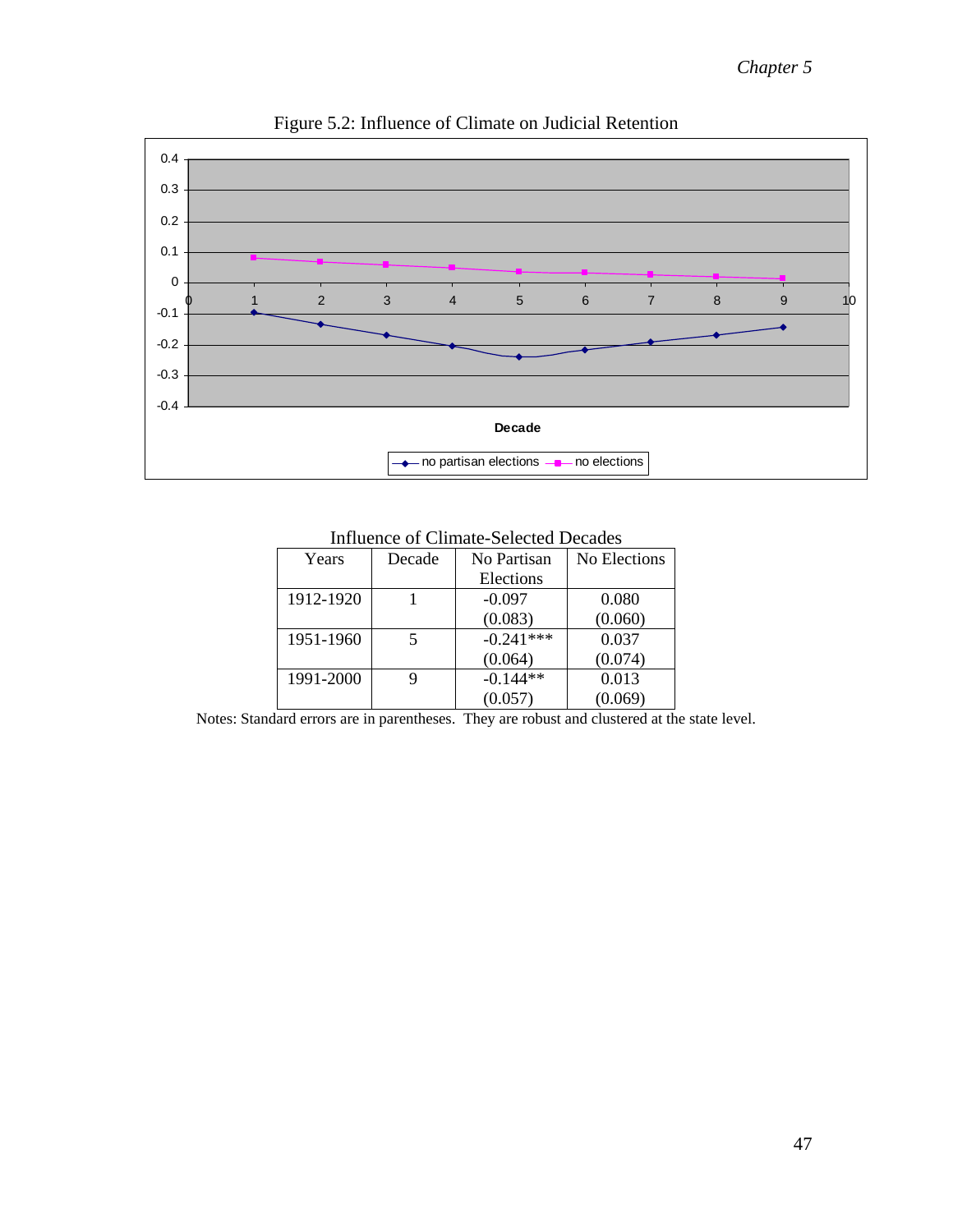Figure 5.2: Influence of Climate on Judicial Retention

Influence of Climate-Selected Decades

| Years | Decade | No Partisan Elections | No Elections |
|---|---|---|---|
| 1912-1920 | 1 | -0.097 (0.083) | 0.080 (0.060) |
| 1951-1960 | 5 | -0.241*** (0.064) | 0.037 (0.074) |
| 1991-2000 | 9 | -0.144** (0.057) | 0.013 (0.069) |

Notes: Standard errors are in parentheses. They are robust and clustered at the state level.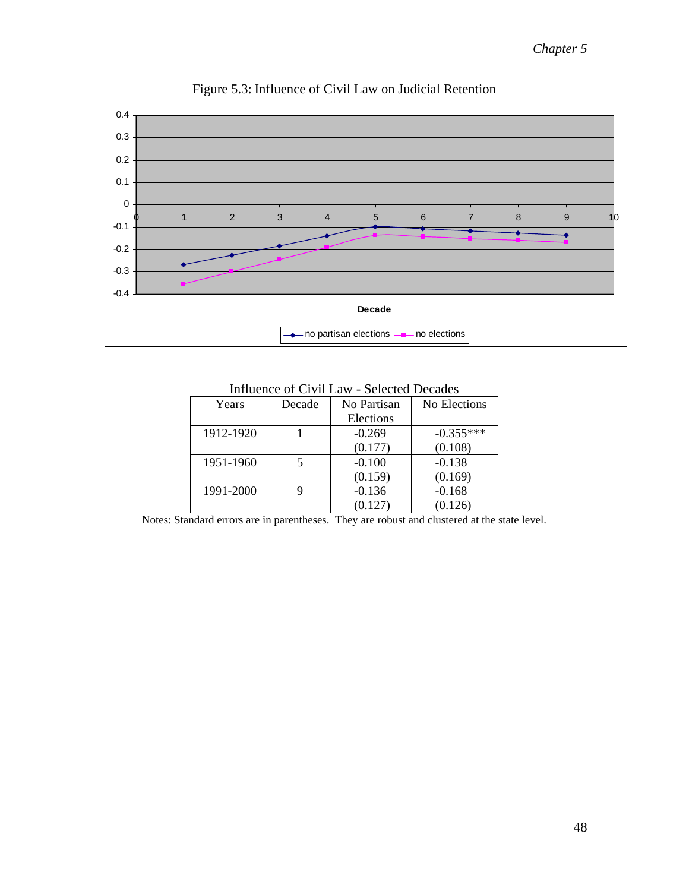Figure 5.3: Influence of Civil Law on Judicial Retention

Influence of Civil Law - Selected Decades

| Years | Decade | No Partisan Elections | No Elections |
|---|---|---|---|
| 1912-1920 | 1 | -0.269<br>(0.177) | -0.355***<br>(0.108) |
| 1951-1960 | 5 | -0.100<br>(0.159) | -0.138<br>(0.169) |
| 1991-2000 | 9 | -0.136<br>(0.127) | -0.168<br>(0.126) |

Notes: Standard errors are in parentheses. They are robust and clustered at the state level.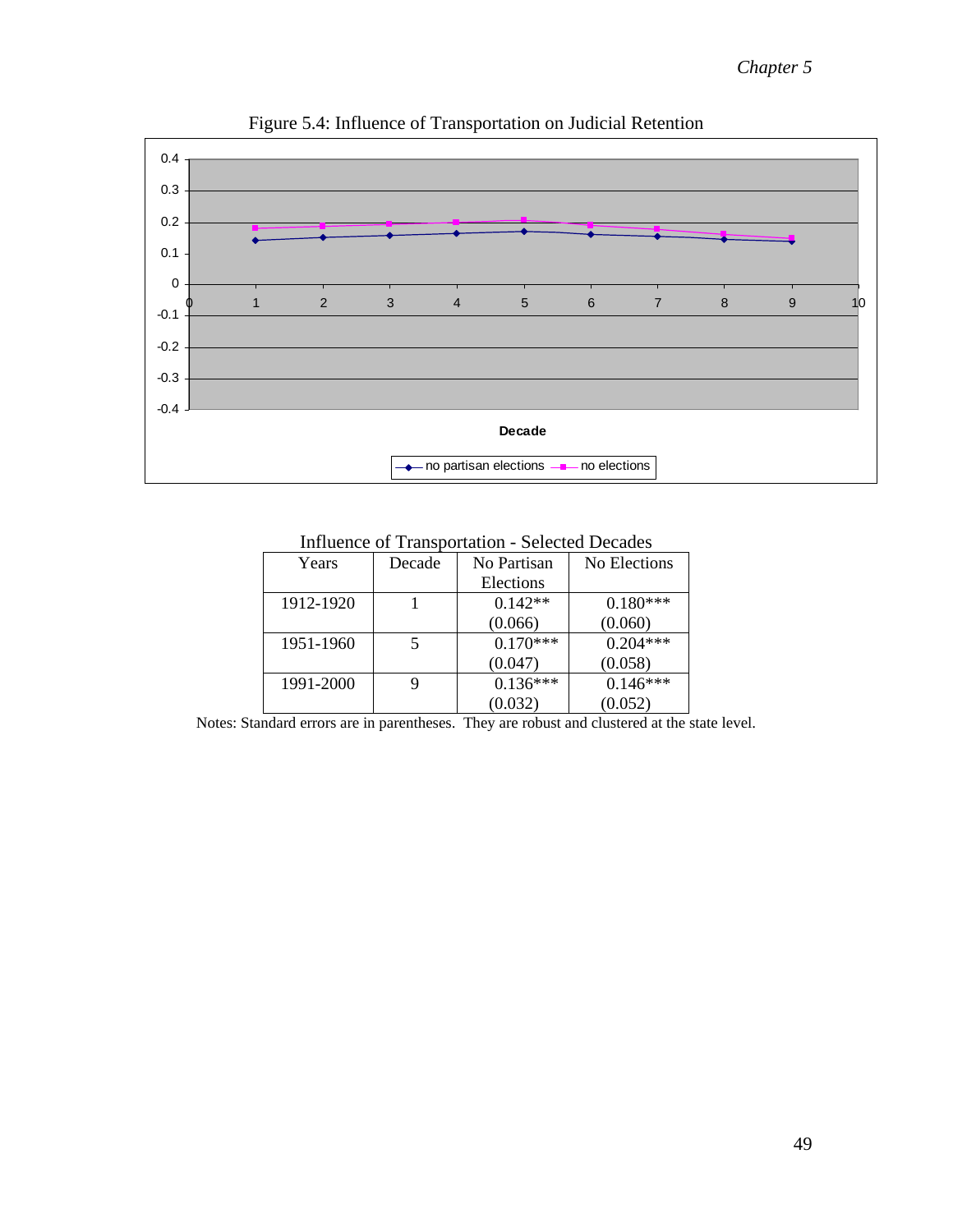Figure 5.4: Influence of Transportation on Judicial Retention

Influence of Transportation - Selected Decades

| Years | Decade | No Partisan Elections | No Elections |
|---|---|---|---|
| 1912-1920 | 1 | 0.142** (0.066) | 0.180*** (0.060) |
| 1951-1960 | 5 | 0.170*** (0.047) | 0.204*** (0.058) |
| 1991-2000 | 9 | 0.136*** (0.032) | 0.146*** (0.052) |

Notes: Standard errors are in parentheses. They are robust and clustered at the state level.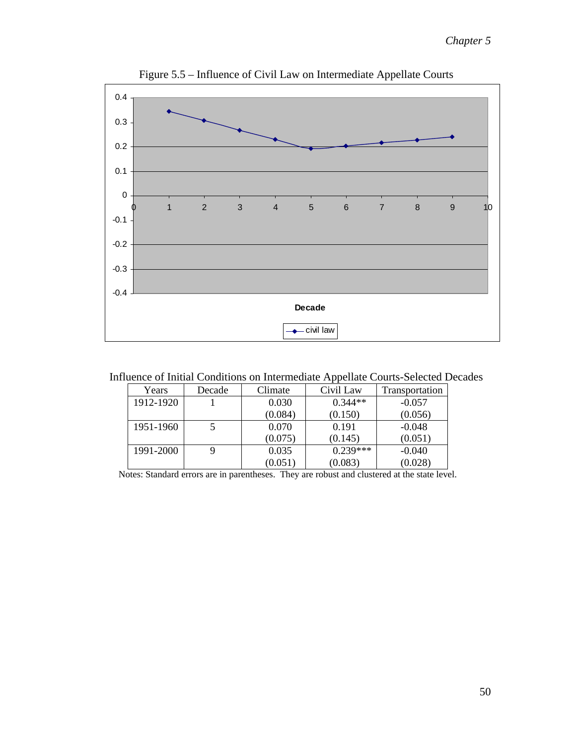Figure 5.5 – Influence of Civil Law on Intermediate Appellate Courts

Influence of Initial Conditions on Intermediate Appellate Courts-Selected Decades

| Years | Decade | Climate | Civil Law | Transportation |
|---|---|---|---|---|
| 1912-1920 | 1 | 0.030 | 0.344** | -0.057 |
| | | (0.084) | (0.150) | (0.056) |
| 1951-1960 | 5 | 0.070 | 0.191 | -0.048 |
| | | (0.075) | (0.145) | (0.051) |
| 1991-2000 | 9 | 0.035 | 0.239*** | -0.040 |
| | | (0.051) | (0.083) | (0.028) |

Notes: Standard errors are in parentheses. They are robust and clustered at the state level.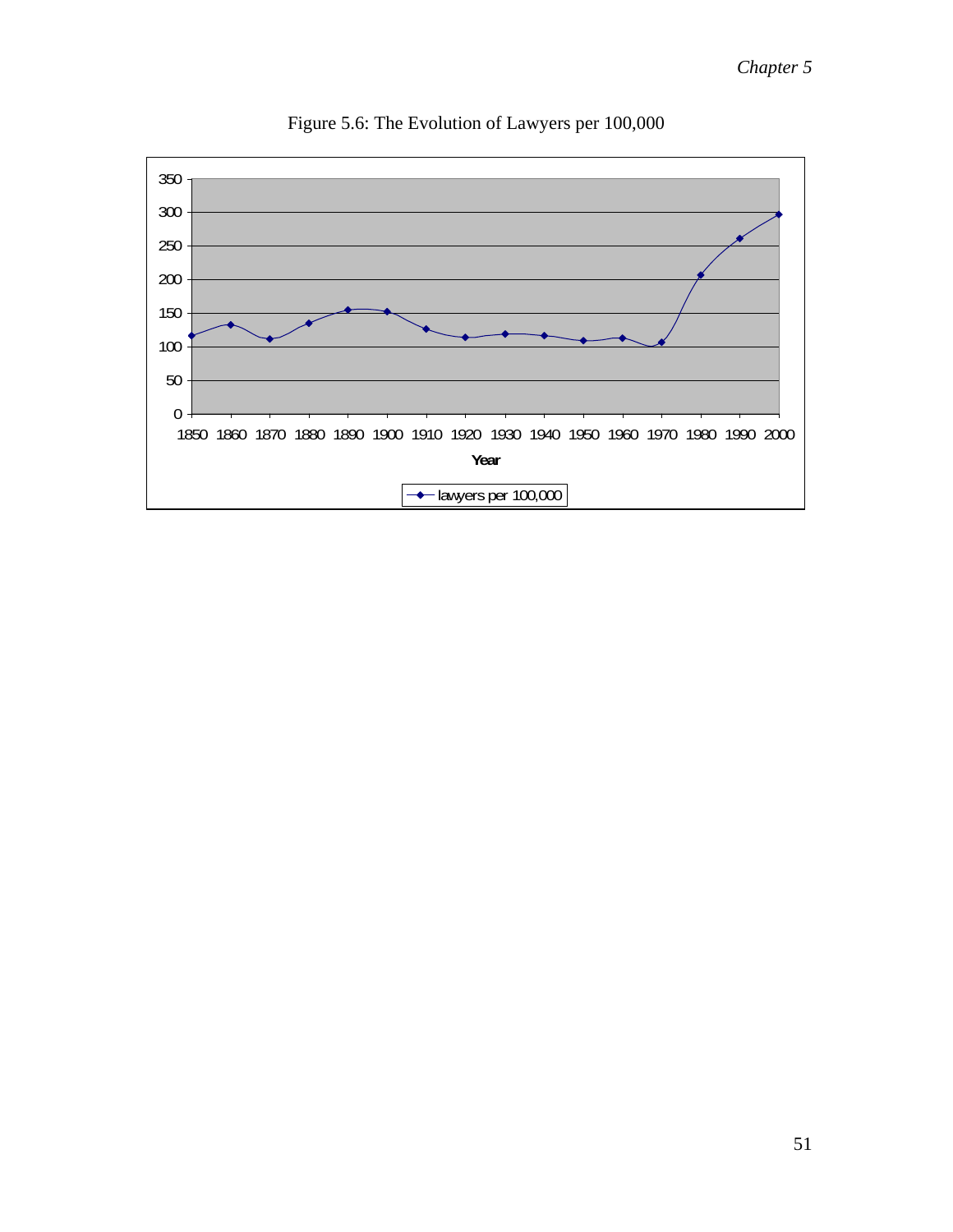Figure 5.6: The Evolution of Lawyers per 100,000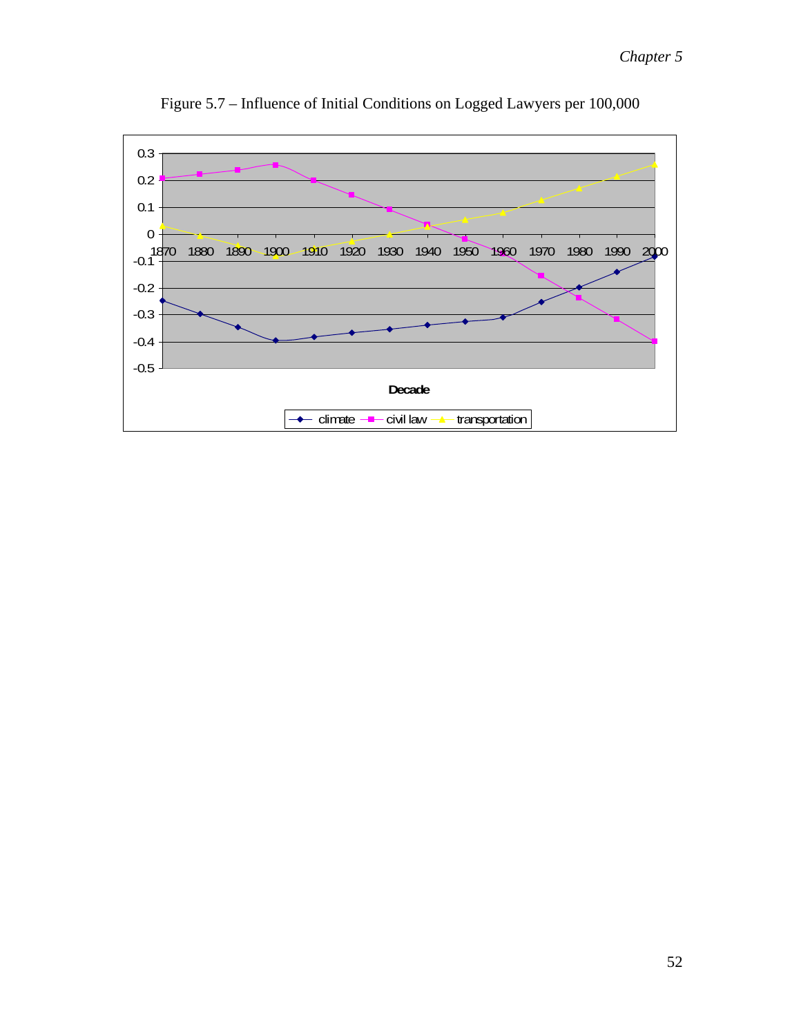Figure 5.7 – Influence of Initial Conditions on Logged Lawyers per 100,000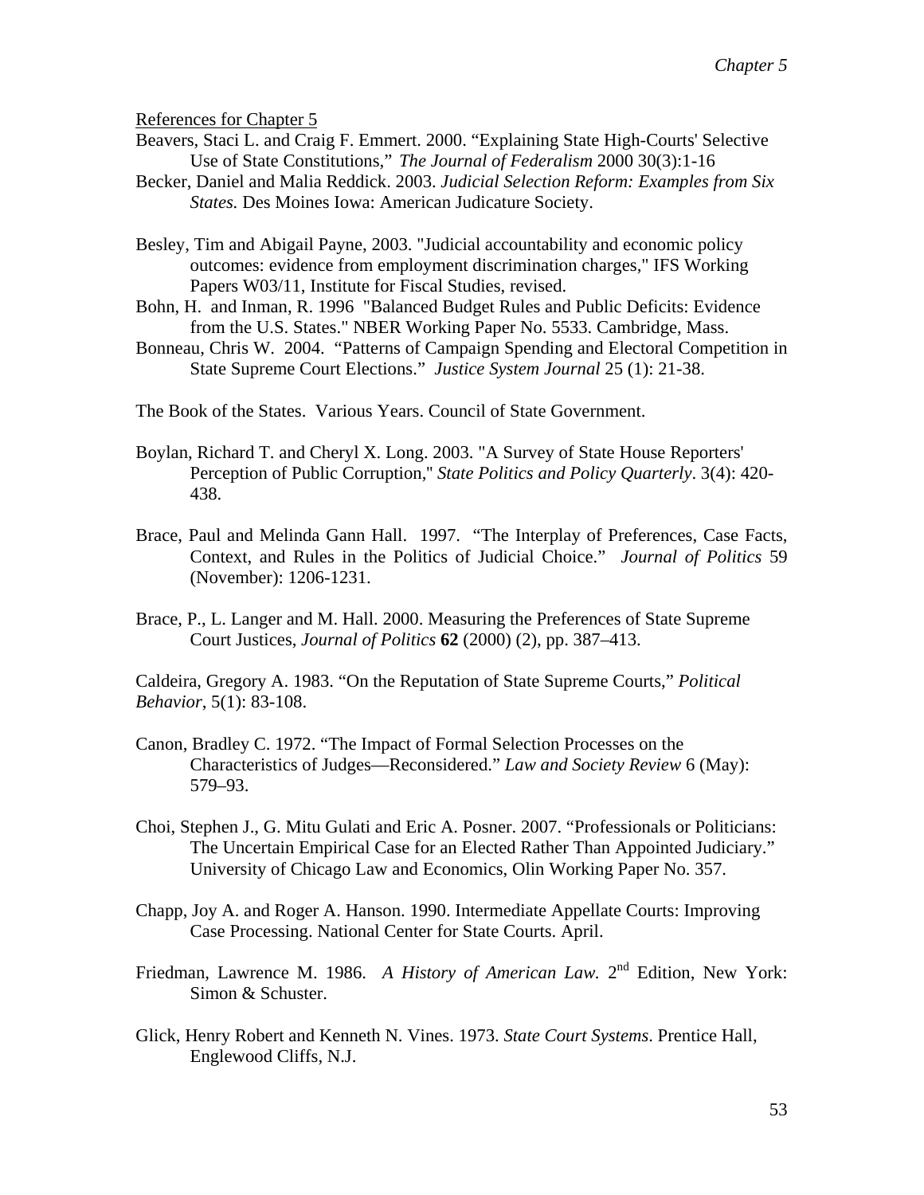<u>References for Chapter 5</u>

Beavers, Staci L. and Craig F. Emmert. 2000. "Explaining State High-Courts' Selective Use of State Constitutions," *The Journal of Federalism* 2000 30(3):1-16

Becker, Daniel and Malia Reddick. 2003. *Judicial Selection Reform: Examples from Six States.* Des Moines Iowa: American Judicature Society.

Besley, Tim and Abigail Payne, 2003. "Judicial accountability and economic policy outcomes: evidence from employment discrimination charges," IFS Working Papers W03/11, Institute for Fiscal Studies, revised.

Bohn, H. and Inman, R. 1996 "Balanced Budget Rules and Public Deficits: Evidence from the U.S. States." NBER Working Paper No. 5533. Cambridge, Mass.

Bonneau, Chris W. 2004. "Patterns of Campaign Spending and Electoral Competition in State Supreme Court Elections." *Justice System Journal* 25 (1): 21-38.

The Book of the States. Various Years. Council of State Government.

Boylan, Richard T. and Cheryl X. Long. 2003. "A Survey of State House Reporters' Perception of Public Corruption," *State Politics and Policy Quarterly*. 3(4): 420-438.

Brace, Paul and Melinda Gann Hall. 1997. "The Interplay of Preferences, Case Facts, Context, and Rules in the Politics of Judicial Choice." *Journal of Politics* 59 (November): 1206-1231.

Brace, P., L. Langer and M. Hall. 2000. Measuring the Preferences of State Supreme Court Justices, *Journal of Politics* **62** (2000) (2), pp. 387–413.

Caldeira, Gregory A. 1983. "On the Reputation of State Supreme Courts," *Political Behavior*, 5(1): 83-108.

Canon, Bradley C. 1972. "The Impact of Formal Selection Processes on the Characteristics of Judges—Reconsidered." *Law and Society Review* 6 (May): 579–93.

Choi, Stephen J., G. Mitu Gulati and Eric A. Posner. 2007. "Professionals or Politicians: The Uncertain Empirical Case for an Elected Rather Than Appointed Judiciary." University of Chicago Law and Economics, Olin Working Paper No. 357.

Chapp, Joy A. and Roger A. Hanson. 1990. Intermediate Appellate Courts: Improving Case Processing. National Center for State Courts. April.

Friedman, Lawrence M. 1986. *A History of American Law.* 2nd Edition, New York: Simon & Schuster.

Glick, Henry Robert and Kenneth N. Vines. 1973. *State Court Systems*. Prentice Hall, Englewood Cliffs, N.J.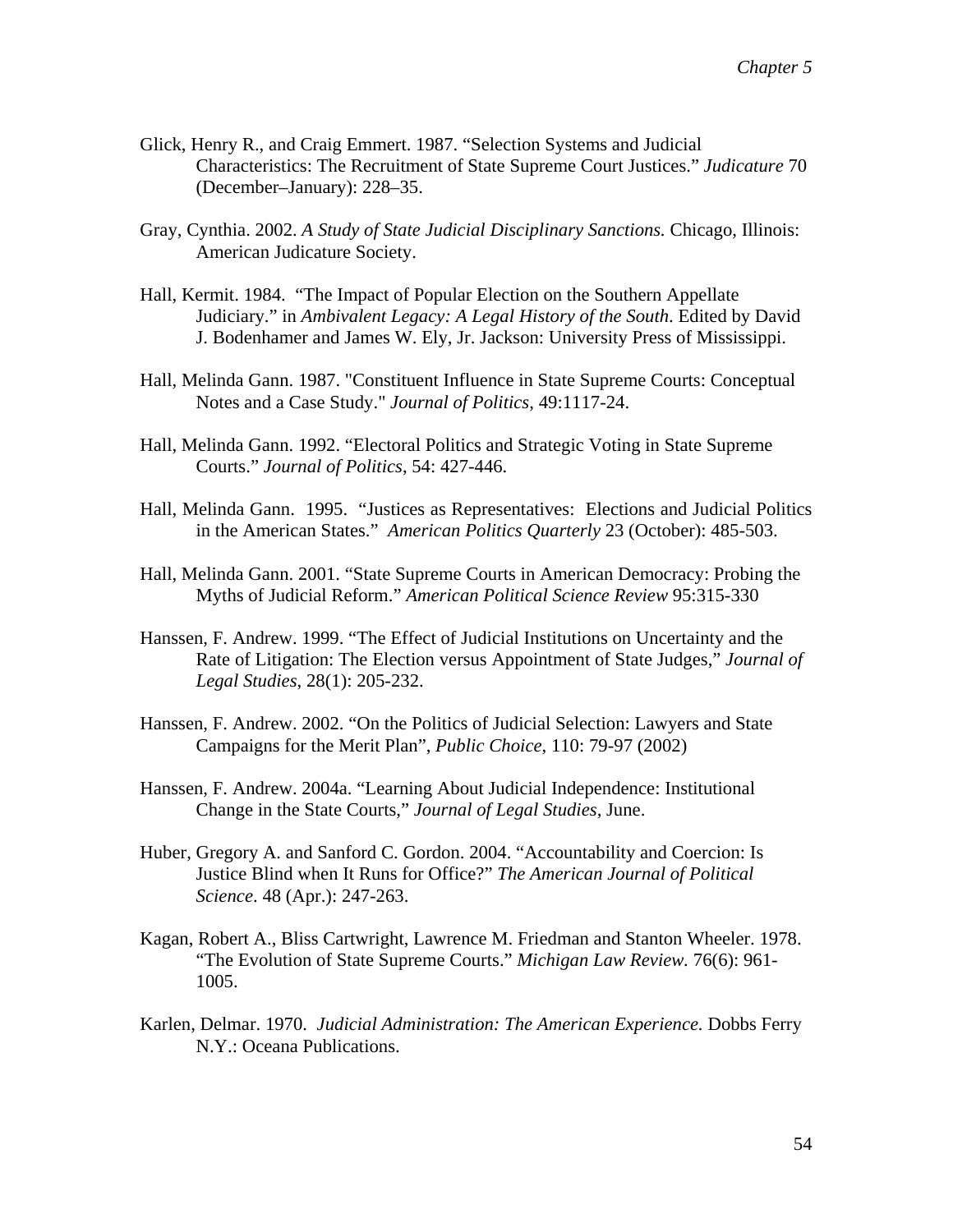Glick, Henry R., and Craig Emmert. 1987. "Selection Systems and Judicial Characteristics: The Recruitment of State Supreme Court Justices." *Judicature* 70 (December–January): 228–35.

Gray, Cynthia. 2002. *A Study of State Judicial Disciplinary Sanctions.* Chicago, Illinois: American Judicature Society.

Hall, Kermit. 1984. "The Impact of Popular Election on the Southern Appellate Judiciary." in *Ambivalent Legacy: A Legal History of the South*. Edited by David J. Bodenhamer and James W. Ely, Jr. Jackson: University Press of Mississippi.

Hall, Melinda Gann. 1987. "Constituent Influence in State Supreme Courts: Conceptual Notes and a Case Study." *Journal of Politics*, 49:1117-24.

Hall, Melinda Gann. 1992. "Electoral Politics and Strategic Voting in State Supreme Courts." *Journal of Politics*, 54: 427-446.

Hall, Melinda Gann. 1995. "Justices as Representatives: Elections and Judicial Politics in the American States." *American Politics Quarterly* 23 (October): 485-503.

Hall, Melinda Gann. 2001. "State Supreme Courts in American Democracy: Probing the Myths of Judicial Reform." *American Political Science Review* 95:315-330

Hanssen, F. Andrew. 1999. "The Effect of Judicial Institutions on Uncertainty and the Rate of Litigation: The Election versus Appointment of State Judges," *Journal of Legal Studies*, 28(1): 205-232.

Hanssen, F. Andrew. 2002. "On the Politics of Judicial Selection: Lawyers and State Campaigns for the Merit Plan", *Public Choice*, 110: 79-97 (2002)

Hanssen, F. Andrew. 2004a. "Learning About Judicial Independence: Institutional Change in the State Courts," *Journal of Legal Studies*, June.

Huber, Gregory A. and Sanford C. Gordon. 2004. "Accountability and Coercion: Is Justice Blind when It Runs for Office?" *The American Journal of Political Science*. 48 (Apr.): 247-263.

Kagan, Robert A., Bliss Cartwright, Lawrence M. Friedman and Stanton Wheeler. 1978. "The Evolution of State Supreme Courts." *Michigan Law Review.* 76(6): 961-1005.

Karlen, Delmar. 1970. *Judicial Administration: The American Experience.* Dobbs Ferry N.Y.: Oceana Publications.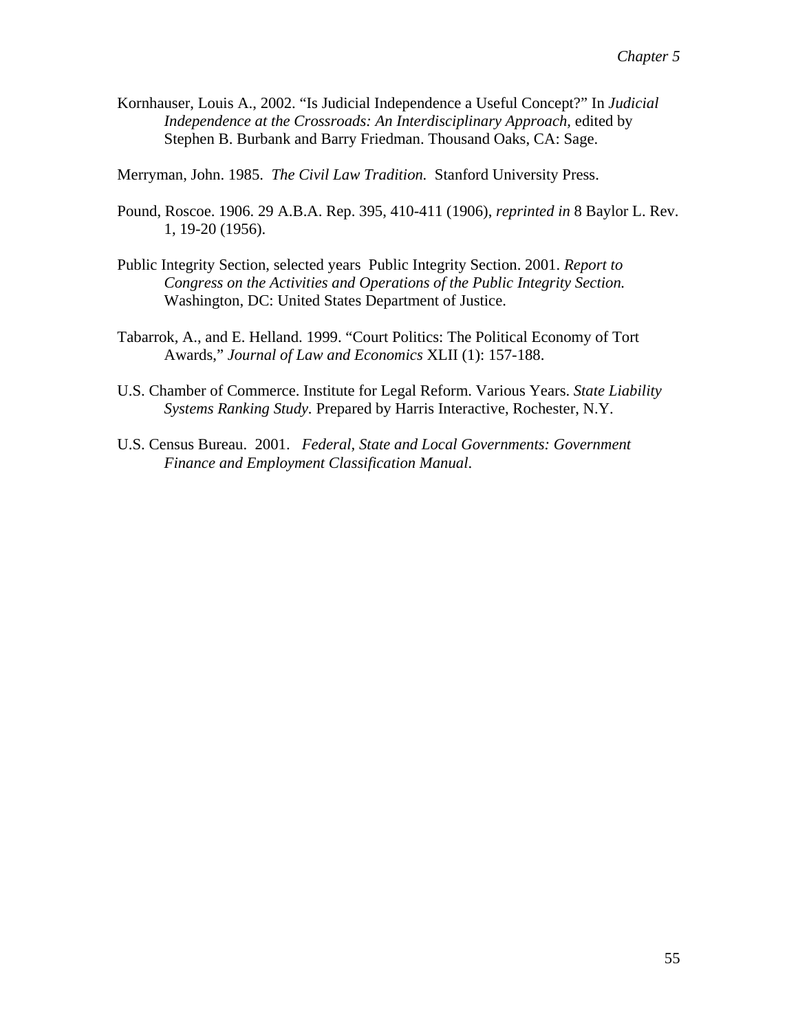Kornhauser, Louis A., 2002. "Is Judicial Independence a Useful Concept?" In *Judicial Independence at the Crossroads: An Interdisciplinary Approach,* edited by Stephen B. Burbank and Barry Friedman. Thousand Oaks, CA: Sage.

Merryman, John. 1985. *The Civil Law Tradition.* Stanford University Press.

Pound, Roscoe. 1906. 29 A.B.A. Rep. 395, 410-411 (1906), *reprinted in* 8 Baylor L. Rev. 1, 19-20 (1956).

Public Integrity Section, selected years Public Integrity Section. 2001. *Report to Congress on the Activities and Operations of the Public Integrity Section.* Washington, DC: United States Department of Justice.

Tabarrok, A., and E. Helland. 1999. "Court Politics: The Political Economy of Tort Awards," *Journal of Law and Economics* XLII (1): 157-188.

U.S. Chamber of Commerce. Institute for Legal Reform. Various Years. *State Liability Systems Ranking Study.* Prepared by Harris Interactive, Rochester, N.Y.

U.S. Census Bureau. 2001. *Federal, State and Local Governments: Government Finance and Employment Classification Manual*.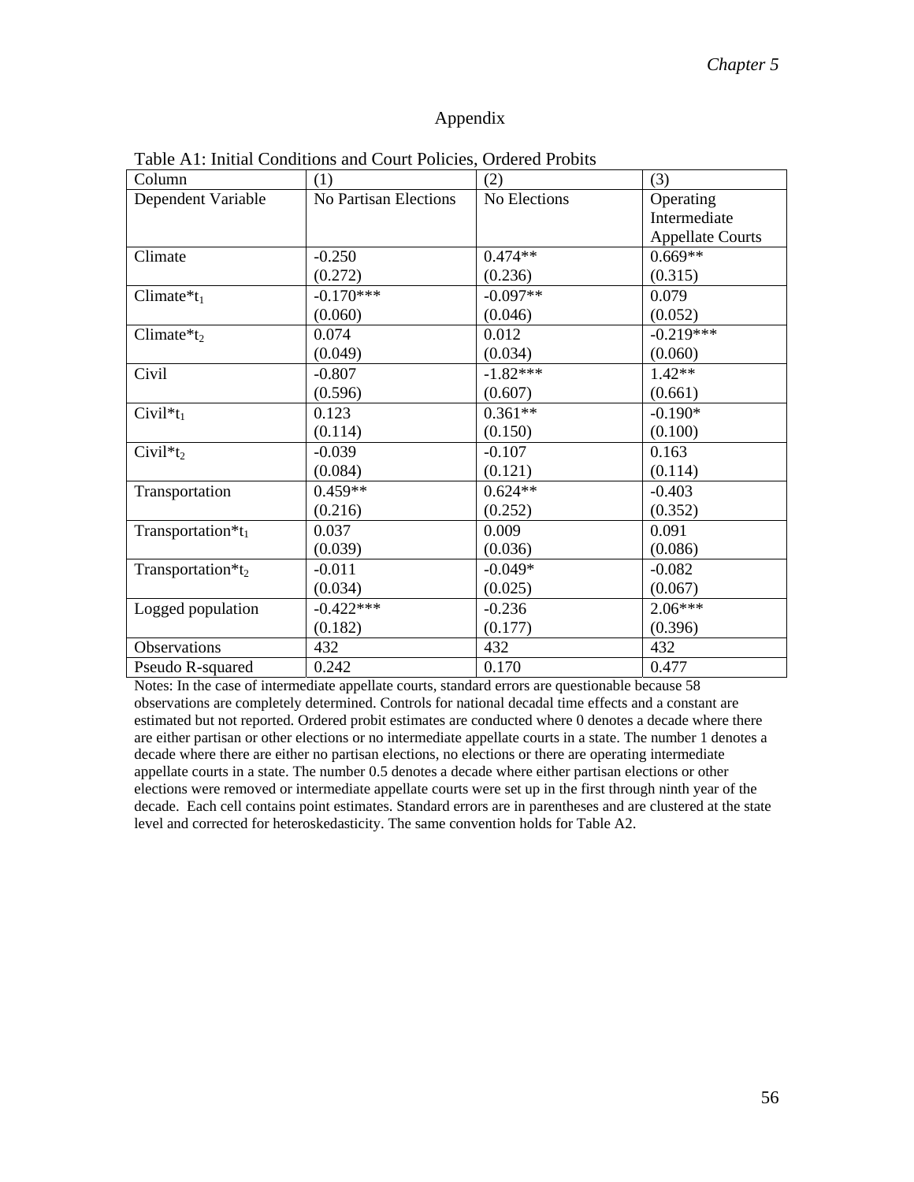## Appendix

Table A1: Initial Conditions and Court Policies, Ordered Probits

| Column | (1) | (2) | (3) |
|---|---|---|---|
| Dependent Variable | No Partisan Elections | No Elections | Operating Intermediate Appellate Courts |
| Climate | -0.250<br>(0.272) | 0.474**<br>(0.236) | 0.669**<br>(0.315) |
| Climate*$t_1$ | -0.170***<br>(0.060) | -0.097**<br>(0.046) | 0.079<br>(0.052) |
| Climate*$t_2$ | 0.074<br>(0.049) | 0.012<br>(0.034) | -0.219***<br>(0.060) |
| Civil | -0.807<br>(0.596) | -1.82***<br>(0.607) | 1.42**<br>(0.661) |
| Civil*$t_1$ | 0.123<br>(0.114) | 0.361**<br>(0.150) | -0.190*<br>(0.100) |
| Civil*$t_2$ | -0.039<br>(0.084) | -0.107<br>(0.121) | 0.163<br>(0.114) |
| Transportation | 0.459**<br>(0.216) | 0.624**<br>(0.252) | -0.403<br>(0.352) |
| Transportation*$t_1$ | 0.037<br>(0.039) | 0.009<br>(0.036) | 0.091<br>(0.086) |
| Transportation*$t_2$ | -0.011<br>(0.034) | -0.049*<br>(0.025) | -0.082<br>(0.067) |
| Logged population | -0.422***<br>(0.182) | -0.236<br>(0.177) | 2.06***<br>(0.396) |
| Observations | 432 | 432 | 432 |
| Pseudo R-squared | 0.242 | 0.170 | 0.477 |

Notes: In the case of intermediate appellate courts, standard errors are questionable because 58 observations are completely determined. Controls for national decadal time effects and a constant are estimated but not reported. Ordered probit estimates are conducted where 0 denotes a decade where there are either partisan or other elections or no intermediate appellate courts in a state. The number 1 denotes a decade where there are either no partisan elections, no elections or there are operating intermediate appellate courts in a state. The number 0.5 denotes a decade where either partisan elections or other elections were removed or intermediate appellate courts were set up in the first through ninth year of the decade. Each cell contains point estimates. Standard errors are in parentheses and are clustered at the state level and corrected for heteroskedasticity. The same convention holds for Table A2.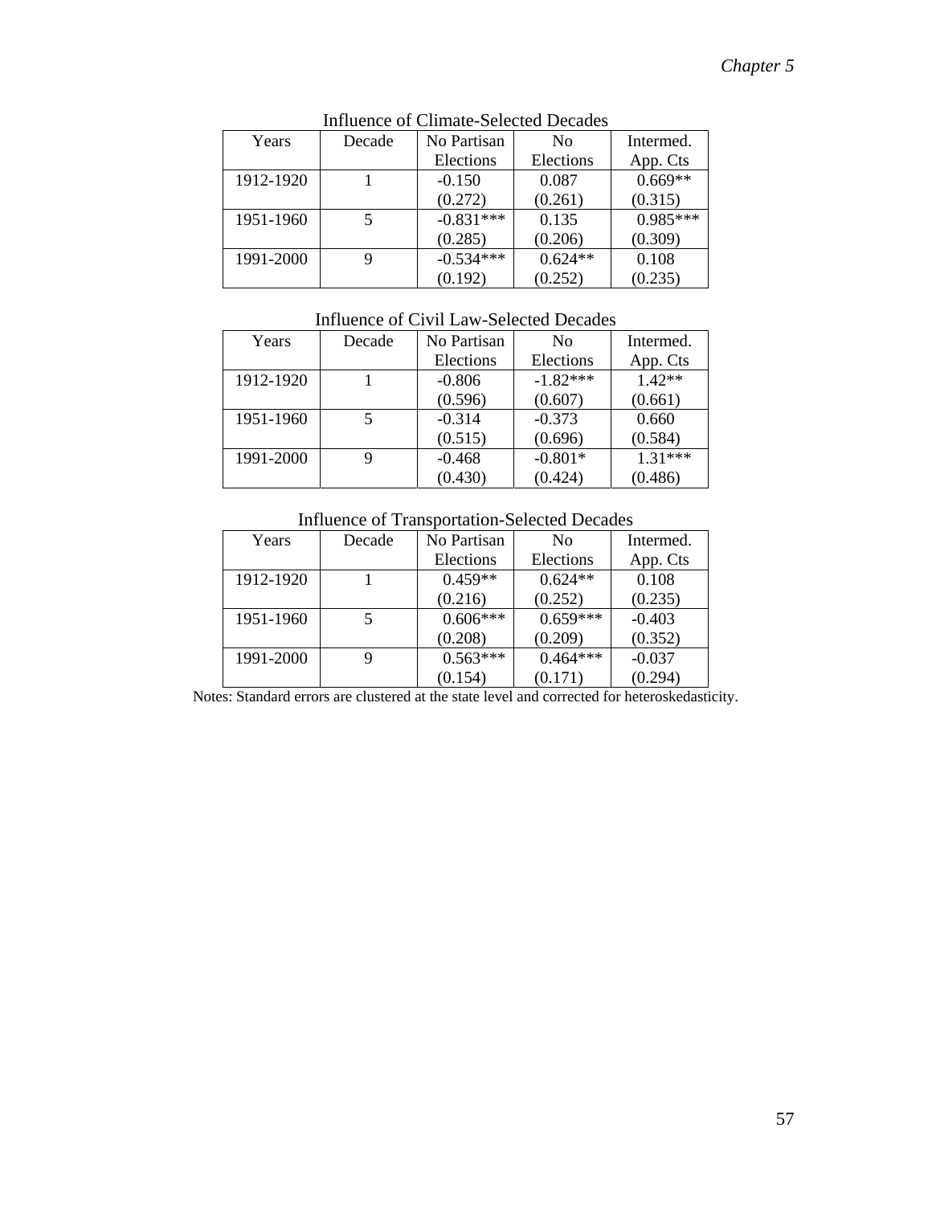Influence of Climate-Selected Decades

| Years | Decade | No Partisan Elections | No Elections | Intermed. App. Cts |
|---|---|---|---|---|
| 1912-1920 | 1 | -0.150<br>(0.272) | 0.087<br>(0.261) | 0.669**<br>(0.315) |
| 1951-1960 | 5 | -0.831***<br>(0.285) | 0.135<br>(0.206) | 0.985***<br>(0.309) |
| 1991-2000 | 9 | -0.534***<br>(0.192) | 0.624**<br>(0.252) | 0.108<br>(0.235) |

Influence of Civil Law-Selected Decades

| Years | Decade | No Partisan Elections | No Elections | Intermed. App. Cts |
|---|---|---|---|---|
| 1912-1920 | 1 | -0.806<br>(0.596) | -1.82***<br>(0.607) | 1.42**<br>(0.661) |
| 1951-1960 | 5 | -0.314<br>(0.515) | -0.373<br>(0.696) | 0.660<br>(0.584) |
| 1991-2000 | 9 | -0.468<br>(0.430) | -0.801*<br>(0.424) | 1.31***<br>(0.486) |

Influence of Transportation-Selected Decades

| Years | Decade | No Partisan Elections | No Elections | Intermed. App. Cts |
|---|---|---|---|---|
| 1912-1920 | 1 | 0.459**<br>(0.216) | 0.624**<br>(0.252) | 0.108<br>(0.235) |
| 1951-1960 | 5 | 0.606***<br>(0.208) | 0.659***<br>(0.209) | -0.403<br>(0.352) |
| 1991-2000 | 9 | 0.563***<br>(0.154) | 0.464***<br>(0.171) | -0.037<br>(0.294) |

Notes: Standard errors are clustered at the state level and corrected for heteroskedasticity.